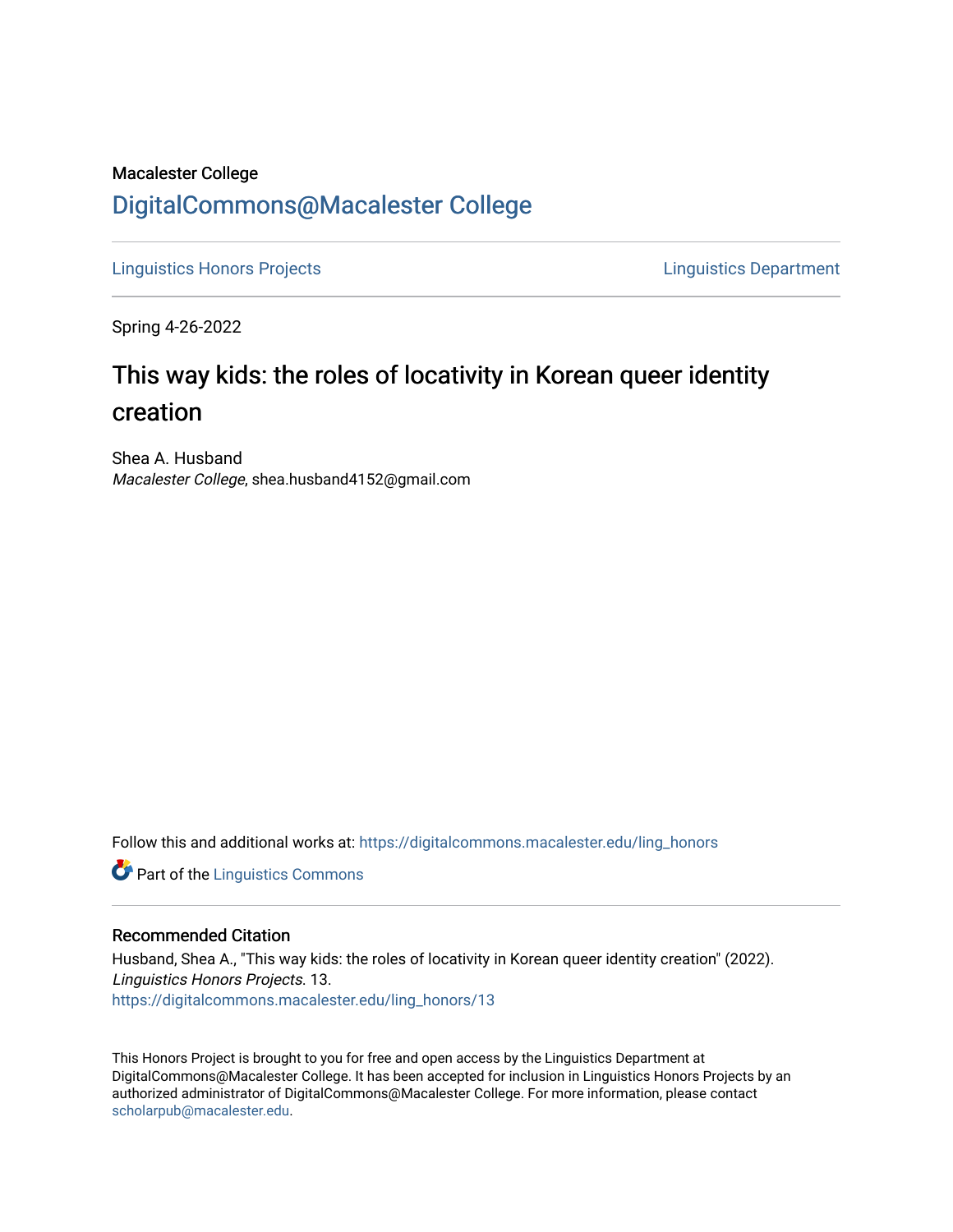Macalester College

## DigitalCommons@Macalester College

Linguistics Honors Projects

Linguistics Department

Spring 4-26-2022

# This way kids: the roles of locativity in Korean queer identity creation

Shea A. Husband
*Macalester College*, shea.husband4152@gmail.com

Follow this and additional works at: https://digitalcommons.macalester.edu/ling_honors

Part of the Linguistics Commons

### Recommended Citation

Husband, Shea A., "This way kids: the roles of locativity in Korean queer identity creation" (2022). *Linguistics Honors Projects*. 13.
https://digitalcommons.macalester.edu/ling_honors/13

This Honors Project is brought to you for free and open access by the Linguistics Department at DigitalCommons@Macalester College. It has been accepted for inclusion in Linguistics Honors Projects by an authorized administrator of DigitalCommons@Macalester College. For more information, please contact scholarpub@macalester.edu.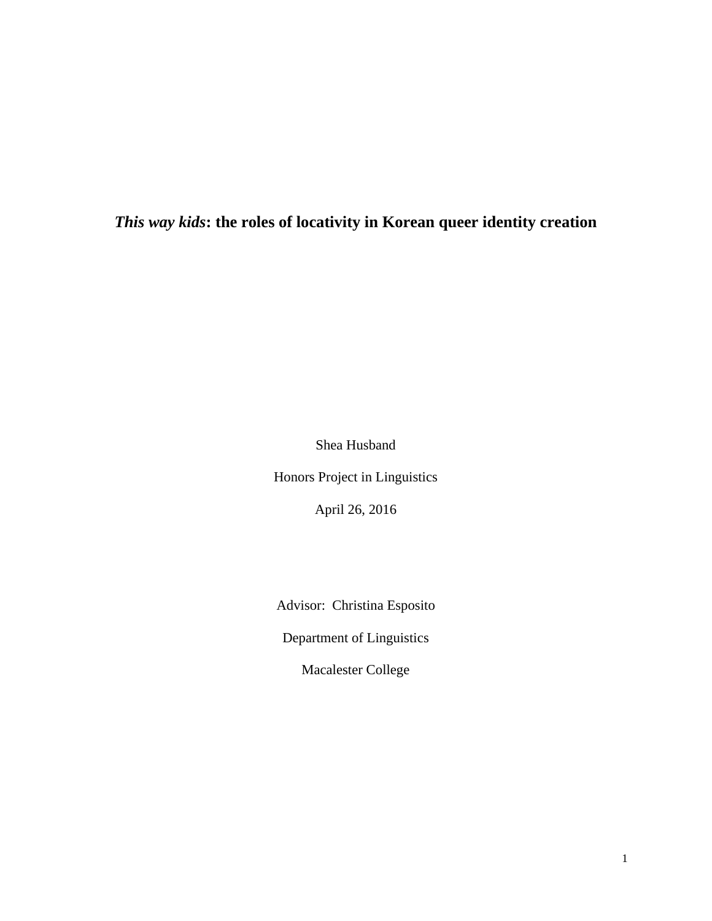# ***This way kids*: the roles of locativity in Korean queer identity creation**

Shea Husband

Honors Project in Linguistics

April 26, 2016

Advisor: Christina Esposito

Department of Linguistics

Macalester College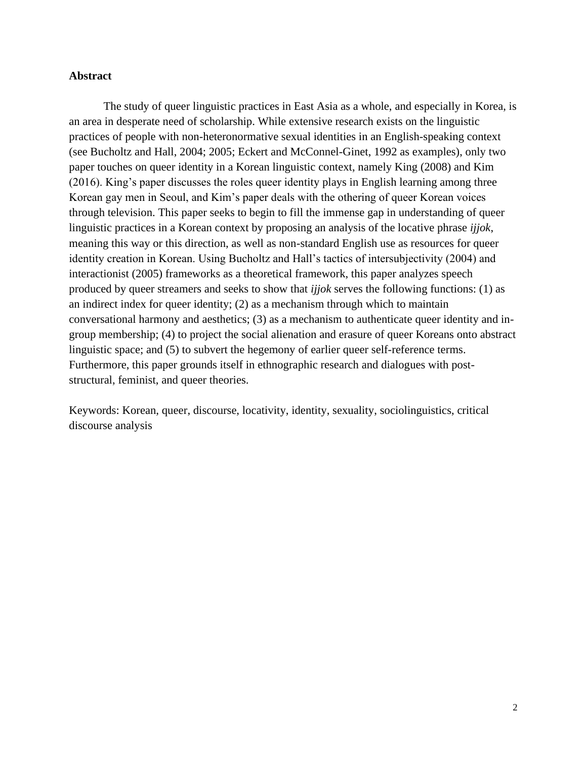## Abstract

The study of queer linguistic practices in East Asia as a whole, and especially in Korea, is an area in desperate need of scholarship. While extensive research exists on the linguistic practices of people with non-heteronormative sexual identities in an English-speaking context (see Bucholtz and Hall, 2004; 2005; Eckert and McConnel-Ginet, 1992 as examples), only two paper touches on queer identity in a Korean linguistic context, namely King (2008) and Kim (2016). King's paper discusses the roles queer identity plays in English learning among three Korean gay men in Seoul, and Kim's paper deals with the othering of queer Korean voices through television. This paper seeks to begin to fill the immense gap in understanding of queer linguistic practices in a Korean context by proposing an analysis of the locative phrase *ijjok*, meaning this way or this direction, as well as non-standard English use as resources for queer identity creation in Korean. Using Bucholtz and Hall's tactics of intersubjectivity (2004) and interactionist (2005) frameworks as a theoretical framework, this paper analyzes speech produced by queer streamers and seeks to show that *ijjok* serves the following functions: (1) as an indirect index for queer identity; (2) as a mechanism through which to maintain conversational harmony and aesthetics; (3) as a mechanism to authenticate queer identity and in-group membership; (4) to project the social alienation and erasure of queer Koreans onto abstract linguistic space; and (5) to subvert the hegemony of earlier queer self-reference terms. Furthermore, this paper grounds itself in ethnographic research and dialogues with post-structural, feminist, and queer theories.

Keywords: Korean, queer, discourse, locativity, identity, sexuality, sociolinguistics, critical discourse analysis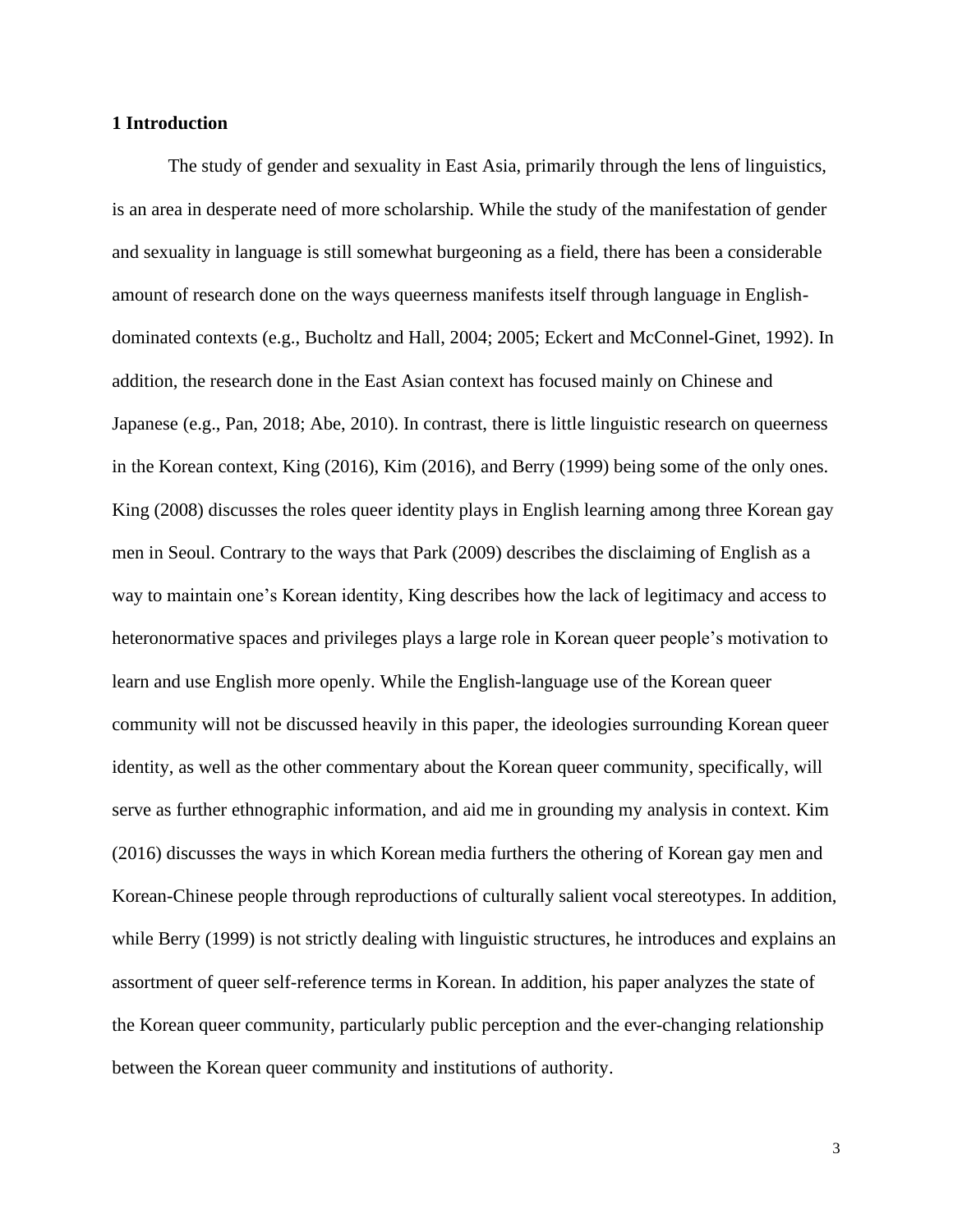## 1 Introduction

The study of gender and sexuality in East Asia, primarily through the lens of linguistics, is an area in desperate need of more scholarship. While the study of the manifestation of gender and sexuality in language is still somewhat burgeoning as a field, there has been a considerable amount of research done on the ways queerness manifests itself through language in English-dominated contexts (e.g., Bucholtz and Hall, 2004; 2005; Eckert and McConnel-Ginet, 1992). In addition, the research done in the East Asian context has focused mainly on Chinese and Japanese (e.g., Pan, 2018; Abe, 2010). In contrast, there is little linguistic research on queerness in the Korean context, King (2016), Kim (2016), and Berry (1999) being some of the only ones. King (2008) discusses the roles queer identity plays in English learning among three Korean gay men in Seoul. Contrary to the ways that Park (2009) describes the disclaiming of English as a way to maintain one's Korean identity, King describes how the lack of legitimacy and access to heteronormative spaces and privileges plays a large role in Korean queer people's motivation to learn and use English more openly. While the English-language use of the Korean queer community will not be discussed heavily in this paper, the ideologies surrounding Korean queer identity, as well as the other commentary about the Korean queer community, specifically, will serve as further ethnographic information, and aid me in grounding my analysis in context. Kim (2016) discusses the ways in which Korean media furthers the othering of Korean gay men and Korean-Chinese people through reproductions of culturally salient vocal stereotypes. In addition, while Berry (1999) is not strictly dealing with linguistic structures, he introduces and explains an assortment of queer self-reference terms in Korean. In addition, his paper analyzes the state of the Korean queer community, particularly public perception and the ever-changing relationship between the Korean queer community and institutions of authority.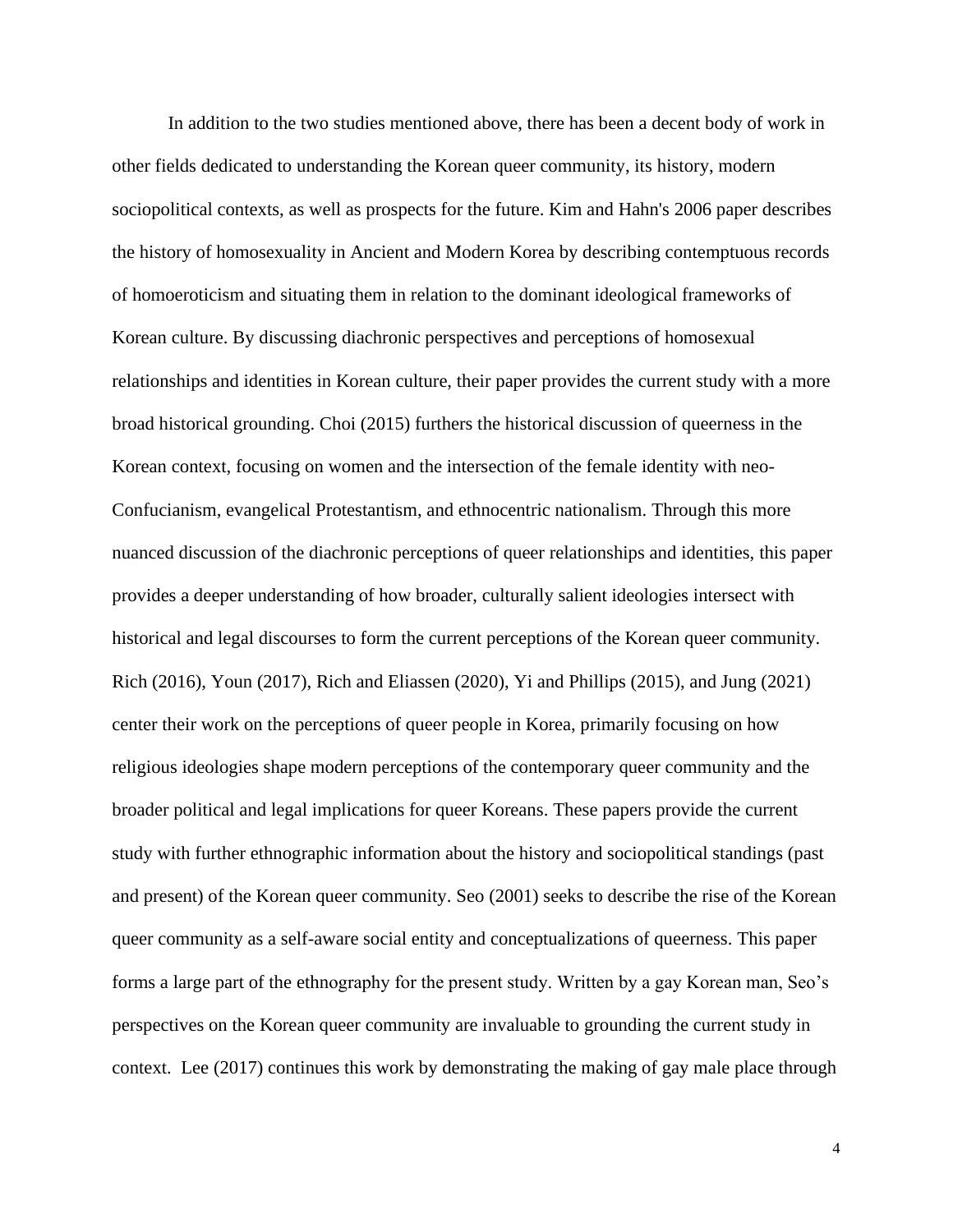In addition to the two studies mentioned above, there has been a decent body of work in other fields dedicated to understanding the Korean queer community, its history, modern sociopolitical contexts, as well as prospects for the future. Kim and Hahn's 2006 paper describes the history of homosexuality in Ancient and Modern Korea by describing contemptuous records of homoeroticism and situating them in relation to the dominant ideological frameworks of Korean culture. By discussing diachronic perspectives and perceptions of homosexual relationships and identities in Korean culture, their paper provides the current study with a more broad historical grounding. Choi (2015) furthers the historical discussion of queerness in the Korean context, focusing on women and the intersection of the female identity with neo-Confucianism, evangelical Protestantism, and ethnocentric nationalism. Through this more nuanced discussion of the diachronic perceptions of queer relationships and identities, this paper provides a deeper understanding of how broader, culturally salient ideologies intersect with historical and legal discourses to form the current perceptions of the Korean queer community. Rich (2016), Youn (2017), Rich and Eliassen (2020), Yi and Phillips (2015), and Jung (2021) center their work on the perceptions of queer people in Korea, primarily focusing on how religious ideologies shape modern perceptions of the contemporary queer community and the broader political and legal implications for queer Koreans. These papers provide the current study with further ethnographic information about the history and sociopolitical standings (past and present) of the Korean queer community. Seo (2001) seeks to describe the rise of the Korean queer community as a self-aware social entity and conceptualizations of queerness. This paper forms a large part of the ethnography for the present study. Written by a gay Korean man, Seo's perspectives on the Korean queer community are invaluable to grounding the current study in context. Lee (2017) continues this work by demonstrating the making of gay male place through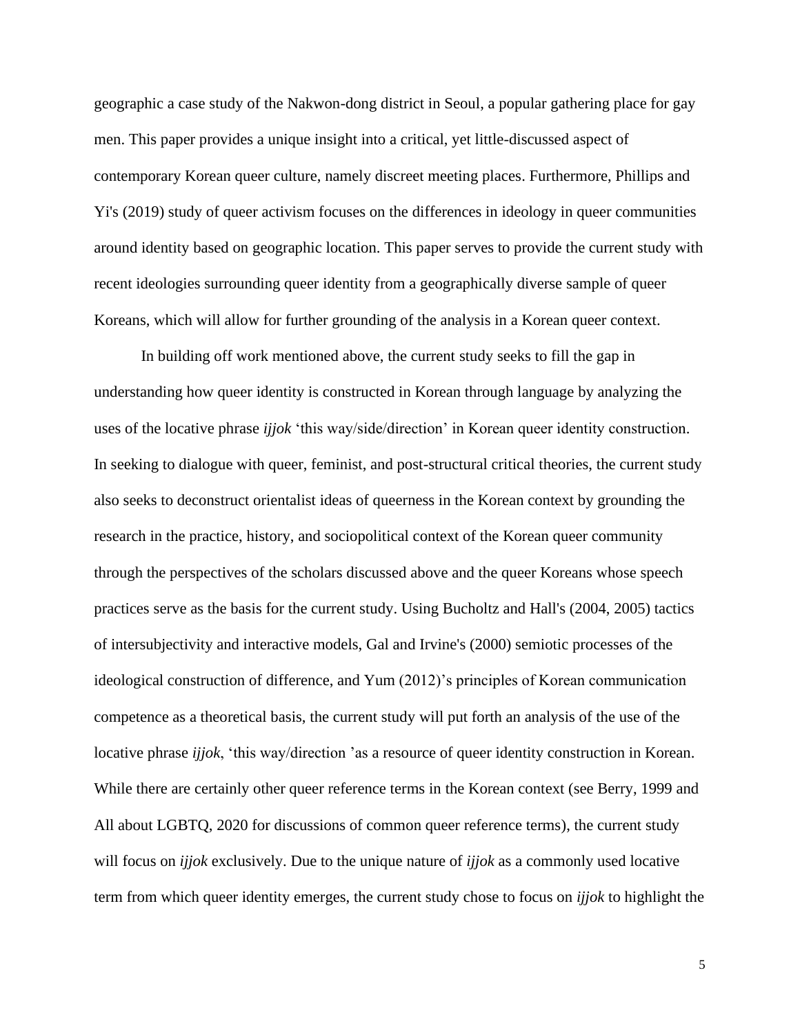geographic a case study of the Nakwon-dong district in Seoul, a popular gathering place for gay men. This paper provides a unique insight into a critical, yet little-discussed aspect of contemporary Korean queer culture, namely discreet meeting places. Furthermore, Phillips and Yi's (2019) study of queer activism focuses on the differences in ideology in queer communities around identity based on geographic location. This paper serves to provide the current study with recent ideologies surrounding queer identity from a geographically diverse sample of queer Koreans, which will allow for further grounding of the analysis in a Korean queer context.

In building off work mentioned above, the current study seeks to fill the gap in understanding how queer identity is constructed in Korean through language by analyzing the uses of the locative phrase *ijjok* 'this way/side/direction' in Korean queer identity construction. In seeking to dialogue with queer, feminist, and post-structural critical theories, the current study also seeks to deconstruct orientalist ideas of queerness in the Korean context by grounding the research in the practice, history, and sociopolitical context of the Korean queer community through the perspectives of the scholars discussed above and the queer Koreans whose speech practices serve as the basis for the current study. Using Bucholtz and Hall's (2004, 2005) tactics of intersubjectivity and interactive models, Gal and Irvine's (2000) semiotic processes of the ideological construction of difference, and Yum (2012)'s principles of Korean communication competence as a theoretical basis, the current study will put forth an analysis of the use of the locative phrase *ijjok*, 'this way/direction 'as a resource of queer identity construction in Korean. While there are certainly other queer reference terms in the Korean context (see Berry, 1999 and All about LGBTQ, 2020 for discussions of common queer reference terms), the current study will focus on *ijjok* exclusively. Due to the unique nature of *ijjok* as a commonly used locative term from which queer identity emerges, the current study chose to focus on *ijjok* to highlight the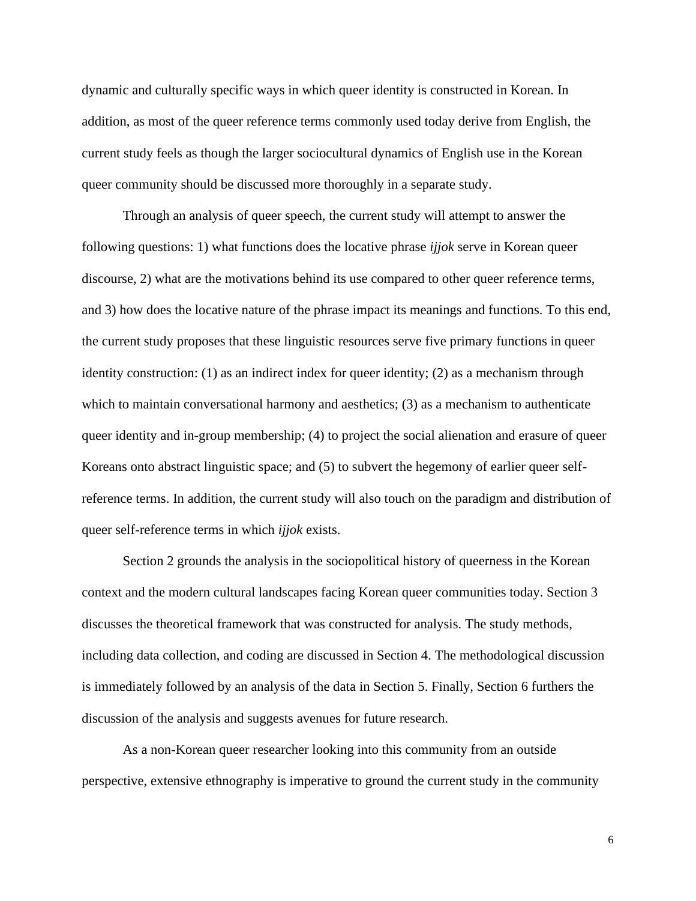dynamic and culturally specific ways in which queer identity is constructed in Korean. In addition, as most of the queer reference terms commonly used today derive from English, the current study feels as though the larger sociocultural dynamics of English use in the Korean queer community should be discussed more thoroughly in a separate study.

Through an analysis of queer speech, the current study will attempt to answer the following questions: 1) what functions does the locative phrase *ijjok* serve in Korean queer discourse, 2) what are the motivations behind its use compared to other queer reference terms, and 3) how does the locative nature of the phrase impact its meanings and functions. To this end, the current study proposes that these linguistic resources serve five primary functions in queer identity construction: (1) as an indirect index for queer identity; (2) as a mechanism through which to maintain conversational harmony and aesthetics; (3) as a mechanism to authenticate queer identity and in-group membership; (4) to project the social alienation and erasure of queer Koreans onto abstract linguistic space; and (5) to subvert the hegemony of earlier queer self-reference terms. In addition, the current study will also touch on the paradigm and distribution of queer self-reference terms in which *ijjok* exists.

Section 2 grounds the analysis in the sociopolitical history of queerness in the Korean context and the modern cultural landscapes facing Korean queer communities today. Section 3 discusses the theoretical framework that was constructed for analysis. The study methods, including data collection, and coding are discussed in Section 4. The methodological discussion is immediately followed by an analysis of the data in Section 5. Finally, Section 6 furthers the discussion of the analysis and suggests avenues for future research.

As a non-Korean queer researcher looking into this community from an outside perspective, extensive ethnography is imperative to ground the current study in the community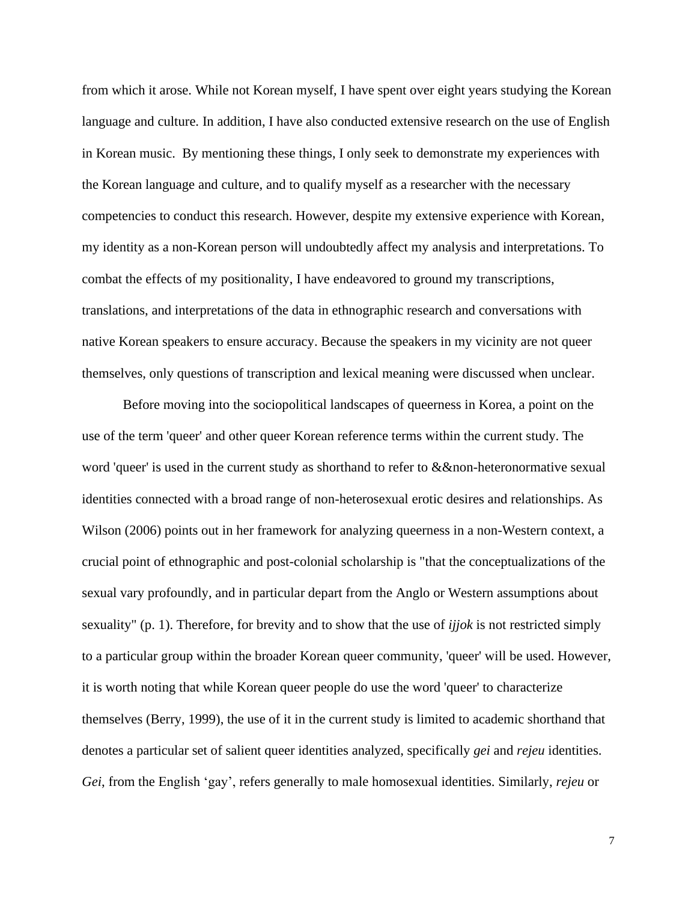from which it arose. While not Korean myself, I have spent over eight years studying the Korean language and culture. In addition, I have also conducted extensive research on the use of English in Korean music. By mentioning these things, I only seek to demonstrate my experiences with the Korean language and culture, and to qualify myself as a researcher with the necessary competencies to conduct this research. However, despite my extensive experience with Korean, my identity as a non-Korean person will undoubtedly affect my analysis and interpretations. To combat the effects of my positionality, I have endeavored to ground my transcriptions, translations, and interpretations of the data in ethnographic research and conversations with native Korean speakers to ensure accuracy. Because the speakers in my vicinity are not queer themselves, only questions of transcription and lexical meaning were discussed when unclear.

Before moving into the sociopolitical landscapes of queerness in Korea, a point on the use of the term 'queer' and other queer Korean reference terms within the current study. The word 'queer' is used in the current study as shorthand to refer to &&non-heteronormative sexual identities connected with a broad range of non-heterosexual erotic desires and relationships. As Wilson (2006) points out in her framework for analyzing queerness in a non-Western context, a crucial point of ethnographic and post-colonial scholarship is "that the conceptualizations of the sexual vary profoundly, and in particular depart from the Anglo or Western assumptions about sexuality" (p. 1). Therefore, for brevity and to show that the use of *ijjok* is not restricted simply to a particular group within the broader Korean queer community, 'queer' will be used. However, it is worth noting that while Korean queer people do use the word 'queer' to characterize themselves (Berry, 1999), the use of it in the current study is limited to academic shorthand that denotes a particular set of salient queer identities analyzed, specifically *gei* and *rejeu* identities. *Gei*, from the English 'gay', refers generally to male homosexual identities. Similarly, *rejeu* or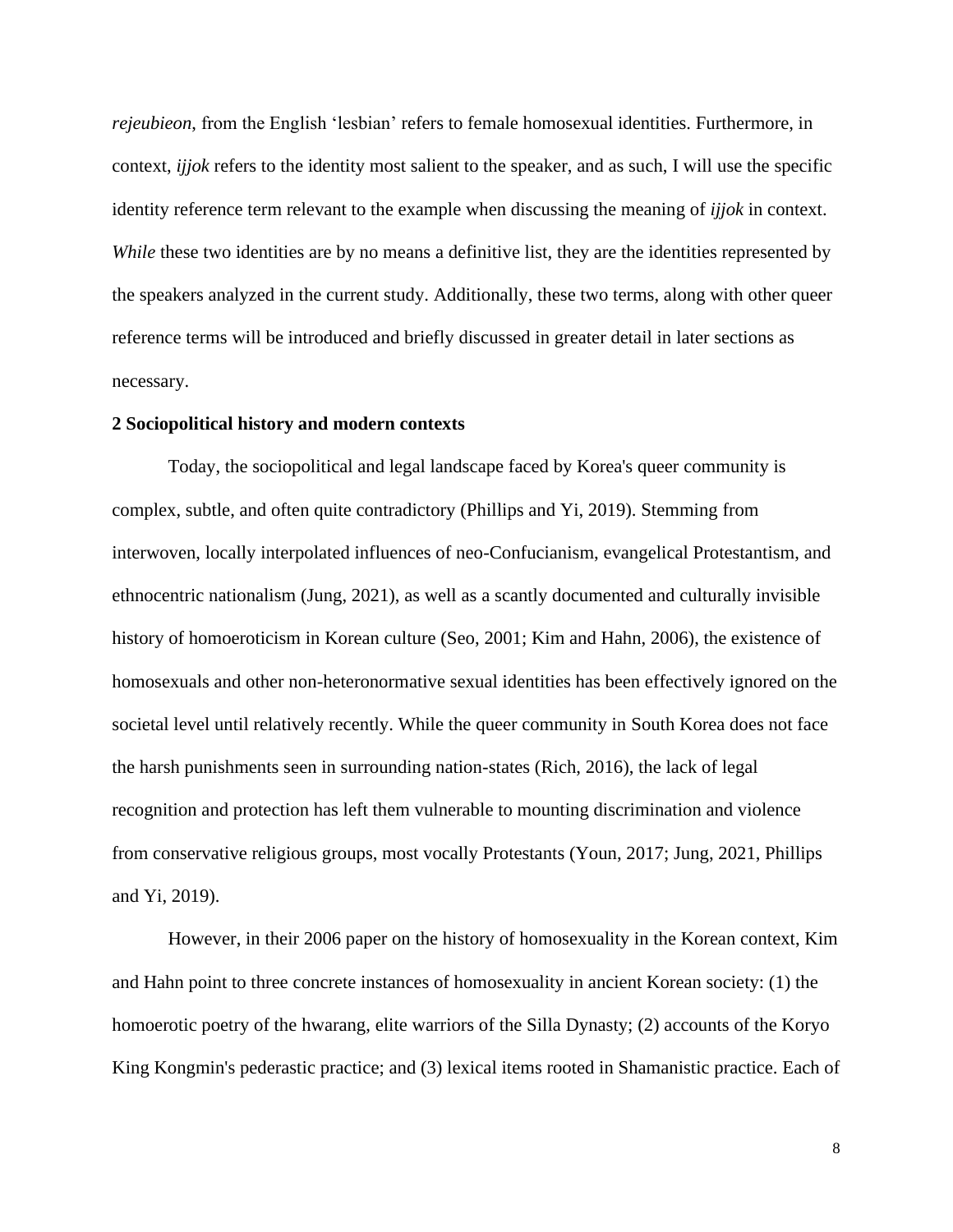*rejeubieon*, from the English 'lesbian' refers to female homosexual identities. Furthermore, in context, *ijjok* refers to the identity most salient to the speaker, and as such, I will use the specific identity reference term relevant to the example when discussing the meaning of *ijjok* in context. *While* these two identities are by no means a definitive list, they are the identities represented by the speakers analyzed in the current study. Additionally, these two terms, along with other queer reference terms will be introduced and briefly discussed in greater detail in later sections as necessary.

**2 Sociopolitical history and modern contexts**

Today, the sociopolitical and legal landscape faced by Korea's queer community is complex, subtle, and often quite contradictory (Phillips and Yi, 2019). Stemming from interwoven, locally interpolated influences of neo-Confucianism, evangelical Protestantism, and ethnocentric nationalism (Jung, 2021), as well as a scantly documented and culturally invisible history of homoeroticism in Korean culture (Seo, 2001; Kim and Hahn, 2006), the existence of homosexuals and other non-heteronormative sexual identities has been effectively ignored on the societal level until relatively recently. While the queer community in South Korea does not face the harsh punishments seen in surrounding nation-states (Rich, 2016), the lack of legal recognition and protection has left them vulnerable to mounting discrimination and violence from conservative religious groups, most vocally Protestants (Youn, 2017; Jung, 2021, Phillips and Yi, 2019).

However, in their 2006 paper on the history of homosexuality in the Korean context, Kim and Hahn point to three concrete instances of homosexuality in ancient Korean society: (1) the homoerotic poetry of the hwarang, elite warriors of the Silla Dynasty; (2) accounts of the Koryo King Kongmin's pederastic practice; and (3) lexical items rooted in Shamanistic practice. Each of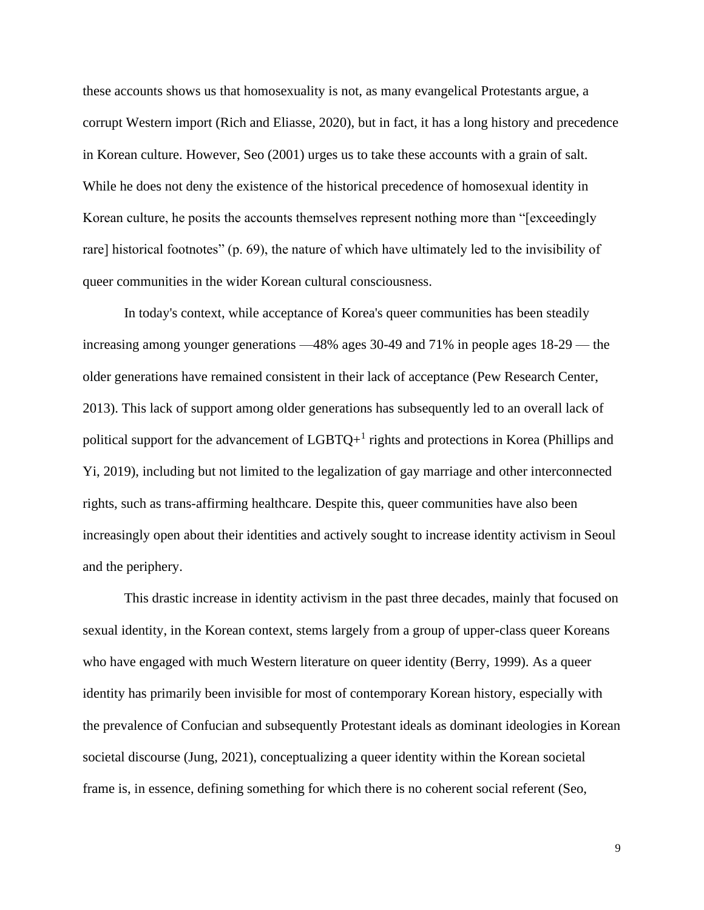these accounts shows us that homosexuality is not, as many evangelical Protestants argue, a corrupt Western import (Rich and Eliasse, 2020), but in fact, it has a long history and precedence in Korean culture. However, Seo (2001) urges us to take these accounts with a grain of salt. While he does not deny the existence of the historical precedence of homosexual identity in Korean culture, he posits the accounts themselves represent nothing more than "[exceedingly rare] historical footnotes" (p. 69), the nature of which have ultimately led to the invisibility of queer communities in the wider Korean cultural consciousness.

In today's context, while acceptance of Korea's queer communities has been steadily increasing among younger generations —48% ages 30-49 and 71% in people ages 18-29 — the older generations have remained consistent in their lack of acceptance (Pew Research Center, 2013). This lack of support among older generations has subsequently led to an overall lack of political support for the advancement of LGBTQ+[1] rights and protections in Korea (Phillips and Yi, 2019), including but not limited to the legalization of gay marriage and other interconnected rights, such as trans-affirming healthcare. Despite this, queer communities have also been increasingly open about their identities and actively sought to increase identity activism in Seoul and the periphery.

This drastic increase in identity activism in the past three decades, mainly that focused on sexual identity, in the Korean context, stems largely from a group of upper-class queer Koreans who have engaged with much Western literature on queer identity (Berry, 1999). As a queer identity has primarily been invisible for most of contemporary Korean history, especially with the prevalence of Confucian and subsequently Protestant ideals as dominant ideologies in Korean societal discourse (Jung, 2021), conceptualizing a queer identity within the Korean societal frame is, in essence, defining something for which there is no coherent social referent (Seo,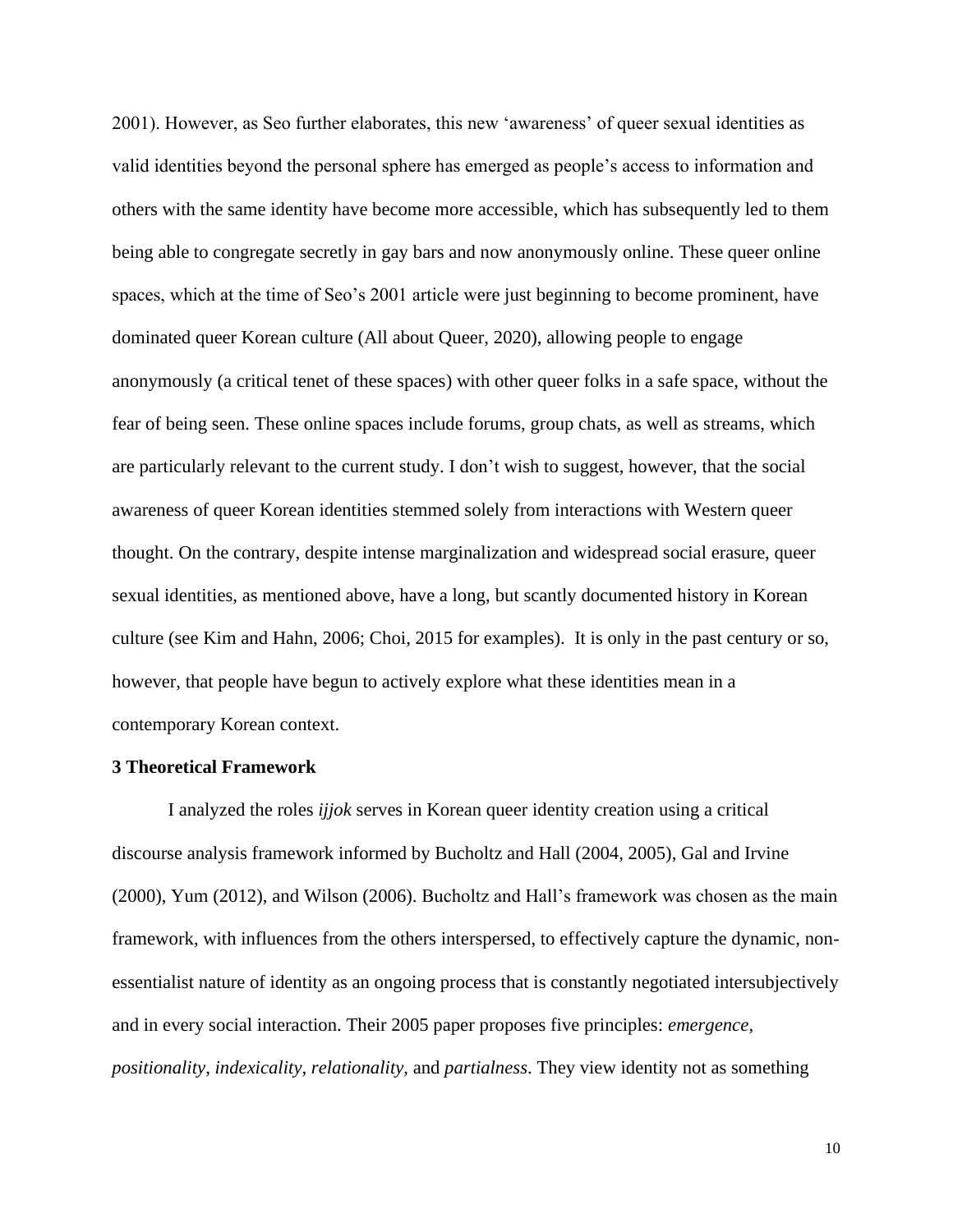2001). However, as Seo further elaborates, this new 'awareness' of queer sexual identities as valid identities beyond the personal sphere has emerged as people's access to information and others with the same identity have become more accessible, which has subsequently led to them being able to congregate secretly in gay bars and now anonymously online. These queer online spaces, which at the time of Seo's 2001 article were just beginning to become prominent, have dominated queer Korean culture (All about Queer, 2020), allowing people to engage anonymously (a critical tenet of these spaces) with other queer folks in a safe space, without the fear of being seen. These online spaces include forums, group chats, as well as streams, which are particularly relevant to the current study. I don't wish to suggest, however, that the social awareness of queer Korean identities stemmed solely from interactions with Western queer thought. On the contrary, despite intense marginalization and widespread social erasure, queer sexual identities, as mentioned above, have a long, but scantly documented history in Korean culture (see Kim and Hahn, 2006; Choi, 2015 for examples). It is only in the past century or so, however, that people have begun to actively explore what these identities mean in a contemporary Korean context.

## 3 Theoretical Framework

I analyzed the roles *ijjok* serves in Korean queer identity creation using a critical discourse analysis framework informed by Bucholtz and Hall (2004, 2005), Gal and Irvine (2000), Yum (2012), and Wilson (2006). Bucholtz and Hall's framework was chosen as the main framework, with influences from the others interspersed, to effectively capture the dynamic, non-essentialist nature of identity as an ongoing process that is constantly negotiated intersubjectively and in every social interaction. Their 2005 paper proposes five principles: *emergence*, *positionality*, *indexicality*, *relationality*, and *partialness*. They view identity not as something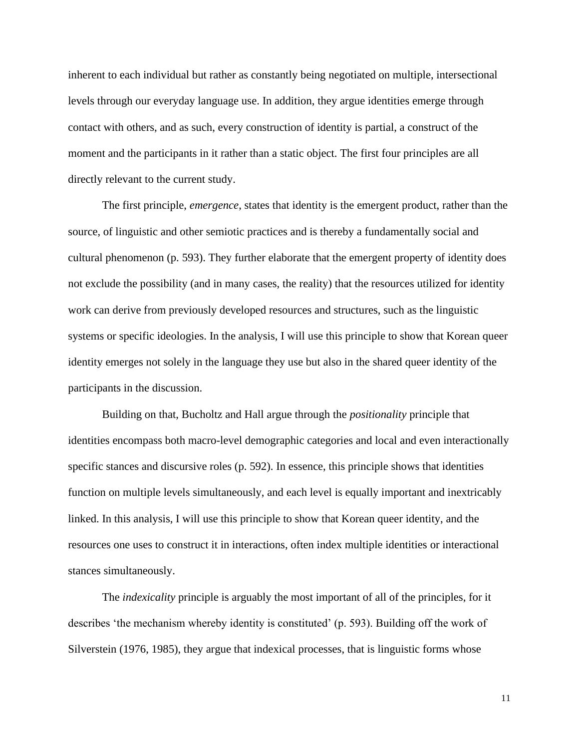inherent to each individual but rather as constantly being negotiated on multiple, intersectional levels through our everyday language use. In addition, they argue identities emerge through contact with others, and as such, every construction of identity is partial, a construct of the moment and the participants in it rather than a static object. The first four principles are all directly relevant to the current study.

The first principle, *emergence*, states that identity is the emergent product, rather than the source, of linguistic and other semiotic practices and is thereby a fundamentally social and cultural phenomenon (p. 593). They further elaborate that the emergent property of identity does not exclude the possibility (and in many cases, the reality) that the resources utilized for identity work can derive from previously developed resources and structures, such as the linguistic systems or specific ideologies. In the analysis, I will use this principle to show that Korean queer identity emerges not solely in the language they use but also in the shared queer identity of the participants in the discussion.

Building on that, Bucholtz and Hall argue through the *positionality* principle that identities encompass both macro-level demographic categories and local and even interactionally specific stances and discursive roles (p. 592). In essence, this principle shows that identities function on multiple levels simultaneously, and each level is equally important and inextricably linked. In this analysis, I will use this principle to show that Korean queer identity, and the resources one uses to construct it in interactions, often index multiple identities or interactional stances simultaneously.

The *indexicality* principle is arguably the most important of all of the principles, for it describes 'the mechanism whereby identity is constituted' (p. 593). Building off the work of Silverstein (1976, 1985), they argue that indexical processes, that is linguistic forms whose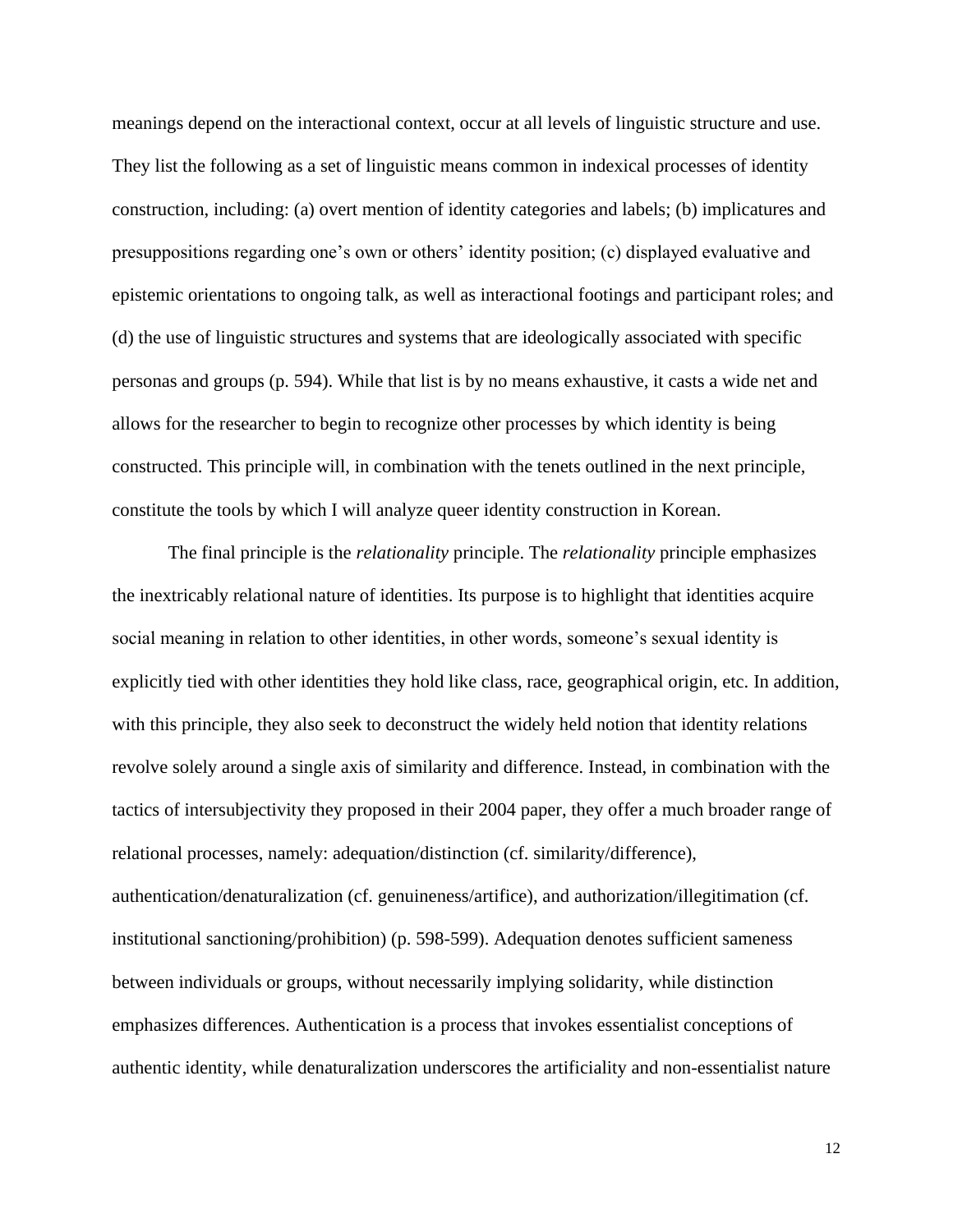meanings depend on the interactional context, occur at all levels of linguistic structure and use. They list the following as a set of linguistic means common in indexical processes of identity construction, including: (a) overt mention of identity categories and labels; (b) implicatures and presuppositions regarding one's own or others' identity position; (c) displayed evaluative and epistemic orientations to ongoing talk, as well as interactional footings and participant roles; and (d) the use of linguistic structures and systems that are ideologically associated with specific personas and groups (p. 594). While that list is by no means exhaustive, it casts a wide net and allows for the researcher to begin to recognize other processes by which identity is being constructed. This principle will, in combination with the tenets outlined in the next principle, constitute the tools by which I will analyze queer identity construction in Korean.

The final principle is the *relationality* principle. The *relationality* principle emphasizes the inextricably relational nature of identities. Its purpose is to highlight that identities acquire social meaning in relation to other identities, in other words, someone's sexual identity is explicitly tied with other identities they hold like class, race, geographical origin, etc. In addition, with this principle, they also seek to deconstruct the widely held notion that identity relations revolve solely around a single axis of similarity and difference. Instead, in combination with the tactics of intersubjectivity they proposed in their 2004 paper, they offer a much broader range of relational processes, namely: adequation/distinction (cf. similarity/difference), authentication/denaturalization (cf. genuineness/artifice), and authorization/illegitimation (cf. institutional sanctioning/prohibition) (p. 598-599). Adequation denotes sufficient sameness between individuals or groups, without necessarily implying solidarity, while distinction emphasizes differences. Authentication is a process that invokes essentialist conceptions of authentic identity, while denaturalization underscores the artificiality and non-essentialist nature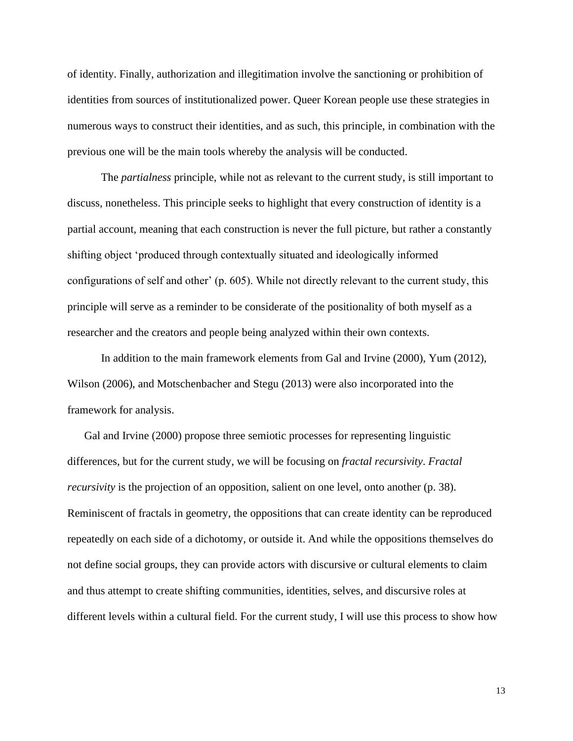of identity. Finally, authorization and illegitimation involve the sanctioning or prohibition of identities from sources of institutionalized power. Queer Korean people use these strategies in numerous ways to construct their identities, and as such, this principle, in combination with the previous one will be the main tools whereby the analysis will be conducted.

The *partialness* principle, while not as relevant to the current study, is still important to discuss, nonetheless. This principle seeks to highlight that every construction of identity is a partial account, meaning that each construction is never the full picture, but rather a constantly shifting object 'produced through contextually situated and ideologically informed configurations of self and other' (p. 605). While not directly relevant to the current study, this principle will serve as a reminder to be considerate of the positionality of both myself as a researcher and the creators and people being analyzed within their own contexts.

In addition to the main framework elements from Gal and Irvine (2000), Yum (2012), Wilson (2006), and Motschenbacher and Stegu (2013) were also incorporated into the framework for analysis.

Gal and Irvine (2000) propose three semiotic processes for representing linguistic differences, but for the current study, we will be focusing on *fractal recursivity*. *Fractal recursivity* is the projection of an opposition, salient on one level, onto another (p. 38). Reminiscent of fractals in geometry, the oppositions that can create identity can be reproduced repeatedly on each side of a dichotomy, or outside it. And while the oppositions themselves do not define social groups, they can provide actors with discursive or cultural elements to claim and thus attempt to create shifting communities, identities, selves, and discursive roles at different levels within a cultural field. For the current study, I will use this process to show how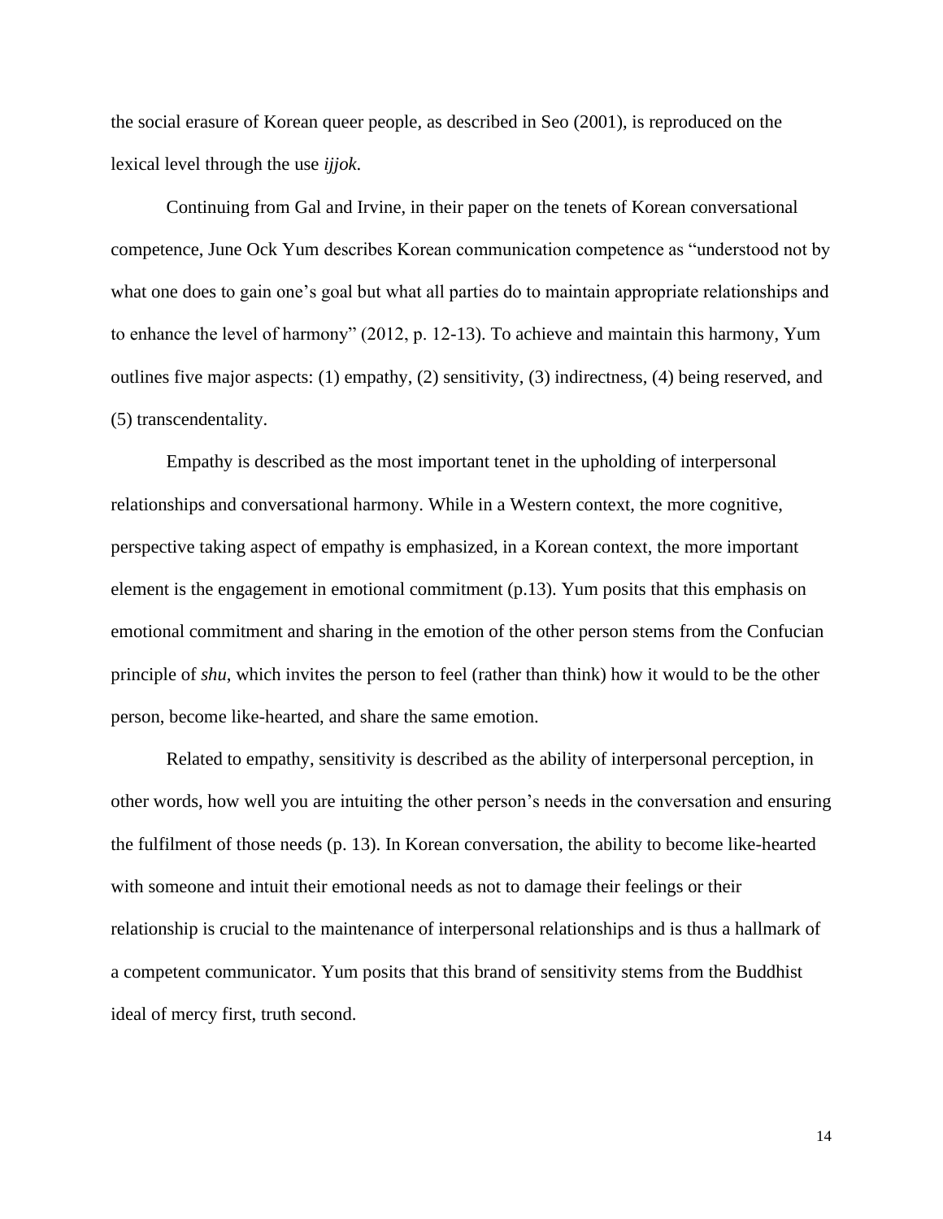the social erasure of Korean queer people, as described in Seo (2001), is reproduced on the lexical level through the use *ijjok*.

Continuing from Gal and Irvine, in their paper on the tenets of Korean conversational competence, June Ock Yum describes Korean communication competence as "understood not by what one does to gain one's goal but what all parties do to maintain appropriate relationships and to enhance the level of harmony" (2012, p. 12-13). To achieve and maintain this harmony, Yum outlines five major aspects: (1) empathy, (2) sensitivity, (3) indirectness, (4) being reserved, and (5) transcendentality.

Empathy is described as the most important tenet in the upholding of interpersonal relationships and conversational harmony. While in a Western context, the more cognitive, perspective taking aspect of empathy is emphasized, in a Korean context, the more important element is the engagement in emotional commitment (p.13). Yum posits that this emphasis on emotional commitment and sharing in the emotion of the other person stems from the Confucian principle of *shu*, which invites the person to feel (rather than think) how it would to be the other person, become like-hearted, and share the same emotion.

Related to empathy, sensitivity is described as the ability of interpersonal perception, in other words, how well you are intuiting the other person's needs in the conversation and ensuring the fulfilment of those needs (p. 13). In Korean conversation, the ability to become like-hearted with someone and intuit their emotional needs as not to damage their feelings or their relationship is crucial to the maintenance of interpersonal relationships and is thus a hallmark of a competent communicator. Yum posits that this brand of sensitivity stems from the Buddhist ideal of mercy first, truth second.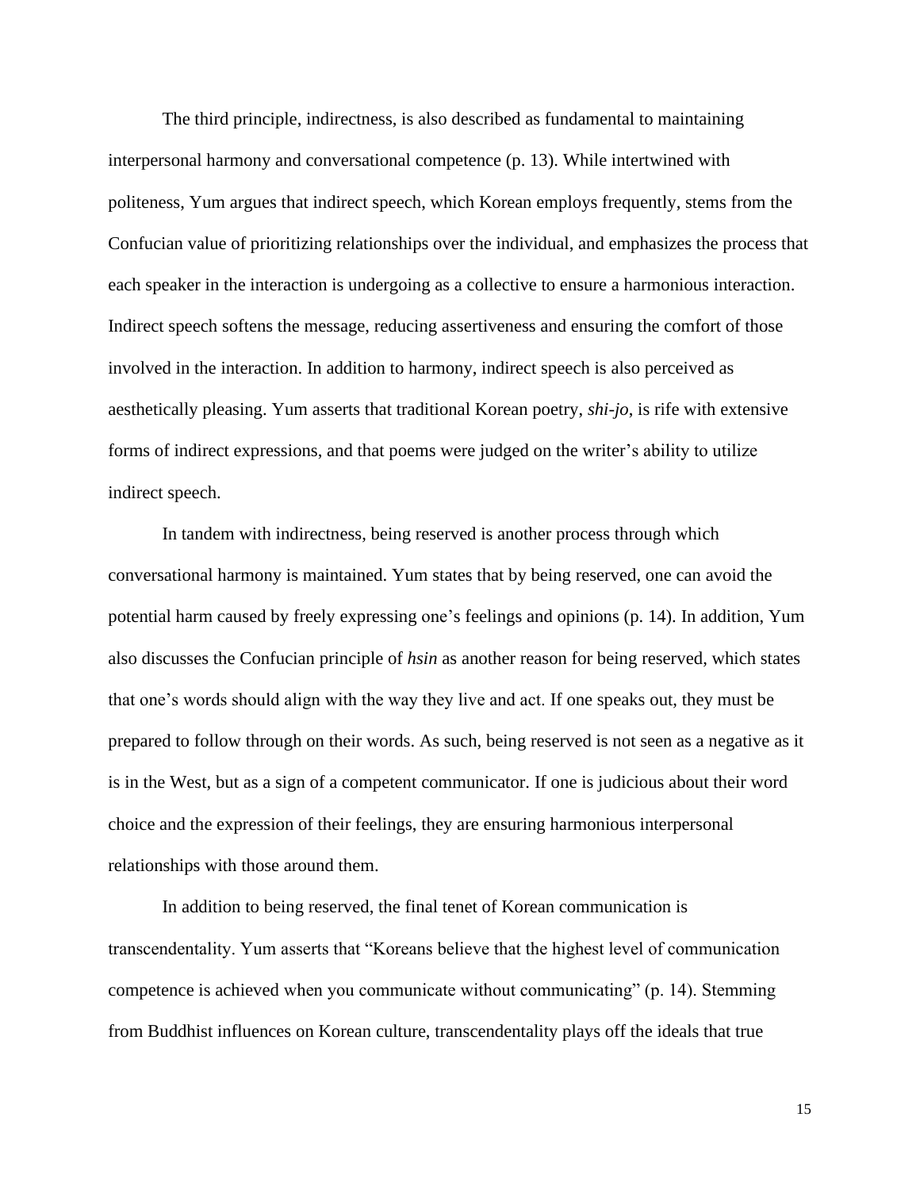The third principle, indirectness, is also described as fundamental to maintaining interpersonal harmony and conversational competence (p. 13). While intertwined with politeness, Yum argues that indirect speech, which Korean employs frequently, stems from the Confucian value of prioritizing relationships over the individual, and emphasizes the process that each speaker in the interaction is undergoing as a collective to ensure a harmonious interaction. Indirect speech softens the message, reducing assertiveness and ensuring the comfort of those involved in the interaction. In addition to harmony, indirect speech is also perceived as aesthetically pleasing. Yum asserts that traditional Korean poetry, *shi-jo*, is rife with extensive forms of indirect expressions, and that poems were judged on the writer's ability to utilize indirect speech.

In tandem with indirectness, being reserved is another process through which conversational harmony is maintained. Yum states that by being reserved, one can avoid the potential harm caused by freely expressing one's feelings and opinions (p. 14). In addition, Yum also discusses the Confucian principle of *hsin* as another reason for being reserved, which states that one's words should align with the way they live and act. If one speaks out, they must be prepared to follow through on their words. As such, being reserved is not seen as a negative as it is in the West, but as a sign of a competent communicator. If one is judicious about their word choice and the expression of their feelings, they are ensuring harmonious interpersonal relationships with those around them.

In addition to being reserved, the final tenet of Korean communication is transcendentality. Yum asserts that "Koreans believe that the highest level of communication competence is achieved when you communicate without communicating" (p. 14). Stemming from Buddhist influences on Korean culture, transcendentality plays off the ideals that true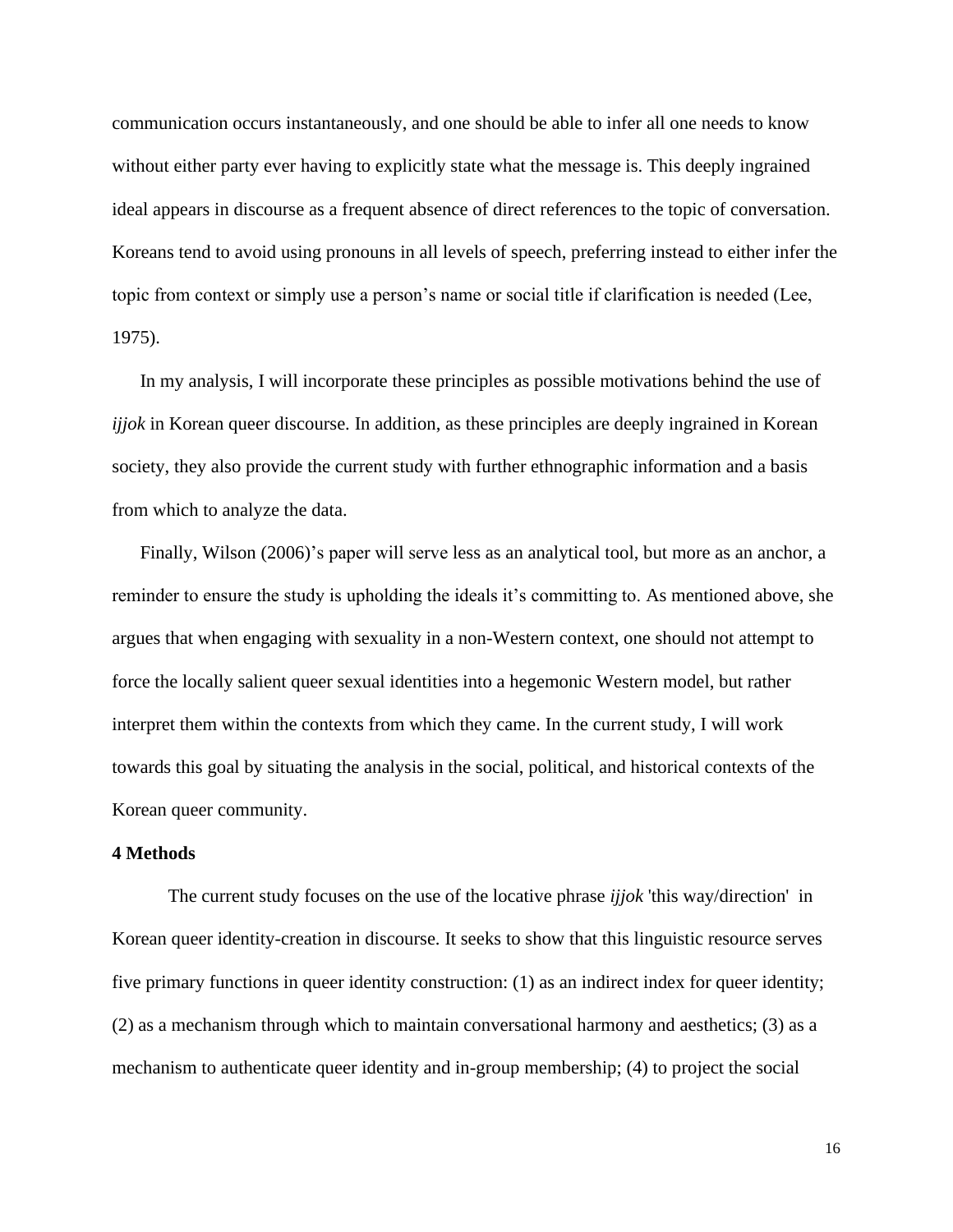communication occurs instantaneously, and one should be able to infer all one needs to know without either party ever having to explicitly state what the message is. This deeply ingrained ideal appears in discourse as a frequent absence of direct references to the topic of conversation. Koreans tend to avoid using pronouns in all levels of speech, preferring instead to either infer the topic from context or simply use a person's name or social title if clarification is needed (Lee, 1975).

In my analysis, I will incorporate these principles as possible motivations behind the use of *ijjok* in Korean queer discourse. In addition, as these principles are deeply ingrained in Korean society, they also provide the current study with further ethnographic information and a basis from which to analyze the data.

Finally, Wilson (2006)'s paper will serve less as an analytical tool, but more as an anchor, a reminder to ensure the study is upholding the ideals it's committing to. As mentioned above, she argues that when engaging with sexuality in a non-Western context, one should not attempt to force the locally salient queer sexual identities into a hegemonic Western model, but rather interpret them within the contexts from which they came. In the current study, I will work towards this goal by situating the analysis in the social, political, and historical contexts of the Korean queer community.

## 4 Methods

The current study focuses on the use of the locative phrase *ijjok* 'this way/direction' in Korean queer identity-creation in discourse. It seeks to show that this linguistic resource serves five primary functions in queer identity construction: (1) as an indirect index for queer identity; (2) as a mechanism through which to maintain conversational harmony and aesthetics; (3) as a mechanism to authenticate queer identity and in-group membership; (4) to project the social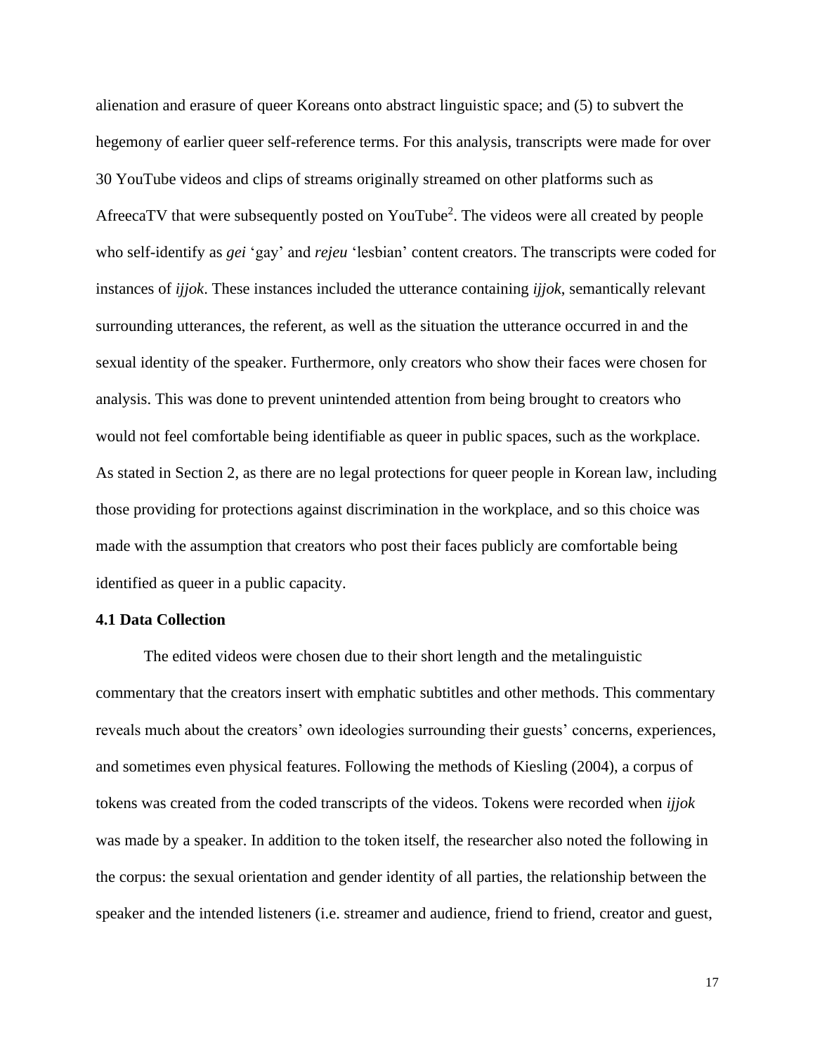alienation and erasure of queer Koreans onto abstract linguistic space; and (5) to subvert the hegemony of earlier queer self-reference terms. For this analysis, transcripts were made for over 30 YouTube videos and clips of streams originally streamed on other platforms such as AfreecaTV that were subsequently posted on YouTube[2]. The videos were all created by people who self-identify as *gei* 'gay' and *rejeu* 'lesbian' content creators. The transcripts were coded for instances of *ijjok*. These instances included the utterance containing *ijjok*, semantically relevant surrounding utterances, the referent, as well as the situation the utterance occurred in and the sexual identity of the speaker. Furthermore, only creators who show their faces were chosen for analysis. This was done to prevent unintended attention from being brought to creators who would not feel comfortable being identifiable as queer in public spaces, such as the workplace. As stated in Section 2, as there are no legal protections for queer people in Korean law, including those providing for protections against discrimination in the workplace, and so this choice was made with the assumption that creators who post their faces publicly are comfortable being identified as queer in a public capacity.

**4.1 Data Collection**

The edited videos were chosen due to their short length and the metalinguistic commentary that the creators insert with emphatic subtitles and other methods. This commentary reveals much about the creators' own ideologies surrounding their guests' concerns, experiences, and sometimes even physical features. Following the methods of Kiesling (2004), a corpus of tokens was created from the coded transcripts of the videos. Tokens were recorded when *ijjok* was made by a speaker. In addition to the token itself, the researcher also noted the following in the corpus: the sexual orientation and gender identity of all parties, the relationship between the speaker and the intended listeners (i.e. streamer and audience, friend to friend, creator and guest,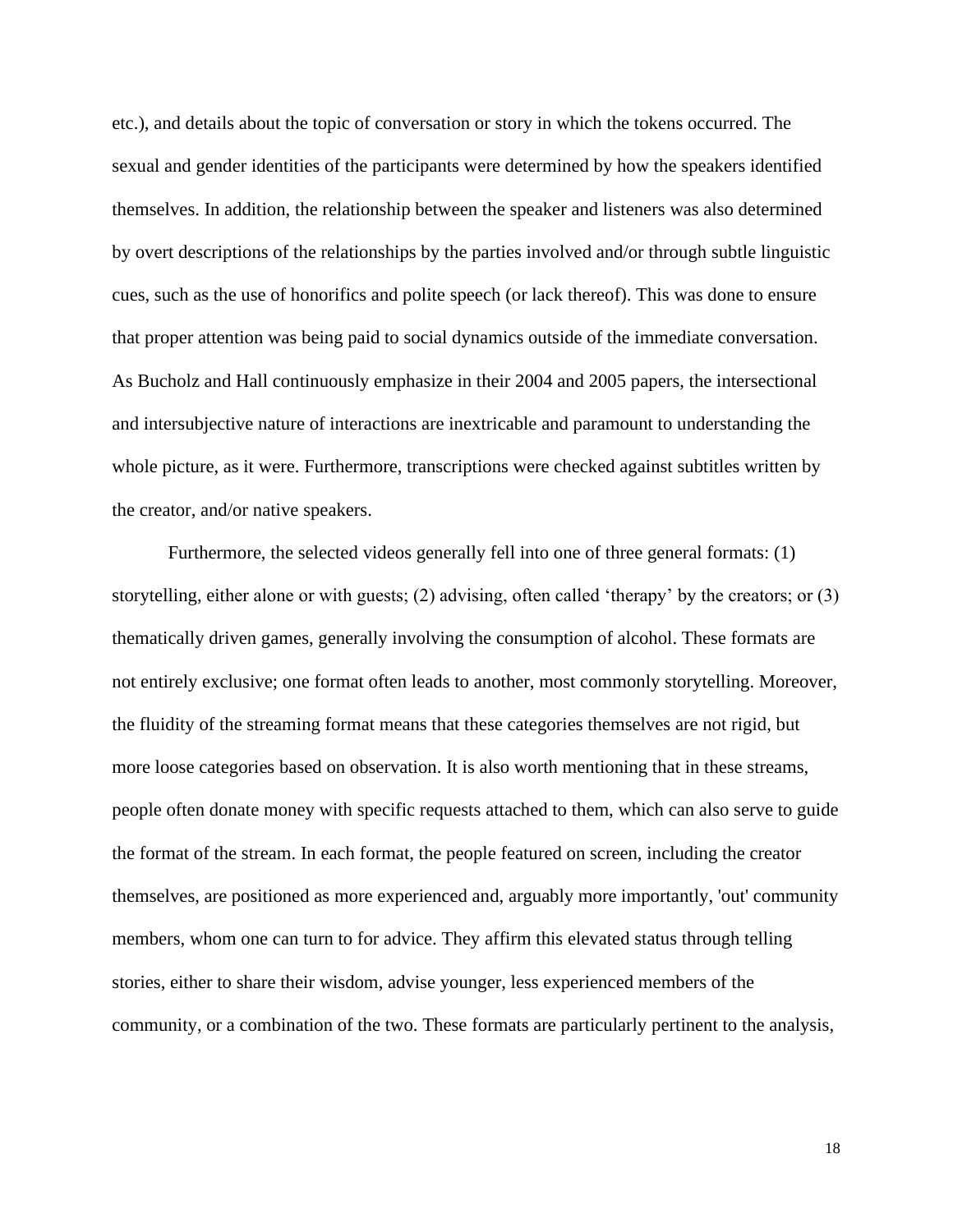etc.), and details about the topic of conversation or story in which the tokens occurred. The sexual and gender identities of the participants were determined by how the speakers identified themselves. In addition, the relationship between the speaker and listeners was also determined by overt descriptions of the relationships by the parties involved and/or through subtle linguistic cues, such as the use of honorifics and polite speech (or lack thereof). This was done to ensure that proper attention was being paid to social dynamics outside of the immediate conversation. As Bucholz and Hall continuously emphasize in their 2004 and 2005 papers, the intersectional and intersubjective nature of interactions are inextricable and paramount to understanding the whole picture, as it were. Furthermore, transcriptions were checked against subtitles written by the creator, and/or native speakers.

Furthermore, the selected videos generally fell into one of three general formats: (1) storytelling, either alone or with guests; (2) advising, often called 'therapy' by the creators; or (3) thematically driven games, generally involving the consumption of alcohol. These formats are not entirely exclusive; one format often leads to another, most commonly storytelling. Moreover, the fluidity of the streaming format means that these categories themselves are not rigid, but more loose categories based on observation. It is also worth mentioning that in these streams, people often donate money with specific requests attached to them, which can also serve to guide the format of the stream. In each format, the people featured on screen, including the creator themselves, are positioned as more experienced and, arguably more importantly, 'out' community members, whom one can turn to for advice. They affirm this elevated status through telling stories, either to share their wisdom, advise younger, less experienced members of the community, or a combination of the two. These formats are particularly pertinent to the analysis,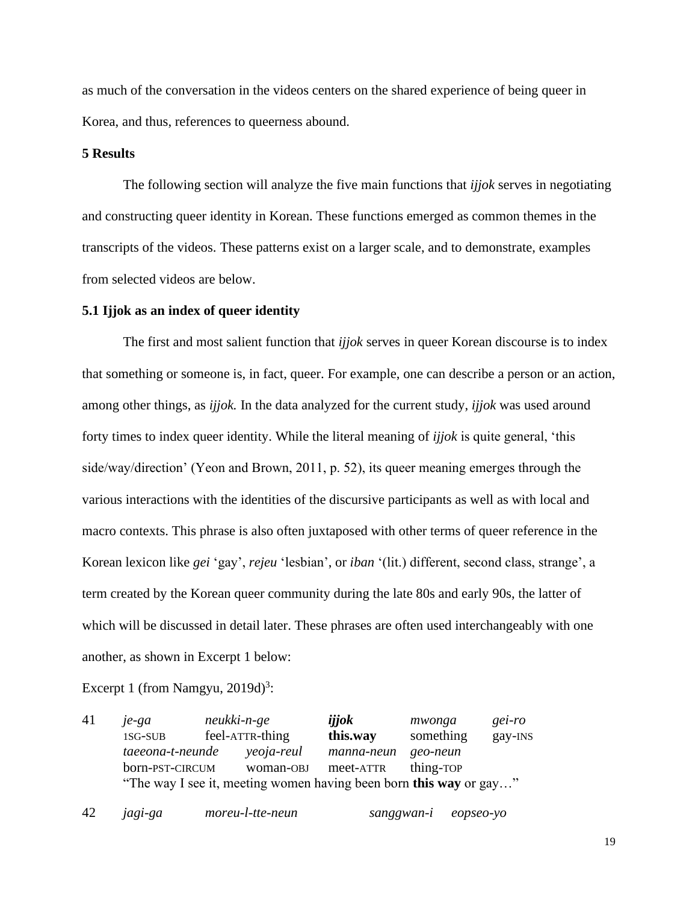as much of the conversation in the videos centers on the shared experience of being queer in Korea, and thus, references to queerness abound.

## 5 Results

The following section will analyze the five main functions that *ijjok* serves in negotiating and constructing queer identity in Korean. These functions emerged as common themes in the transcripts of the videos. These patterns exist on a larger scale, and to demonstrate, examples from selected videos are below.

### 5.1 Ijjok as an index of queer identity

The first and most salient function that *ijjok* serves in queer Korean discourse is to index that something or someone is, in fact, queer. For example, one can describe a person or an action, among other things, as *ijjok.* In the data analyzed for the current study, *ijjok* was used around forty times to index queer identity. While the literal meaning of *ijjok* is quite general, 'this side/way/direction' (Yeon and Brown, 2011, p. 52), its queer meaning emerges through the various interactions with the identities of the discursive participants as well as with local and macro contexts. This phrase is also often juxtaposed with other terms of queer reference in the Korean lexicon like *gei* 'gay', *rejeu* 'lesbian', or *iban* '(lit.) different, second class, strange', a term created by the Korean queer community during the late 80s and early 90s, the latter of which will be discussed in detail later. These phrases are often used interchangeably with one another, as shown in Excerpt 1 below:

Excerpt 1 (from Namgyu, 2019d)[3]:

| 41 | *je-ga* | *neukki-n-ge* | ***ijjok*** | *mwonga* | *gei-ro* |
|---|---|---|---|---|---|
| | 1SG-SUB | feel-ATTR-thing | **this.way** | something | gay-INS |
| | *taeeona-t-neunde* | *yeoja-reul* | *manna-neun* | *geo-neun* | |
| | born-PST-CIRCUM | woman-OBJ | meet-ATTR | thing-TOP | |

"The way I see it, meeting women having been born **this way** or gay…"

| 42 | *jagi-ga* | *moreu-l-tte-neun* | *sanggwan-i* | *eopseo-yo* |
|---|---|---|---|---|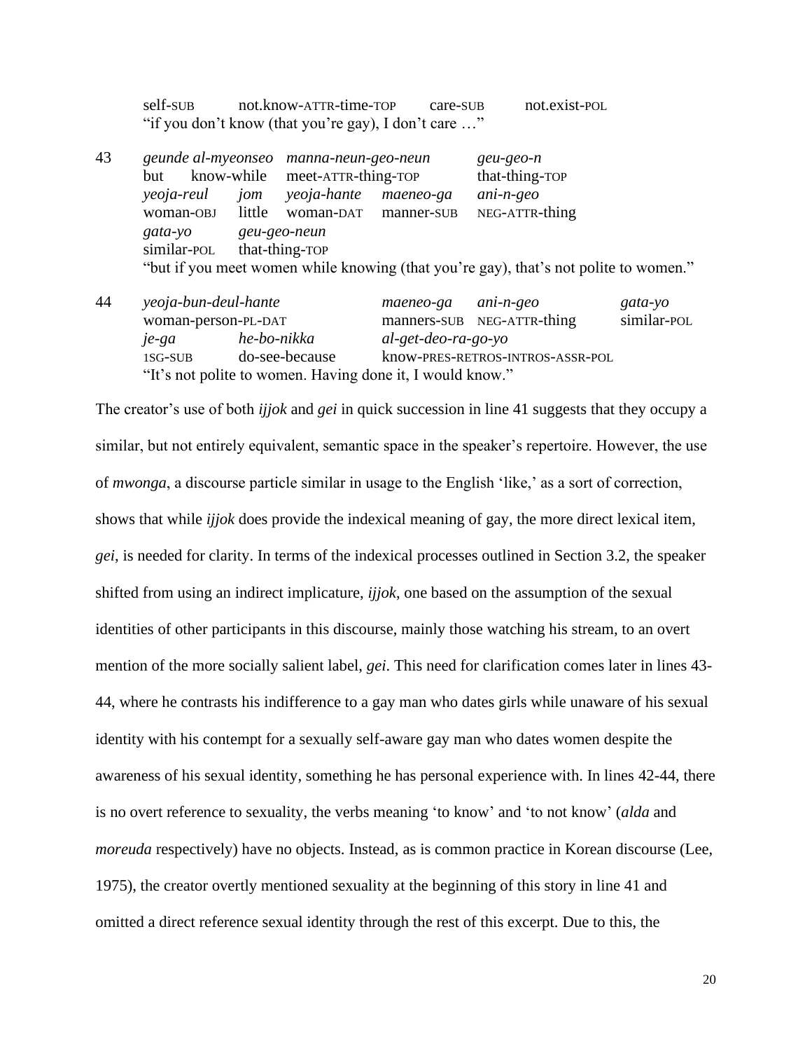self-SUB not.know-ATTR-time-TOP care-SUB not.exist-POL
"if you don't know (that you're gay), I don't care …"

43 *geunde al-myeonseo manna-neun-geo-neun geu-geo-n*
but know-while meet-ATTR-thing-TOP that-thing-TOP
*yeoja-reul jom yeoja-hante maeneo-ga ani-n-geo*
woman-OBJ little woman-DAT manner-SUB NEG-ATTR-thing
*gata-yo geu-geo-neun*
similar-POL that-thing-TOP
"but if you meet women while knowing (that you're gay), that's not polite to women."

44 *yeoja-bun-deul-hante maeneo-ga ani-n-geo gata-yo*
woman-person-PL-DAT manners-SUB NEG-ATTR-thing similar-POL
*je-ga he-bo-nikka al-get-deo-ra-go-yo*
1SG-SUB do-see-because know-PRES-RETROS-INTROS-ASSR-POL
"It's not polite to women. Having done it, I would know."

The creator's use of both *ijjok* and *gei* in quick succession in line 41 suggests that they occupy a similar, but not entirely equivalent, semantic space in the speaker's repertoire. However, the use of *mwonga*, a discourse particle similar in usage to the English 'like,' as a sort of correction, shows that while *ijjok* does provide the indexical meaning of gay, the more direct lexical item, *gei*, is needed for clarity. In terms of the indexical processes outlined in Section 3.2, the speaker shifted from using an indirect implicature, *ijjok*, one based on the assumption of the sexual identities of other participants in this discourse, mainly those watching his stream, to an overt mention of the more socially salient label, *gei*. This need for clarification comes later in lines 43-44, where he contrasts his indifference to a gay man who dates girls while unaware of his sexual identity with his contempt for a sexually self-aware gay man who dates women despite the awareness of his sexual identity, something he has personal experience with. In lines 42-44, there is no overt reference to sexuality, the verbs meaning 'to know' and 'to not know' (*alda* and *moreuda* respectively) have no objects. Instead, as is common practice in Korean discourse (Lee, 1975), the creator overtly mentioned sexuality at the beginning of this story in line 41 and omitted a direct reference sexual identity through the rest of this excerpt. Due to this, the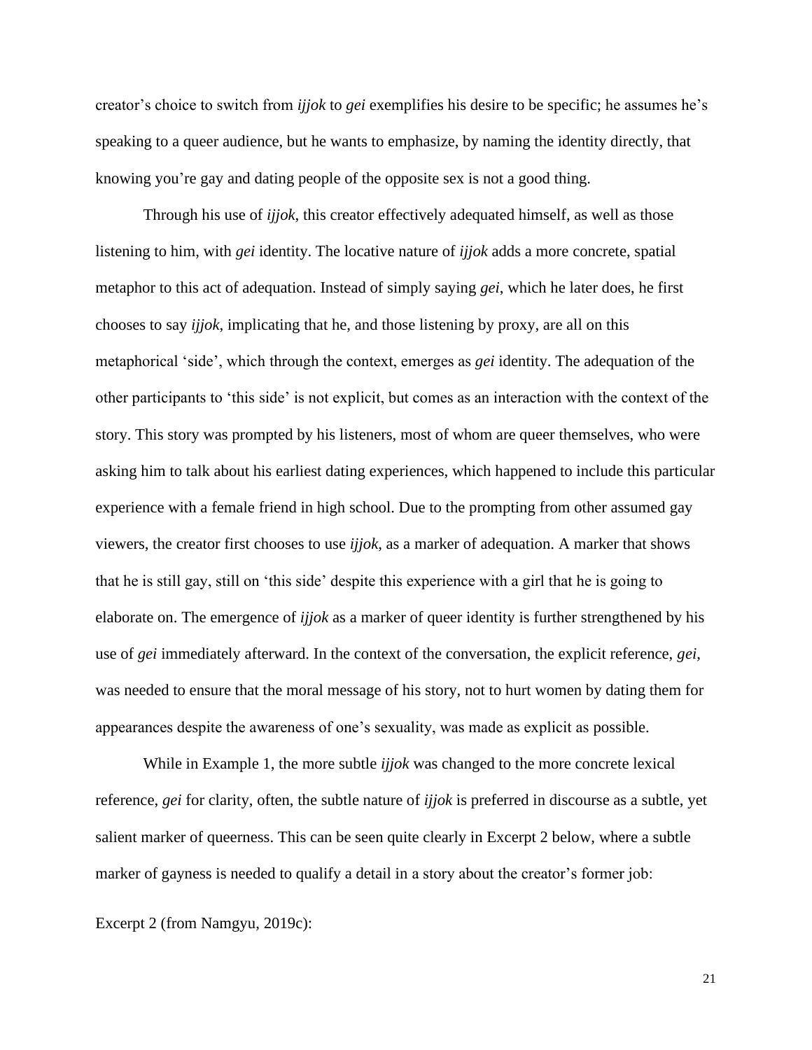creator's choice to switch from *ijjok* to *gei* exemplifies his desire to be specific; he assumes he's speaking to a queer audience, but he wants to emphasize, by naming the identity directly, that knowing you're gay and dating people of the opposite sex is not a good thing.

Through his use of *ijjok*, this creator effectively adequated himself, as well as those listening to him, with *gei* identity. The locative nature of *ijjok* adds a more concrete, spatial metaphor to this act of adequation. Instead of simply saying *gei*, which he later does, he first chooses to say *ijjok*, implicating that he, and those listening by proxy, are all on this metaphorical 'side', which through the context, emerges as *gei* identity. The adequation of the other participants to 'this side' is not explicit, but comes as an interaction with the context of the story. This story was prompted by his listeners, most of whom are queer themselves, who were asking him to talk about his earliest dating experiences, which happened to include this particular experience with a female friend in high school. Due to the prompting from other assumed gay viewers, the creator first chooses to use *ijjok*, as a marker of adequation. A marker that shows that he is still gay, still on 'this side' despite this experience with a girl that he is going to elaborate on. The emergence of *ijjok* as a marker of queer identity is further strengthened by his use of *gei* immediately afterward. In the context of the conversation, the explicit reference, *gei*, was needed to ensure that the moral message of his story, not to hurt women by dating them for appearances despite the awareness of one's sexuality, was made as explicit as possible.

While in Example 1, the more subtle *ijjok* was changed to the more concrete lexical reference, *gei* for clarity, often, the subtle nature of *ijjok* is preferred in discourse as a subtle, yet salient marker of queerness. This can be seen quite clearly in Excerpt 2 below, where a subtle marker of gayness is needed to qualify a detail in a story about the creator's former job:

Excerpt 2 (from Namgyu, 2019c):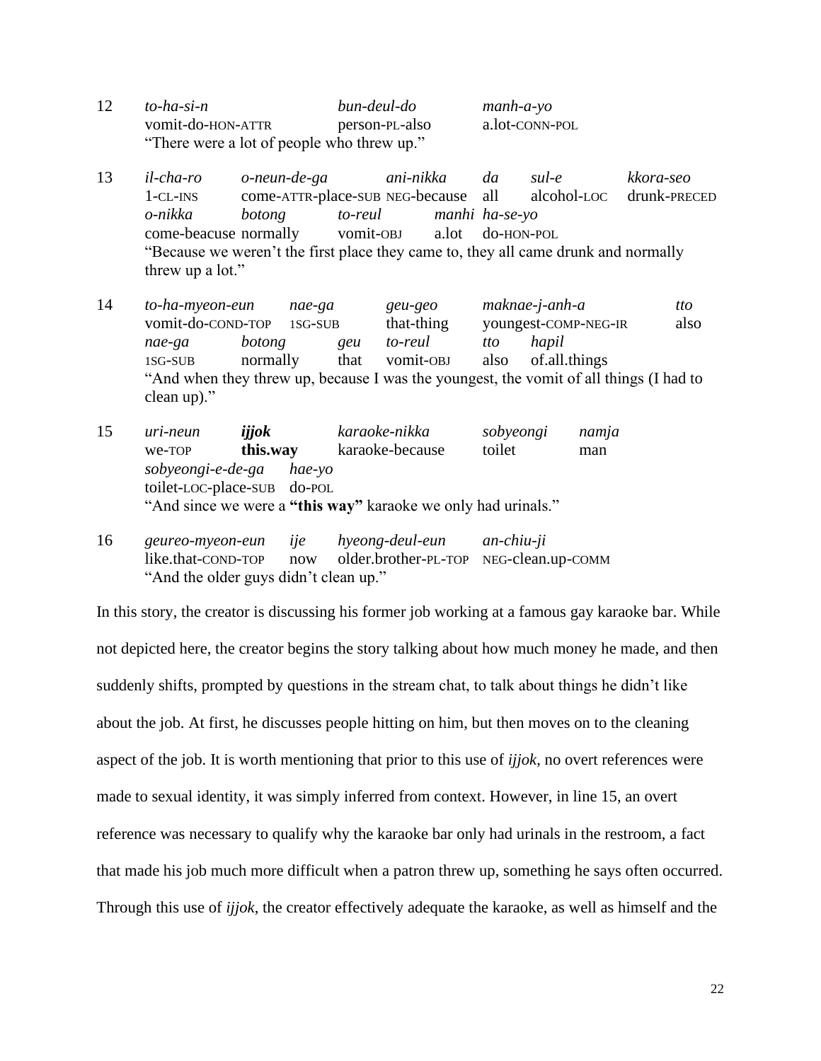12 *to-ha-si-n* *bun-deul-do* *manh-a-yo*
vomit-do-HON-ATTR person-PL-also a.lot-CONN-POL
"There were a lot of people who threw up."

13 *il-cha-ro* *o-neun-de-ga* *ani-nikka* *da* *sul-e* *kkora-seo*
1-CL-INS come-ATTR-place-SUB NEG-because all alcohol-LOC drunk-PRECED
*o-nikka* *botong* *to-reul* *manhi* *ha-se-yo*
come-beacuse normally vomit-OBJ a.lot do-HON-POL
"Because we weren't the first place they came to, they all came drunk and normally threw up a lot."

14 *to-ha-myeon-eun* *nae-ga* *geu-geo* *maknae-j-anh-a* *tto*
vomit-do-COND-TOP 1SG-SUB that-thing youngest-COMP-NEG-IR also
*nae-ga* *botong* *geu* *to-reul* *tto* *hapil*
1SG-SUB normally that vomit-OBJ also of.all.things
"And when they threw up, because I was the youngest, the vomit of all things (I had to clean up)."

15 *uri-neun* ***ijjok*** *karaoke-nikka* *sobyeongi* *namja*
we-TOP **this.way** karaoke-because toilet man
*sobyeongi-e-de-ga* *hae-yo*
toilet-LOC-place-SUB do-POL
"And since we were a **"this way"** karaoke we only had urinals."

16 *geureo-myeon-eun* *ije* *hyeong-deul-eun* *an-chiu-ji*
like.that-COND-TOP now older.brother-PL-TOP NEG-clean.up-COMM
"And the older guys didn't clean up."

In this story, the creator is discussing his former job working at a famous gay karaoke bar. While not depicted here, the creator begins the story talking about how much money he made, and then suddenly shifts, prompted by questions in the stream chat, to talk about things he didn't like about the job. At first, he discusses people hitting on him, but then moves on to the cleaning aspect of the job. It is worth mentioning that prior to this use of *ijjok*, no overt references were made to sexual identity, it was simply inferred from context. However, in line 15, an overt reference was necessary to qualify why the karaoke bar only had urinals in the restroom, a fact that made his job much more difficult when a patron threw up, something he says often occurred. Through this use of *ijjok*, the creator effectively adequate the karaoke, as well as himself and the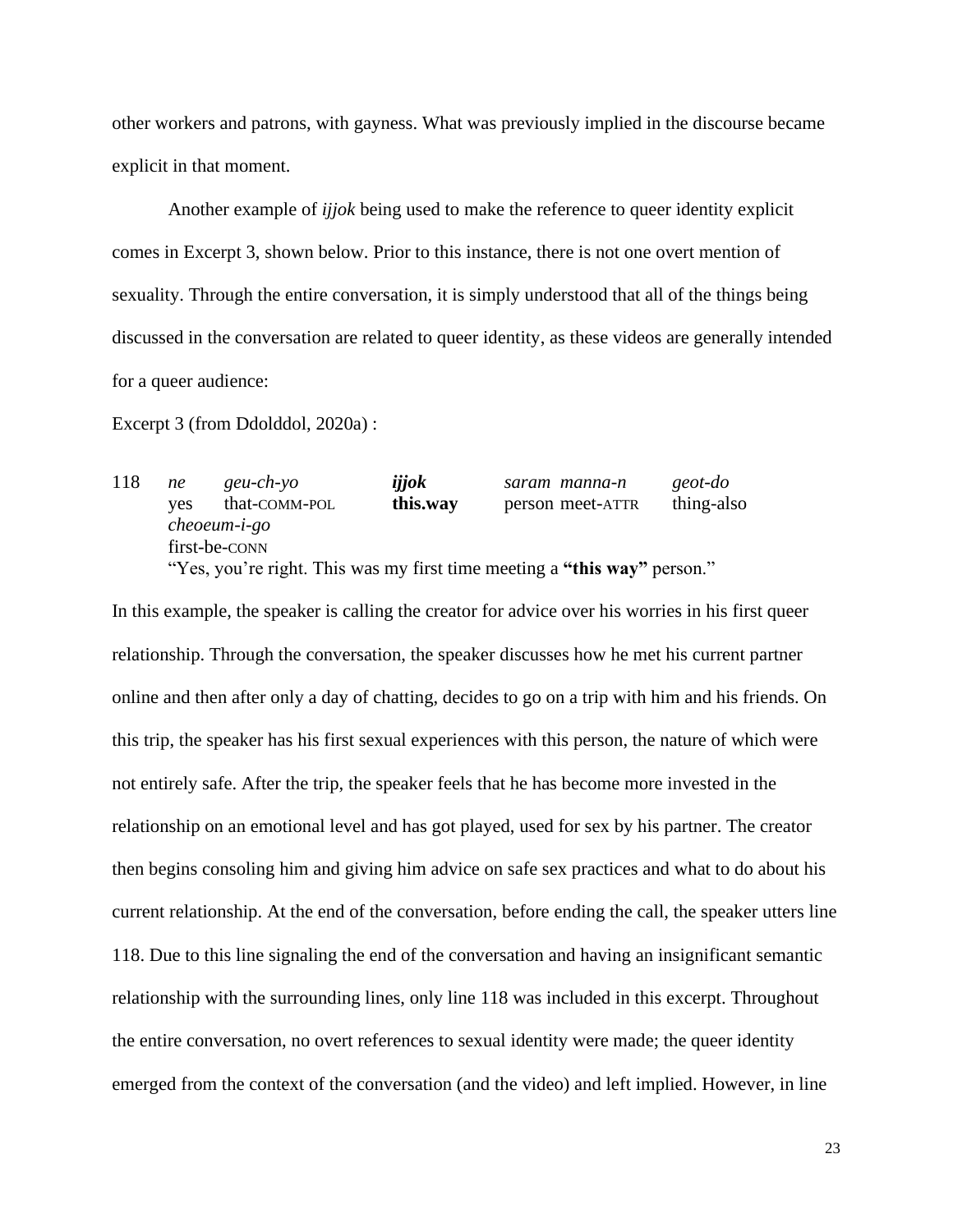other workers and patrons, with gayness. What was previously implied in the discourse became explicit in that moment.

Another example of *ijjok* being used to make the reference to queer identity explicit comes in Excerpt 3, shown below. Prior to this instance, there is not one overt mention of sexuality. Through the entire conversation, it is simply understood that all of the things being discussed in the conversation are related to queer identity, as these videos are generally intended for a queer audience:

Excerpt 3 (from Ddolddol, 2020a) :

| 118 | *ne* | *geu-ch-yo* | ***ijjok*** | *saram manna-n* | *geot-do* |
|---|---|---|---|---|---|
| | yes | that-COMM-POL | **this.way** | person meet-ATTR | thing-also |
| | *cheoeum-i-go* | | | | |
| | first-be-CONN | | | | |

“Yes, you’re right. This was my first time meeting a **“this way”** person.”

In this example, the speaker is calling the creator for advice over his worries in his first queer relationship. Through the conversation, the speaker discusses how he met his current partner online and then after only a day of chatting, decides to go on a trip with him and his friends. On this trip, the speaker has his first sexual experiences with this person, the nature of which were not entirely safe. After the trip, the speaker feels that he has become more invested in the relationship on an emotional level and has got played, used for sex by his partner. The creator then begins consoling him and giving him advice on safe sex practices and what to do about his current relationship. At the end of the conversation, before ending the call, the speaker utters line 118. Due to this line signaling the end of the conversation and having an insignificant semantic relationship with the surrounding lines, only line 118 was included in this excerpt. Throughout the entire conversation, no overt references to sexual identity were made; the queer identity emerged from the context of the conversation (and the video) and left implied. However, in line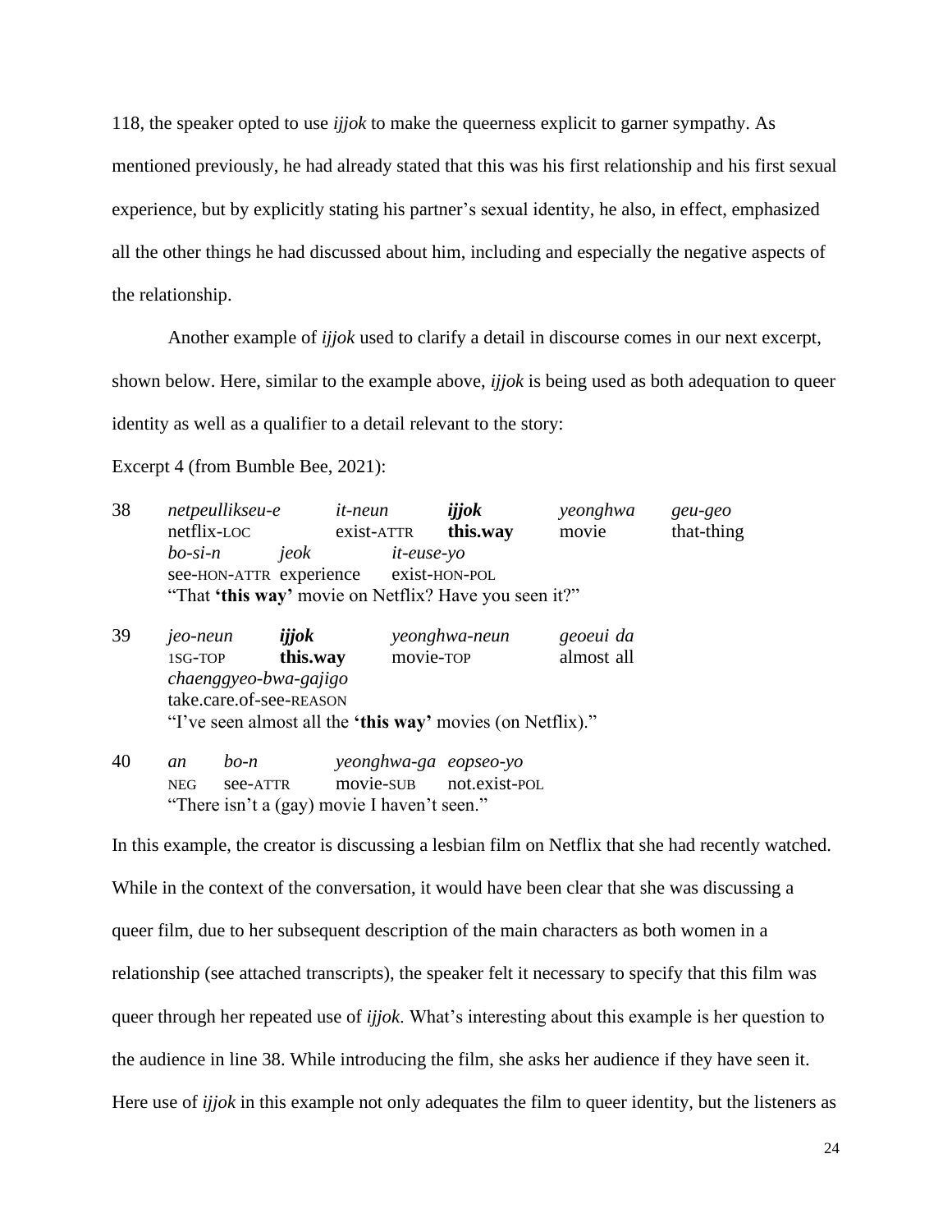118, the speaker opted to use *ijjok* to make the queerness explicit to garner sympathy. As mentioned previously, he had already stated that this was his first relationship and his first sexual experience, but by explicitly stating his partner's sexual identity, he also, in effect, emphasized all the other things he had discussed about him, including and especially the negative aspects of the relationship.

Another example of *ijjok* used to clarify a detail in discourse comes in our next excerpt, shown below. Here, similar to the example above, *ijjok* is being used as both adequation to queer identity as well as a qualifier to a detail relevant to the story:

Excerpt 4 (from Bumble Bee, 2021):

38 *netpeullikseu-e* *it-neun* ***ijjok*** *yeonghwa* *geu-geo*
netflix-LOC exist-ATTR **this.way** movie that-thing
*bo-si-n* *jeok* *it-euse-yo*
see-HON-ATTR experience exist-HON-POL
"That **'this way'** movie on Netflix? Have you seen it?"

39 *jeo-neun* ***ijjok*** *yeonghwa-neun* *geoeui da*
1SG-TOP **this.way** movie-TOP almost all
*chaenggyeo-bwa-gajigo*
take.care.of-see-REASON
"I've seen almost all the **'this way'** movies (on Netflix)."

40 *an* *bo-n* *yeonghwa-ga* *eopseo-yo*
NEG see-ATTR movie-SUB not.exist-POL
"There isn't a (gay) movie I haven't seen."

In this example, the creator is discussing a lesbian film on Netflix that she had recently watched. While in the context of the conversation, it would have been clear that she was discussing a queer film, due to her subsequent description of the main characters as both women in a relationship (see attached transcripts), the speaker felt it necessary to specify that this film was queer through her repeated use of *ijjok*. What's interesting about this example is her question to the audience in line 38. While introducing the film, she asks her audience if they have seen it. Here use of *ijjok* in this example not only adequates the film to queer identity, but the listeners as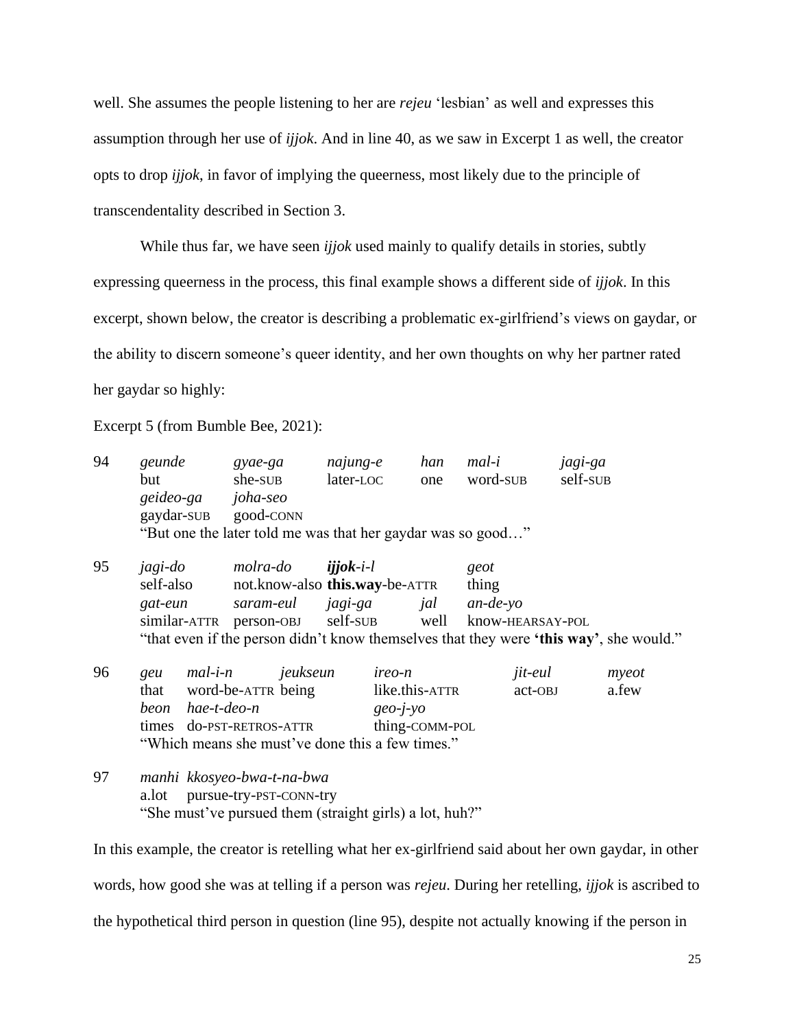well. She assumes the people listening to her are *rejeu* 'lesbian' as well and expresses this assumption through her use of *ijjok*. And in line 40, as we saw in Excerpt 1 as well, the creator opts to drop *ijjok*, in favor of implying the queerness, most likely due to the principle of transcendentality described in Section 3.

While thus far, we have seen *ijjok* used mainly to qualify details in stories, subtly expressing queerness in the process, this final example shows a different side of *ijjok*. In this excerpt, shown below, the creator is describing a problematic ex-girlfriend's views on gaydar, or the ability to discern someone's queer identity, and her own thoughts on why her partner rated her gaydar so highly:

Excerpt 5 (from Bumble Bee, 2021):

94 *geunde* *gyae-ga* *najung-e* *han* *mal-i* *jagi-ga*
but she-SUB later-LOC one word-SUB self-SUB
*geideo-ga* *joha-seo*
gaydar-SUB good-CONN
"But one the later told me was that her gaydar was so good…"

95 *jagi-do* *molra-do* ***ijjok****-i-l* *geot*
self-also not.know-also **this.way**-be-ATTR thing
*gat-eun* *saram-eul* *jagi-ga* *jal* *an-de-yo*
similar-ATTR person-OBJ self-SUB well know-HEARSAY-POL
"that even if the person didn't know themselves that they were **'this way'**, she would."

96 *geu* *mal-i-n* *jeukseun* *ireo-n* *jit-eul* *myeot*
that word-be-ATTR being like.this-ATTR act-OBJ a.few
*beon* *hae-t-deo-n* *geo-j-yo*
times do-PST-RETROS-ATTR thing-COMM-POL
"Which means she must've done this a few times."

97 *manhi* *kkosyeo-bwa-t-na-bwa*
a.lot pursue-try-PST-CONN-try
"She must've pursued them (straight girls) a lot, huh?"

In this example, the creator is retelling what her ex-girlfriend said about her own gaydar, in other words, how good she was at telling if a person was *rejeu*. During her retelling, *ijjok* is ascribed to the hypothetical third person in question (line 95), despite not actually knowing if the person in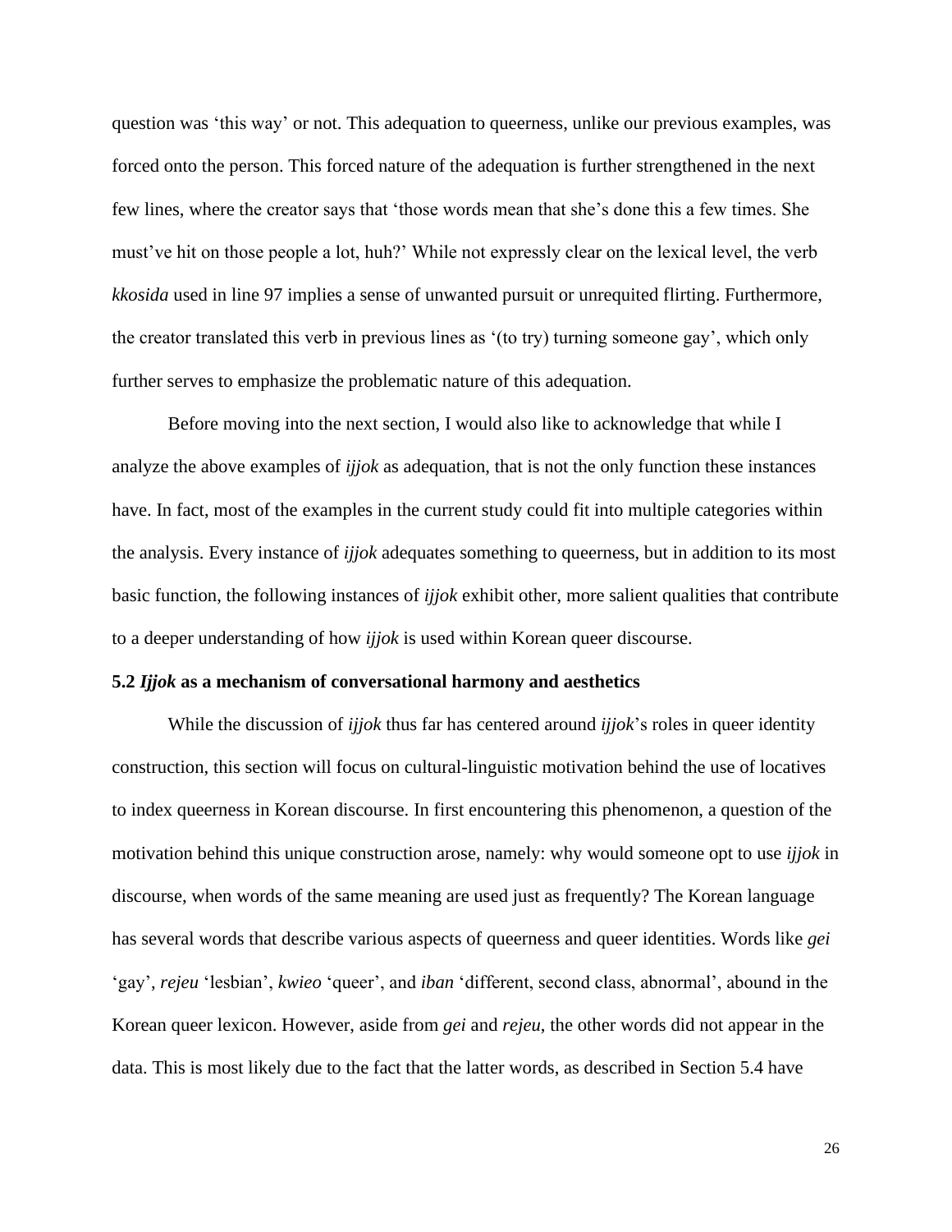question was 'this way' or not. This adequation to queerness, unlike our previous examples, was forced onto the person. This forced nature of the adequation is further strengthened in the next few lines, where the creator says that 'those words mean that she's done this a few times. She must've hit on those people a lot, huh?' While not expressly clear on the lexical level, the verb *kkosida* used in line 97 implies a sense of unwanted pursuit or unrequited flirting. Furthermore, the creator translated this verb in previous lines as '(to try) turning someone gay', which only further serves to emphasize the problematic nature of this adequation.

Before moving into the next section, I would also like to acknowledge that while I analyze the above examples of *ijjok* as adequation, that is not the only function these instances have. In fact, most of the examples in the current study could fit into multiple categories within the analysis. Every instance of *ijjok* adequates something to queerness, but in addition to its most basic function, the following instances of *ijjok* exhibit other, more salient qualities that contribute to a deeper understanding of how *ijjok* is used within Korean queer discourse.

### 5.2 *Ijjok* as a mechanism of conversational harmony and aesthetics

While the discussion of *ijjok* thus far has centered around *ijjok*'s roles in queer identity construction, this section will focus on cultural-linguistic motivation behind the use of locatives to index queerness in Korean discourse. In first encountering this phenomenon, a question of the motivation behind this unique construction arose, namely: why would someone opt to use *ijjok* in discourse, when words of the same meaning are used just as frequently? The Korean language has several words that describe various aspects of queerness and queer identities. Words like *gei* 'gay', *rejeu* 'lesbian', *kwieo* 'queer', and *iban* 'different, second class, abnormal', abound in the Korean queer lexicon. However, aside from *gei* and *rejeu*, the other words did not appear in the data. This is most likely due to the fact that the latter words, as described in Section 5.4 have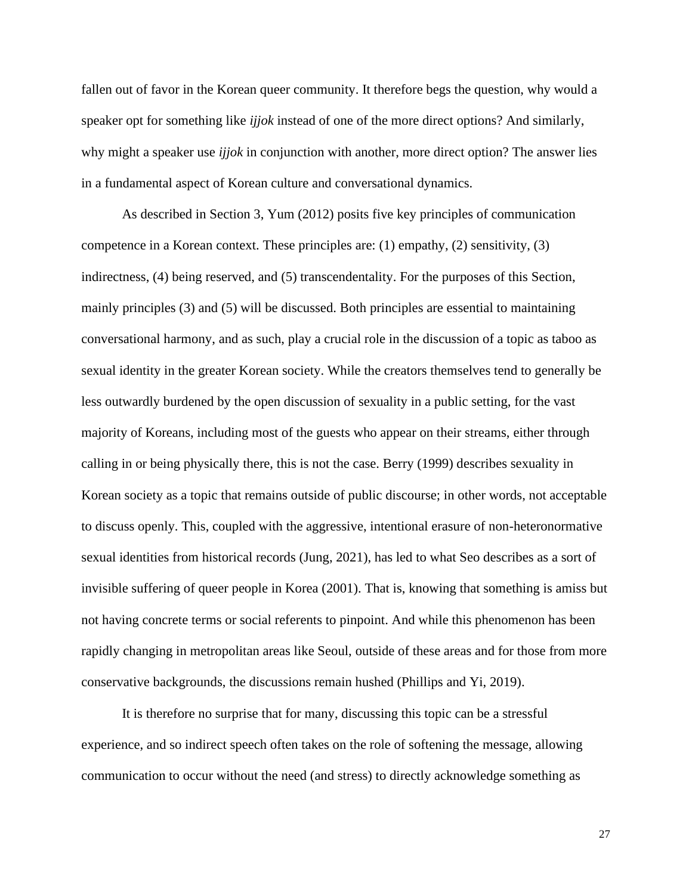fallen out of favor in the Korean queer community. It therefore begs the question, why would a speaker opt for something like *ijjok* instead of one of the more direct options? And similarly, why might a speaker use *ijjok* in conjunction with another, more direct option? The answer lies in a fundamental aspect of Korean culture and conversational dynamics.

As described in Section 3, Yum (2012) posits five key principles of communication competence in a Korean context. These principles are: (1) empathy, (2) sensitivity, (3) indirectness, (4) being reserved, and (5) transcendentality. For the purposes of this Section, mainly principles (3) and (5) will be discussed. Both principles are essential to maintaining conversational harmony, and as such, play a crucial role in the discussion of a topic as taboo as sexual identity in the greater Korean society. While the creators themselves tend to generally be less outwardly burdened by the open discussion of sexuality in a public setting, for the vast majority of Koreans, including most of the guests who appear on their streams, either through calling in or being physically there, this is not the case. Berry (1999) describes sexuality in Korean society as a topic that remains outside of public discourse; in other words, not acceptable to discuss openly. This, coupled with the aggressive, intentional erasure of non-heteronormative sexual identities from historical records (Jung, 2021), has led to what Seo describes as a sort of invisible suffering of queer people in Korea (2001). That is, knowing that something is amiss but not having concrete terms or social referents to pinpoint. And while this phenomenon has been rapidly changing in metropolitan areas like Seoul, outside of these areas and for those from more conservative backgrounds, the discussions remain hushed (Phillips and Yi, 2019).

It is therefore no surprise that for many, discussing this topic can be a stressful experience, and so indirect speech often takes on the role of softening the message, allowing communication to occur without the need (and stress) to directly acknowledge something as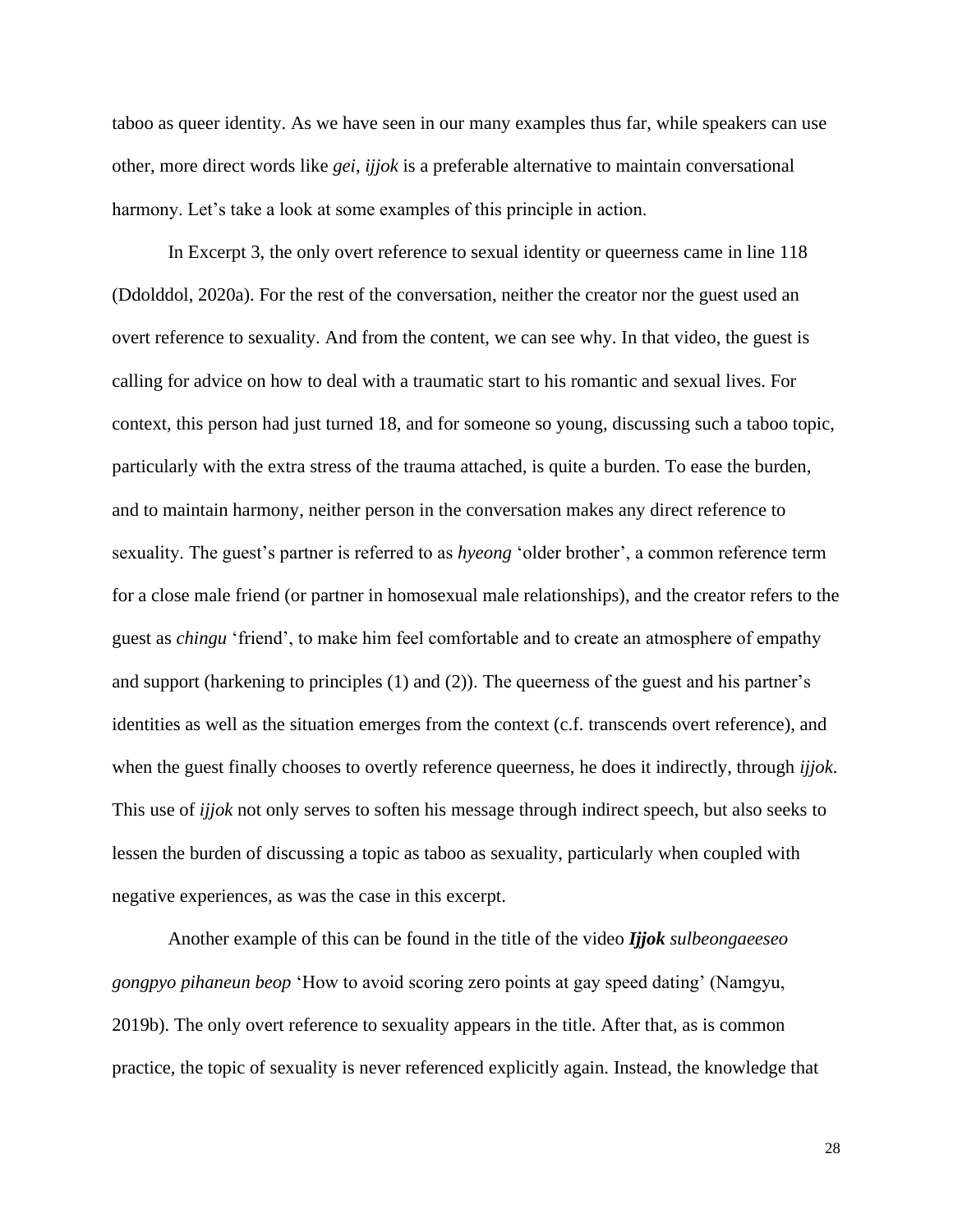taboo as queer identity. As we have seen in our many examples thus far, while speakers can use other, more direct words like *gei*, *ijjok* is a preferable alternative to maintain conversational harmony. Let's take a look at some examples of this principle in action.

In Excerpt 3, the only overt reference to sexual identity or queerness came in line 118 (Ddolddol, 2020a). For the rest of the conversation, neither the creator nor the guest used an overt reference to sexuality. And from the content, we can see why. In that video, the guest is calling for advice on how to deal with a traumatic start to his romantic and sexual lives. For context, this person had just turned 18, and for someone so young, discussing such a taboo topic, particularly with the extra stress of the trauma attached, is quite a burden. To ease the burden, and to maintain harmony, neither person in the conversation makes any direct reference to sexuality. The guest's partner is referred to as *hyeong* 'older brother', a common reference term for a close male friend (or partner in homosexual male relationships), and the creator refers to the guest as *chingu* 'friend', to make him feel comfortable and to create an atmosphere of empathy and support (harkening to principles (1) and (2)). The queerness of the guest and his partner's identities as well as the situation emerges from the context (c.f. transcends overt reference), and when the guest finally chooses to overtly reference queerness, he does it indirectly, through *ijjok*. This use of *ijjok* not only serves to soften his message through indirect speech, but also seeks to lessen the burden of discussing a topic as taboo as sexuality, particularly when coupled with negative experiences, as was the case in this excerpt.

Another example of this can be found in the title of the video ***Ijjok*** *sulbeongaeeseo gongpyo pihaneun beop* 'How to avoid scoring zero points at gay speed dating' (Namgyu, 2019b). The only overt reference to sexuality appears in the title. After that, as is common practice, the topic of sexuality is never referenced explicitly again. Instead, the knowledge that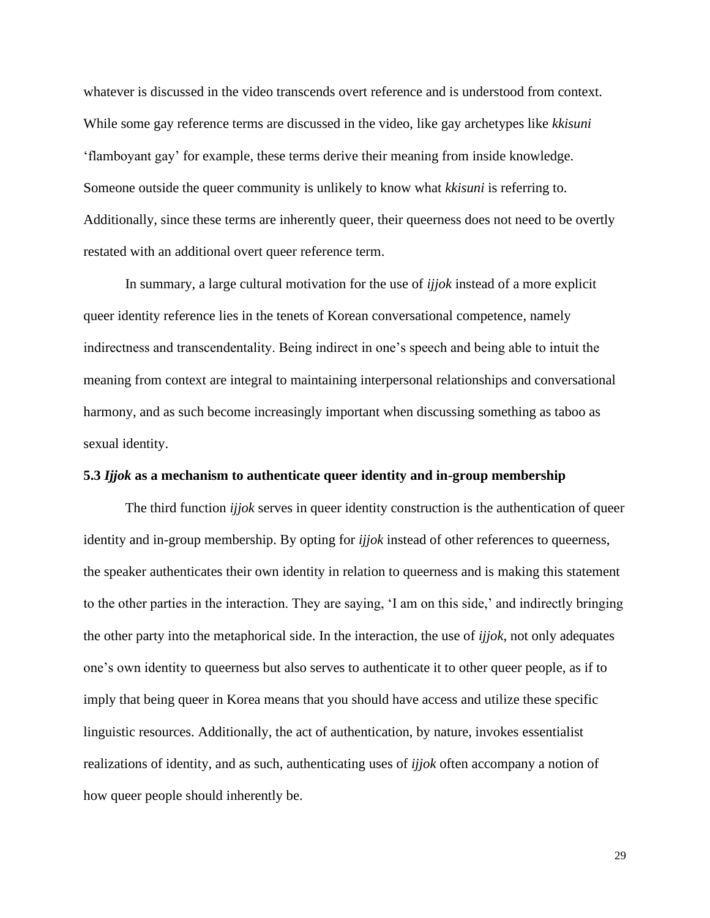whatever is discussed in the video transcends overt reference and is understood from context. While some gay reference terms are discussed in the video, like gay archetypes like *kkisuni* 'flamboyant gay' for example, these terms derive their meaning from inside knowledge. Someone outside the queer community is unlikely to know what *kkisuni* is referring to. Additionally, since these terms are inherently queer, their queerness does not need to be overtly restated with an additional overt queer reference term.

In summary, a large cultural motivation for the use of *ijjok* instead of a more explicit queer identity reference lies in the tenets of Korean conversational competence, namely indirectness and transcendentality. Being indirect in one's speech and being able to intuit the meaning from context are integral to maintaining interpersonal relationships and conversational harmony, and as such become increasingly important when discussing something as taboo as sexual identity.

### 5.3 *Ijjok* as a mechanism to authenticate queer identity and in-group membership

The third function *ijjok* serves in queer identity construction is the authentication of queer identity and in-group membership. By opting for *ijjok* instead of other references to queerness, the speaker authenticates their own identity in relation to queerness and is making this statement to the other parties in the interaction. They are saying, 'I am on this side,' and indirectly bringing the other party into the metaphorical side. In the interaction, the use of *ijjok*, not only adequates one's own identity to queerness but also serves to authenticate it to other queer people, as if to imply that being queer in Korea means that you should have access and utilize these specific linguistic resources. Additionally, the act of authentication, by nature, invokes essentialist realizations of identity, and as such, authenticating uses of *ijjok* often accompany a notion of how queer people should inherently be.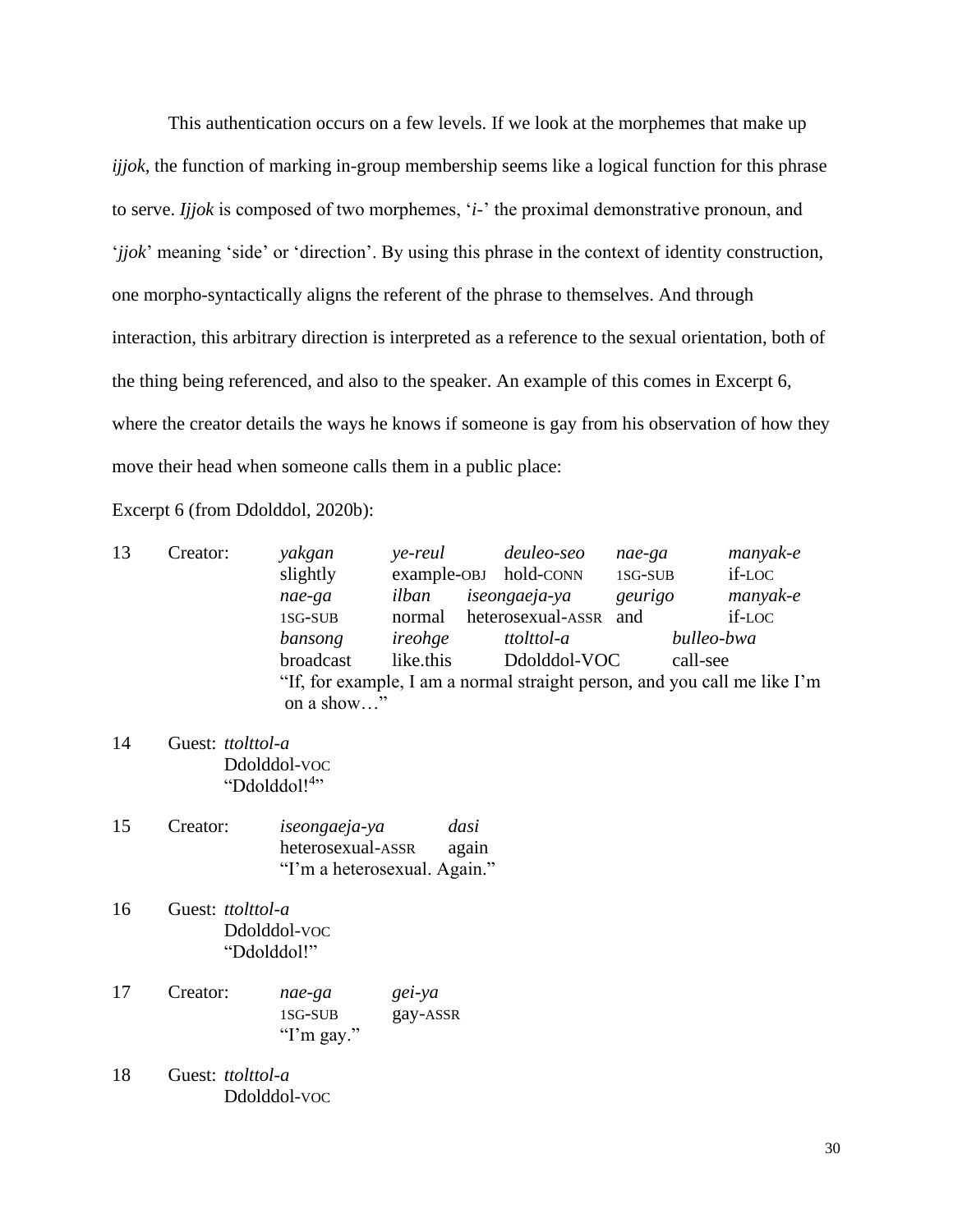This authentication occurs on a few levels. If we look at the morphemes that make up *ijjok*, the function of marking in-group membership seems like a logical function for this phrase to serve. *Ijjok* is composed of two morphemes, '*i-*' the proximal demonstrative pronoun, and '*jjok*' meaning 'side' or 'direction'. By using this phrase in the context of identity construction, one morpho-syntactically aligns the referent of the phrase to themselves. And through interaction, this arbitrary direction is interpreted as a reference to the sexual orientation, both of the thing being referenced, and also to the speaker. An example of this comes in Excerpt 6, where the creator details the ways he knows if someone is gay from his observation of how they move their head when someone calls them in a public place:

Excerpt 6 (from Ddolddol, 2020b):

13 Creator:
*yakgan* *ye-reul* *deuleo-seo* *nae-ga* *manyak-e*
slightly example-OBJ hold-CONN 1SG-SUB if-LOC
*nae-ga* *ilban* *iseongaeja-ya* *geurigo* *manyak-e*
1SG-SUB normal heterosexual-ASSR and if-LOC
*bansong* *ireohge* *ttolttol-a* *bulleo-bwa*
broadcast like.this Ddolddol-VOC call-see
"If, for example, I am a normal straight person, and you call me like I'm on a show…"

14 Guest: *ttolttol-a*
Ddolddol-VOC
"Ddolddol![4]"

15 Creator:
*iseongaeja-ya* *dasi*
heterosexual-ASSR again
"I'm a heterosexual. Again."

16 Guest: *ttolttol-a*
Ddolddol-VOC
"Ddolddol!"

17 Creator:
*nae-ga* *gei-ya*
1SG-SUB gay-ASSR
"I'm gay."

18 Guest: *ttolttol-a*
Ddolddol-VOC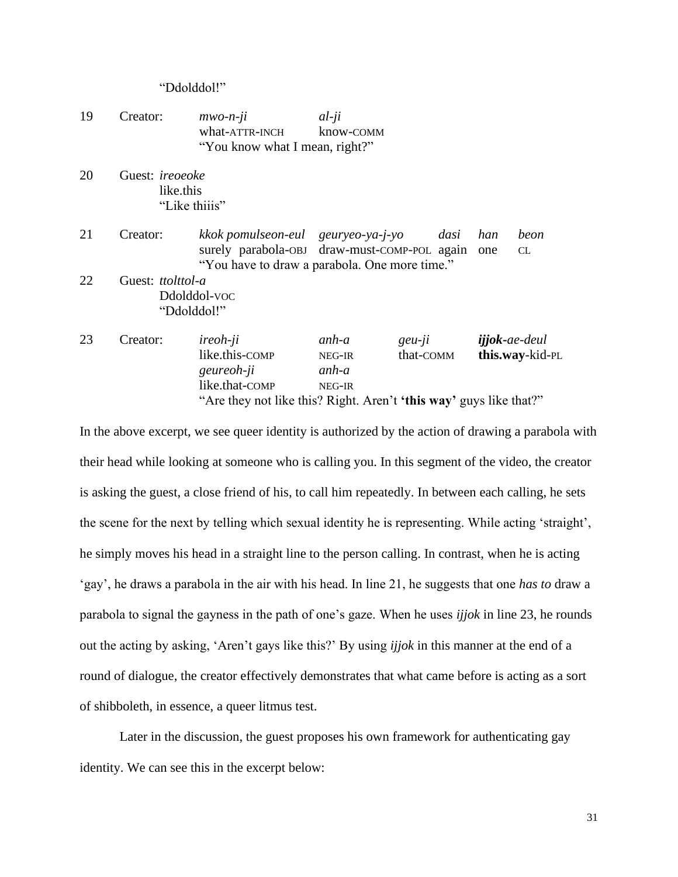"Ddolddol!"

| | | | | | | | |
|---|---|---|---|---|---|---|---|
| 19 | Creator: | *mwo-n-ji* | *al-ji* | | | | |
| | | what-ATTR-INCH | know-COMM | | | | |
| | | "You know what I mean, right?" | | | | | |
| 20 | Guest: | *ireoeoke* | | | | | |
| | | like.this | | | | | |
| | | "Like thiiis" | | | | | |
| 21 | Creator: | *kkok pomulseon-eul* | *geuryeo-ya-j-yo* | *dasi* | *han* | *beon* | |
| | | surely parabola-OBJ | draw-must-COMP-POL | again | one | CL | |
| | | "You have to draw a parabola. One more time." | | | | | |
| 22 | Guest: | *ttolttol-a* | | | | | |
| | | Ddolddol-VOC | | | | | |
| | | "Ddolddol!" | | | | | |
| 23 | Creator: | *ireoh-ji* | *anh-a* | *geu-ji* | ***ijjok**-ae-deul* | | |
| | | like.this-COMP | NEG-IR | that-COMM | **this.way**-kid-PL | | |
| | | *geureoh-ji* | *anh-a* | | | | |
| | | like.that-COMP | NEG-IR | | | | |
| | | "Are they not like this? Right. Aren't **'this way'** guys like that?" | | | | | |

In the above excerpt, we see queer identity is authorized by the action of drawing a parabola with their head while looking at someone who is calling you. In this segment of the video, the creator is asking the guest, a close friend of his, to call him repeatedly. In between each calling, he sets the scene for the next by telling which sexual identity he is representing. While acting 'straight', he simply moves his head in a straight line to the person calling. In contrast, when he is acting 'gay', he draws a parabola in the air with his head. In line 21, he suggests that one *has to* draw a parabola to signal the gayness in the path of one's gaze. When he uses *ijjok* in line 23, he rounds out the acting by asking, 'Aren't gays like this?' By using *ijjok* in this manner at the end of a round of dialogue, the creator effectively demonstrates that what came before is acting as a sort of shibboleth, in essence, a queer litmus test.

Later in the discussion, the guest proposes his own framework for authenticating gay identity. We can see this in the excerpt below: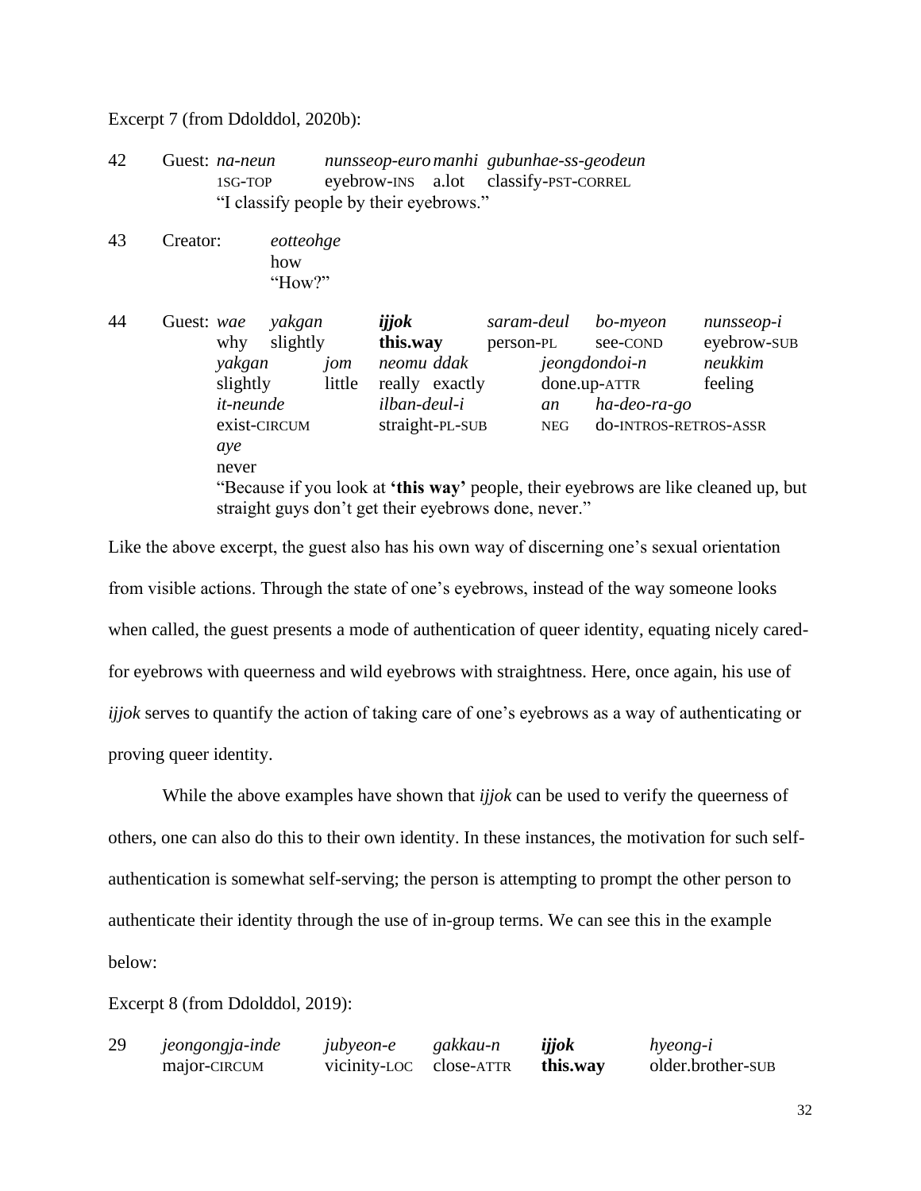Excerpt 7 (from Ddolddol, 2020b):

| | | | | | |
|---|---|---|---|---|---|
| 42 | Guest: | *na-neun* | *nunsseop-euro* | *manhi* | *gubunhae-ss-geodeun* |
| | | 1SG-TOP | eyebrow-INS | a.lot | classify-PST-CORREL |
| | | "I classify people by their eyebrows." | | | |

| | | |
|---|---|---|
| 43 | Creator: | *eotteohge* |
| | | how |
| | | "How?" |

| | | | | | | | |
|---|---|---|---|---|---|---|---|
| 44 | Guest: | *wae* | *yakgan* | ***ijjok*** | *saram-deul* | *bo-myeon* | *nunsseop-i* |
| | | why | slightly | **this.way** | person-PL | see-COND | eyebrow-SUB |
| | | *yakgan* | *jom* | *neomu ddak* | *jeongdondoi-n* | | *neukkim* |
| | | slightly | little | really exactly | done.up-ATTR | | feeling |
| | | *it-neunde* | | *ilban-deul-i* | *an* | *ha-deo-ra-go* | |
| | | exist-CIRCUM | | straight-PL-SUB | NEG | do-INTROS-RETROS-ASSR | |
| | | *aye* | | | | | |
| | | never | | | | | |

"Because if you look at **'this way'** people, their eyebrows are like cleaned up, but straight guys don't get their eyebrows done, never."

Like the above excerpt, the guest also has his own way of discerning one's sexual orientation from visible actions. Through the state of one's eyebrows, instead of the way someone looks when called, the guest presents a mode of authentication of queer identity, equating nicely cared-for eyebrows with queerness and wild eyebrows with straightness. Here, once again, his use of *ijjok* serves to quantify the action of taking care of one's eyebrows as a way of authenticating or proving queer identity.

While the above examples have shown that *ijjok* can be used to verify the queerness of others, one can also do this to their own identity. In these instances, the motivation for such self-authentication is somewhat self-serving; the person is attempting to prompt the other person to authenticate their identity through the use of in-group terms. We can see this in the example below:

Excerpt 8 (from Ddolddol, 2019):

| | | | | | |
|---|---|---|---|---|---|
| 29 | *jeongongja-inde* | *jubyeon-e* | *gakkau-n* | ***ijjok*** | *hyeong-i* |
| | major-CIRCUM | vicinity-LOC | close-ATTR | **this.way** | older.brother-SUB |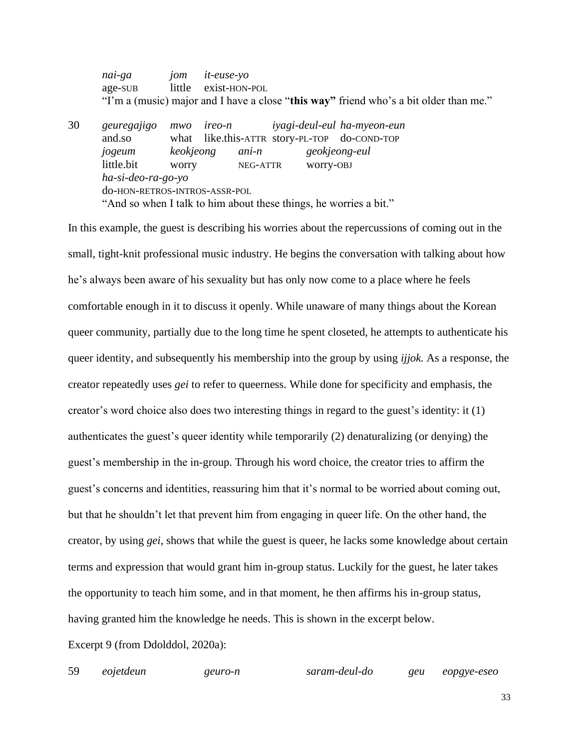*nai-ga* *jom* *it-euse-yo*
age-SUB little exist-HON-POL
"I'm a (music) major and I have a close "**this way"** friend who's a bit older than me."

30 *geuregajigo* *mwo* *ireo-n* *iyagi-deul-eul* *ha-myeon-eun*
and.so what like.this-ATTR story-PL-TOP do-COND-TOP
*jogeum* *keokjeong* *ani-n* *geokjeong-eul*
little.bit worry NEG-ATTR worry-OBJ
*ha-si-deo-ra-go-yo*
do-HON-RETROS-INTROS-ASSR-POL
"And so when I talk to him about these things, he worries a bit."

In this example, the guest is describing his worries about the repercussions of coming out in the small, tight-knit professional music industry. He begins the conversation with talking about how he's always been aware of his sexuality but has only now come to a place where he feels comfortable enough in it to discuss it openly. While unaware of many things about the Korean queer community, partially due to the long time he spent closeted, he attempts to authenticate his queer identity, and subsequently his membership into the group by using *ijjok.* As a response, the creator repeatedly uses *gei* to refer to queerness. While done for specificity and emphasis, the creator's word choice also does two interesting things in regard to the guest's identity: it (1) authenticates the guest's queer identity while temporarily (2) denaturalizing (or denying) the guest's membership in the in-group. Through his word choice, the creator tries to affirm the guest's concerns and identities, reassuring him that it's normal to be worried about coming out, but that he shouldn't let that prevent him from engaging in queer life. On the other hand, the creator, by using *gei*, shows that while the guest is queer, he lacks some knowledge about certain terms and expression that would grant him in-group status. Luckily for the guest, he later takes the opportunity to teach him some, and in that moment, he then affirms his in-group status, having granted him the knowledge he needs. This is shown in the excerpt below.

Excerpt 9 (from Ddolddol, 2020a):

59 *eojetdeun* *geuro-n* *saram-deul-do* *geu* *eopgye-eseo*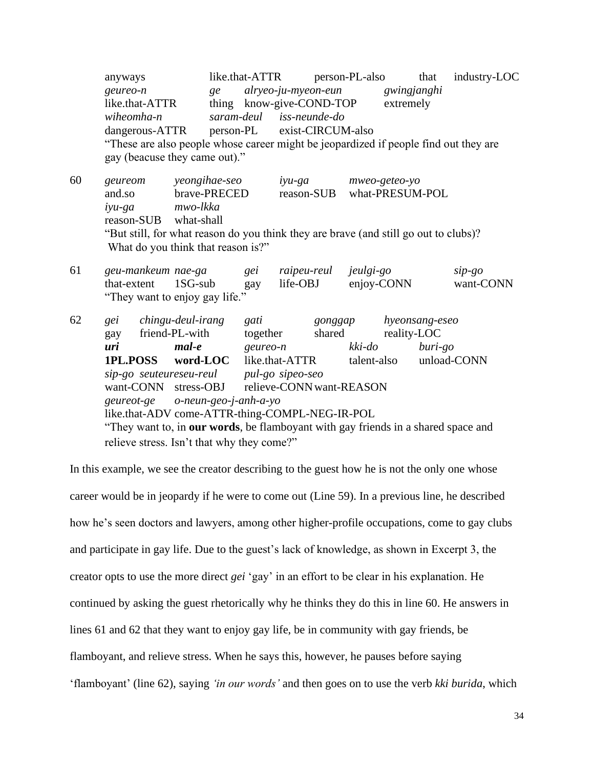anyways like.that-ATTR person-PL-also that industry-LOC
*geureo-n* *ge* *alryeo-ju-myeon-eun* *gwingjanghi*
like.that-ATTR thing know-give-COND-TOP extremely
*wiheomha-n* *saram-deul* *iss-neunde-do*
dangerous-ATTR person-PL exist-CIRCUM-also
"These are also people whose career might be jeopardized if people find out they are gay (beacuse they came out)."

60 *geureom* *yeongihae-seo* *iyu-ga* *mweo-geteo-yo*
and.so brave-PRECED reason-SUB what-PRESUM-POL
*iyu-ga* *mwo-lkka*
reason-SUB what-shall
"But still, for what reason do you think they are brave (and still go out to clubs)? What do you think that reason is?"

61 *geu-mankeum* *nae-ga* *gei* *raipeu-reul* *jeulgi-go* *sip-go*
that-extent 1SG-sub gay life-OBJ enjoy-CONN want-CONN
"They want to enjoy gay life."

62 *gei* *chingu-deul-irang* *gati* *gonggap* *hyeonsang-eseo*
gay friend-PL-with together shared reality-LOC
***uri*** ***mal-e*** *geureo-n* *kki-do* *buri-go*
**1PL.POSS** **word-LOC** like.that-ATTR talent-also unload-CONN
*sip-go* *seuteureseu-reul* *pul-go* *sipeo-seo*
want-CONN stress-OBJ relieve-CONN want-REASON
*geureot-ge* *o-neun-geo-j-anh-a-yo*
like.that-ADV come-ATTR-thing-COMPL-NEG-IR-POL
"They want to, in **our words**, be flamboyant with gay friends in a shared space and relieve stress. Isn't that why they come?"

In this example, we see the creator describing to the guest how he is not the only one whose career would be in jeopardy if he were to come out (Line 59). In a previous line, he described how he's seen doctors and lawyers, among other higher-profile occupations, come to gay clubs and participate in gay life. Due to the guest's lack of knowledge, as shown in Excerpt 3, the creator opts to use the more direct *gei* 'gay' in an effort to be clear in his explanation. He continued by asking the guest rhetorically why he thinks they do this in line 60. He answers in lines 61 and 62 that they want to enjoy gay life, be in community with gay friends, be flamboyant, and relieve stress. When he says this, however, he pauses before saying 'flamboyant' (line 62), saying *'in our words'* and then goes on to use the verb *kki burida*, which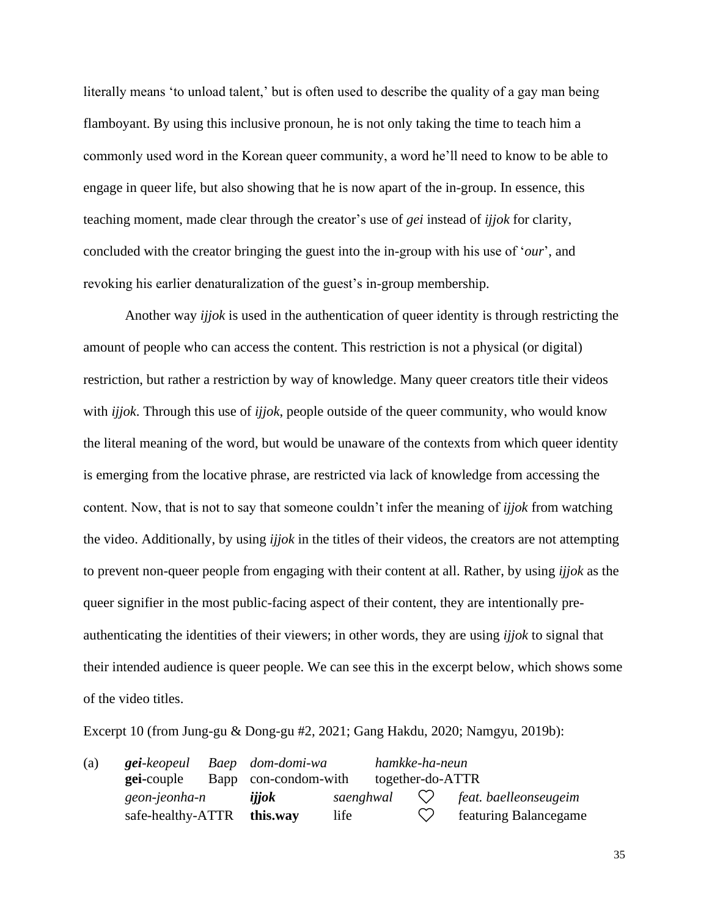literally means 'to unload talent,' but is often used to describe the quality of a gay man being flamboyant. By using this inclusive pronoun, he is not only taking the time to teach him a commonly used word in the Korean queer community, a word he'll need to know to be able to engage in queer life, but also showing that he is now apart of the in-group. In essence, this teaching moment, made clear through the creator's use of *gei* instead of *ijjok* for clarity, concluded with the creator bringing the guest into the in-group with his use of '*our*', and revoking his earlier denaturalization of the guest's in-group membership.

Another way *ijjok* is used in the authentication of queer identity is through restricting the amount of people who can access the content. This restriction is not a physical (or digital) restriction, but rather a restriction by way of knowledge. Many queer creators title their videos with *ijjok*. Through this use of *ijjok*, people outside of the queer community, who would know the literal meaning of the word, but would be unaware of the contexts from which queer identity is emerging from the locative phrase, are restricted via lack of knowledge from accessing the content. Now, that is not to say that someone couldn't infer the meaning of *ijjok* from watching the video. Additionally, by using *ijjok* in the titles of their videos, the creators are not attempting to prevent non-queer people from engaging with their content at all. Rather, by using *ijjok* as the queer signifier in the most public-facing aspect of their content, they are intentionally pre-authenticating the identities of their viewers; in other words, they are using *ijjok* to signal that their intended audience is queer people. We can see this in the excerpt below, which shows some of the video titles.

Excerpt 10 (from Jung-gu & Dong-gu #2, 2021; Gang Hakdu, 2020; Namgyu, 2019b):

(a)

| ***gei**-keopeul* | *Baep* | *dom-domi-wa* | *hamkke-ha-neun* |
|---|---|---|---|
| **gei**-couple | Bapp | con-condom-with | together-do-ATTR |

| *geon-jeonha-n* | ***ijjok*** | *saenghwal* | ♡ | *feat. baelleonseugeim* |
|---|---|---|---|---|
| safe-healthy-ATTR | **this.way** | life | ♡ | featuring Balancegame |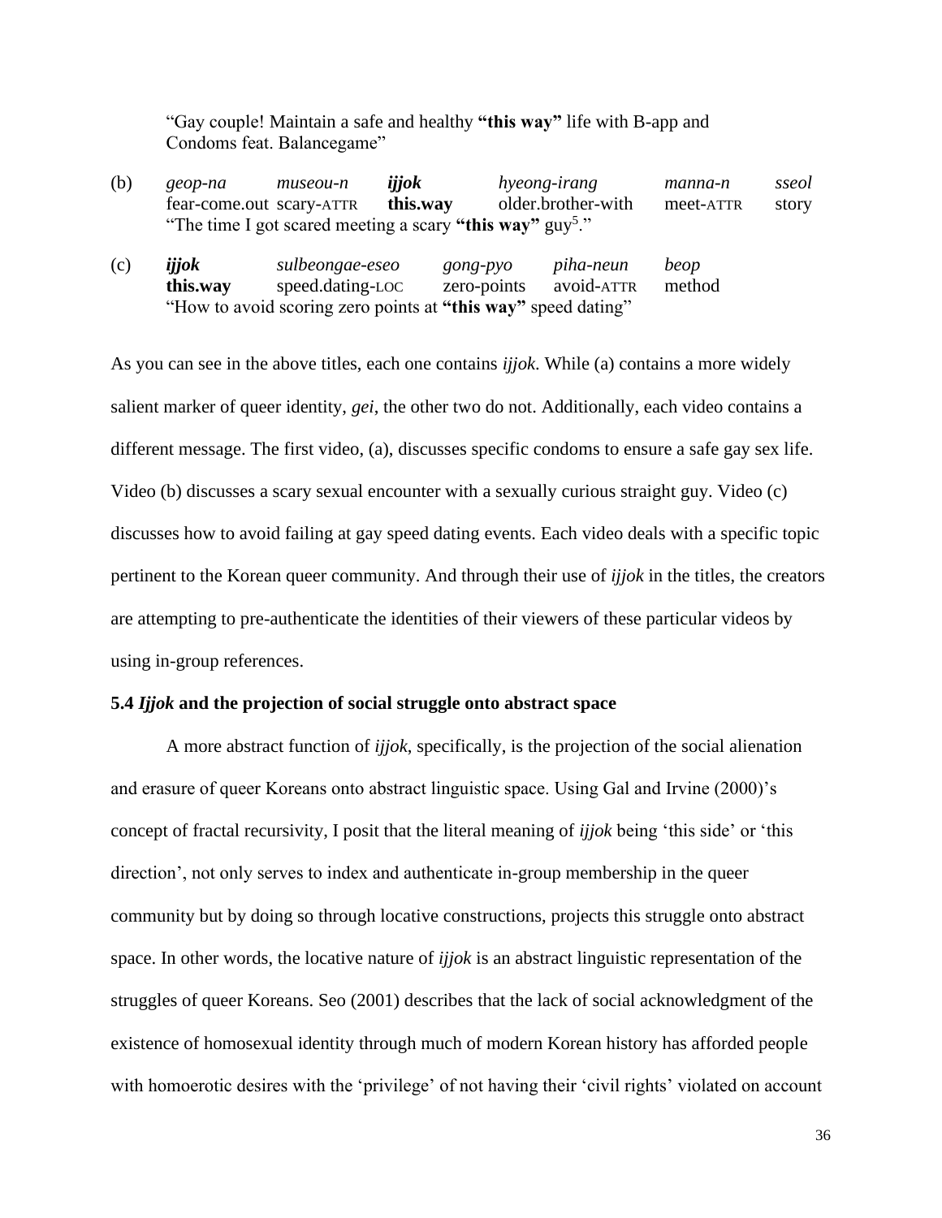"Gay couple! Maintain a safe and healthy **"this way"** life with B-app and Condoms feat. Balancegame"

| (b) | *geop-na* | *museou-n* | ***ijjok*** | *hyeong-irang* | *manna-n* | *sseol* |
|---|---|---|---|---|---|---|
| | fear-come.out | scary-ATTR | **this.way** | older.brother-with | meet-ATTR | story |

"The time I got scared meeting a scary **"this way"** guy[5]."

| (c) | ***ijjok*** | *sulbeongae-eseo* | *gong-pyo* | *piha-neun* | *beop* |
|---|---|---|---|---|---|
| | **this.way** | speed.dating-LOC | zero-points | avoid-ATTR | method |

"How to avoid scoring zero points at **"this way"** speed dating"

As you can see in the above titles, each one contains *ijjok*. While (a) contains a more widely salient marker of queer identity, *gei*, the other two do not. Additionally, each video contains a different message. The first video, (a), discusses specific condoms to ensure a safe gay sex life. Video (b) discusses a scary sexual encounter with a sexually curious straight guy. Video (c) discusses how to avoid failing at gay speed dating events. Each video deals with a specific topic pertinent to the Korean queer community. And through their use of *ijjok* in the titles, the creators are attempting to pre-authenticate the identities of their viewers of these particular videos by using in-group references.

### 5.4 *Ijjok* and the projection of social struggle onto abstract space

A more abstract function of *ijjok*, specifically, is the projection of the social alienation and erasure of queer Koreans onto abstract linguistic space. Using Gal and Irvine (2000)'s concept of fractal recursivity, I posit that the literal meaning of *ijjok* being 'this side' or 'this direction', not only serves to index and authenticate in-group membership in the queer community but by doing so through locative constructions, projects this struggle onto abstract space. In other words, the locative nature of *ijjok* is an abstract linguistic representation of the struggles of queer Koreans. Seo (2001) describes that the lack of social acknowledgment of the existence of homosexual identity through much of modern Korean history has afforded people with homoerotic desires with the 'privilege' of not having their 'civil rights' violated on account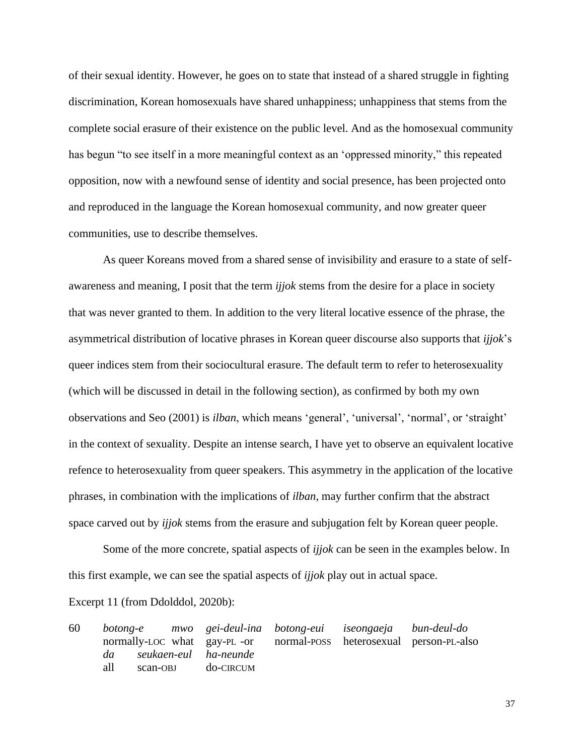of their sexual identity. However, he goes on to state that instead of a shared struggle in fighting discrimination, Korean homosexuals have shared unhappiness; unhappiness that stems from the complete social erasure of their existence on the public level. And as the homosexual community has begun "to see itself in a more meaningful context as an 'oppressed minority," this repeated opposition, now with a newfound sense of identity and social presence, has been projected onto and reproduced in the language the Korean homosexual community, and now greater queer communities, use to describe themselves.

As queer Koreans moved from a shared sense of invisibility and erasure to a state of self-awareness and meaning, I posit that the term *ijjok* stems from the desire for a place in society that was never granted to them. In addition to the very literal locative essence of the phrase, the asymmetrical distribution of locative phrases in Korean queer discourse also supports that *ijjok*'s queer indices stem from their sociocultural erasure. The default term to refer to heterosexuality (which will be discussed in detail in the following section), as confirmed by both my own observations and Seo (2001) is *ilban*, which means 'general', 'universal', 'normal', or 'straight' in the context of sexuality. Despite an intense search, I have yet to observe an equivalent locative refence to heterosexuality from queer speakers. This asymmetry in the application of the locative phrases, in combination with the implications of *ilban*, may further confirm that the abstract space carved out by *ijjok* stems from the erasure and subjugation felt by Korean queer people.

Some of the more concrete, spatial aspects of *ijjok* can be seen in the examples below. In this first example, we can see the spatial aspects of *ijjok* play out in actual space.

Excerpt 11 (from Ddolddol, 2020b):

| 60 | *botong-e* | *mwo* | *gei-deul-ina* | *botong-eui* | *iseongaeja* | *bun-deul-do* |
|---|---|---|---|---|---|---|
| | normally-LOC | what | gay-PL -or | normal-POSS | heterosexual | person-PL-also |
| | *da* | *seukaen-eul* | *ha-neunde* | | | |
| | all | scan-OBJ | do-CIRCUM | | | |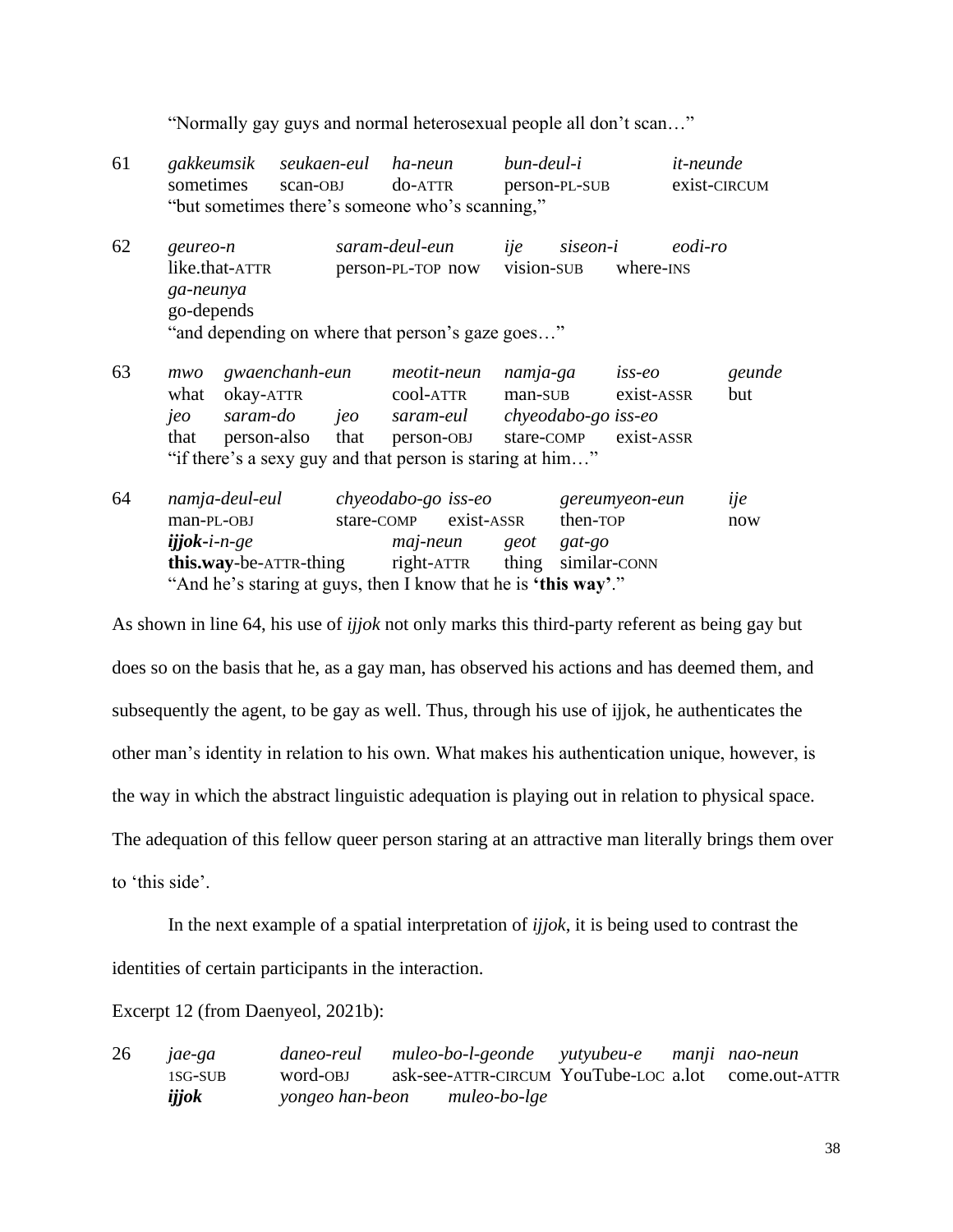"Normally gay guys and normal heterosexual people all don't scan…"

61 *gakkeumsik* *seukaen-eul* *ha-neun* *bun-deul-i* *it-neunde*
sometimes scan-OBJ do-ATTR person-PL-SUB exist-CIRCUM
"but sometimes there's someone who's scanning,"

62 *geureo-n* *saram-deul-eun* *ije* *siseon-i* *eodi-ro* *ga-neunya*
like.that-ATTR person-PL-TOP now vision-SUB where-INS go-depends
"and depending on where that person's gaze goes…"

63 *mwo* *gwaenchanh-eun* *meotit-neun* *namja-ga* *iss-eo* *geunde* *jeo* *saram-do* *jeo* *saram-eul* *chyeodabo-go* *iss-eo*
what okay-ATTR cool-ATTR man-SUB exist-ASSR but that person-also that person-OBJ stare-COMP exist-ASSR
"if there's a sexy guy and that person is staring at him…"

64 *namja-deul-eul* *chyeodabo-go* *iss-eo* *gereumyeon-eun* *ije* ***ijjok**-i-n-ge* *maj-neun* *geot* *gat-go*
man-PL-OBJ stare-COMP exist-ASSR then-TOP now **this.way**-be-ATTR-thing right-ATTR thing similar-CONN
"And he's staring at guys, then I know that he is **'this way'**."

As shown in line 64, his use of *ijjok* not only marks this third-party referent as being gay but does so on the basis that he, as a gay man, has observed his actions and has deemed them, and subsequently the agent, to be gay as well. Thus, through his use of ijjok, he authenticates the other man's identity in relation to his own. What makes his authentication unique, however, is the way in which the abstract linguistic adequation is playing out in relation to physical space. The adequation of this fellow queer person staring at an attractive man literally brings them over to 'this side'.

In the next example of a spatial interpretation of *ijjok*, it is being used to contrast the identities of certain participants in the interaction.

Excerpt 12 (from Daenyeol, 2021b):

26 *jae-ga* *daneo-reul* *muleo-bo-l-geonde* *yutyubeu-e* *manji* *nao-neun* ***ijjok*** *yongeo han-beon* *muleo-bo-lge*
1SG-SUB word-OBJ ask-see-ATTR-CIRCUM YouTube-LOC a.lot come.out-ATTR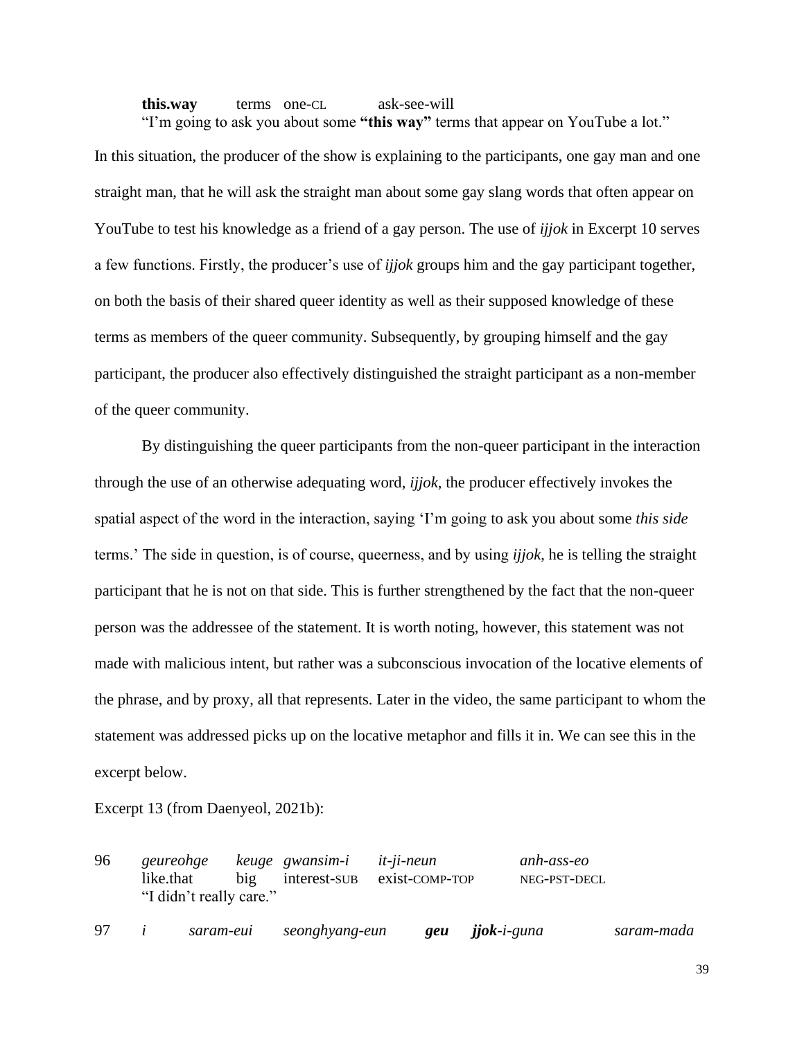**this.way** terms one-CL ask-see-will
"I'm going to ask you about some **"this way"** terms that appear on YouTube a lot."

In this situation, the producer of the show is explaining to the participants, one gay man and one straight man, that he will ask the straight man about some gay slang words that often appear on YouTube to test his knowledge as a friend of a gay person. The use of *ijjok* in Excerpt 10 serves a few functions. Firstly, the producer's use of *ijjok* groups him and the gay participant together, on both the basis of their shared queer identity as well as their supposed knowledge of these terms as members of the queer community. Subsequently, by grouping himself and the gay participant, the producer also effectively distinguished the straight participant as a non-member of the queer community.

By distinguishing the queer participants from the non-queer participant in the interaction through the use of an otherwise adequating word, *ijjok*, the producer effectively invokes the spatial aspect of the word in the interaction, saying 'I'm going to ask you about some *this side* terms.' The side in question, is of course, queerness, and by using *ijjok*, he is telling the straight participant that he is not on that side. This is further strengthened by the fact that the non-queer person was the addressee of the statement. It is worth noting, however, this statement was not made with malicious intent, but rather was a subconscious invocation of the locative elements of the phrase, and by proxy, all that represents. Later in the video, the same participant to whom the statement was addressed picks up on the locative metaphor and fills it in. We can see this in the excerpt below.

Excerpt 13 (from Daenyeol, 2021b):

96 *geureohge* *keuge* *gwansim-i* *it-ji-neun* *anh-ass-eo*
like.that big interest-SUB exist-COMP-TOP NEG-PST-DECL
"I didn't really care."

97 *i* *saram-eui* *seonghyang-eun* ***geu*** ***jjok**-i-guna* *saram-mada*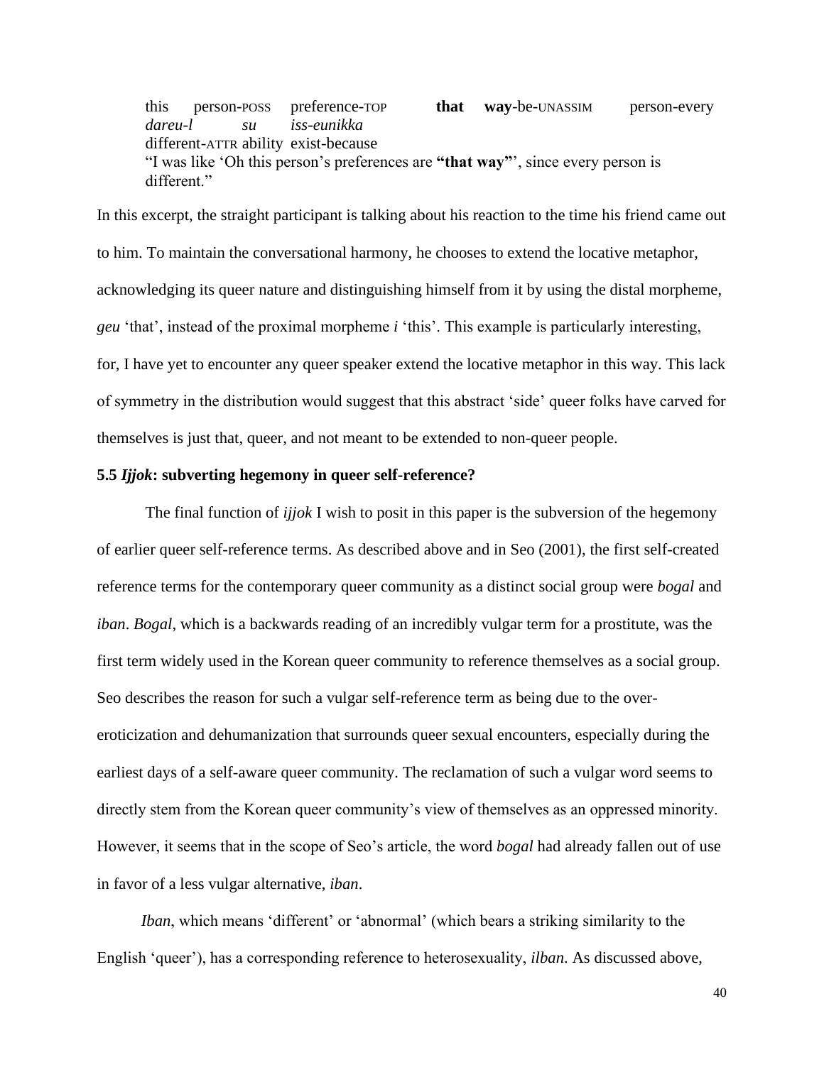this person-POSS preference-TOP **that way**-be-UNASSIM person-every
*dareu-l su iss-eunikka*
different-ATTR ability exist-because
"I was like 'Oh this person's preferences are **"that way"**', since every person is different."

In this excerpt, the straight participant is talking about his reaction to the time his friend came out to him. To maintain the conversational harmony, he chooses to extend the locative metaphor, acknowledging its queer nature and distinguishing himself from it by using the distal morpheme, *geu* 'that', instead of the proximal morpheme *i* 'this'. This example is particularly interesting, for, I have yet to encounter any queer speaker extend the locative metaphor in this way. This lack of symmetry in the distribution would suggest that this abstract 'side' queer folks have carved for themselves is just that, queer, and not meant to be extended to non-queer people.

### 5.5 *Ijjok*: subverting hegemony in queer self-reference?

The final function of *ijjok* I wish to posit in this paper is the subversion of the hegemony of earlier queer self-reference terms. As described above and in Seo (2001), the first self-created reference terms for the contemporary queer community as a distinct social group were *bogal* and *iban*. *Bogal*, which is a backwards reading of an incredibly vulgar term for a prostitute, was the first term widely used in the Korean queer community to reference themselves as a social group. Seo describes the reason for such a vulgar self-reference term as being due to the over-eroticization and dehumanization that surrounds queer sexual encounters, especially during the earliest days of a self-aware queer community. The reclamation of such a vulgar word seems to directly stem from the Korean queer community's view of themselves as an oppressed minority. However, it seems that in the scope of Seo's article, the word *bogal* had already fallen out of use in favor of a less vulgar alternative, *iban*.

*Iban*, which means 'different' or 'abnormal' (which bears a striking similarity to the English 'queer'), has a corresponding reference to heterosexuality, *ilban*. As discussed above,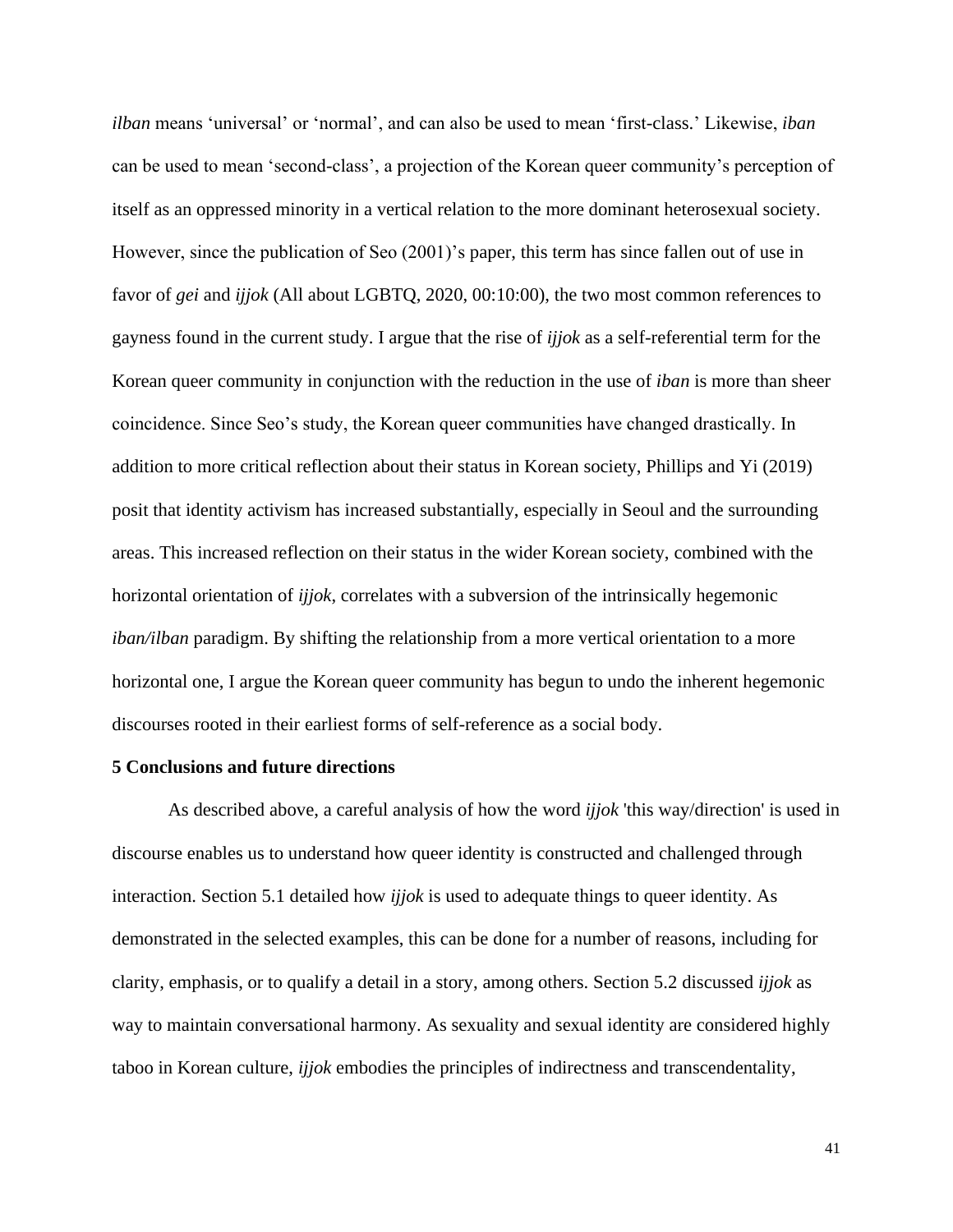*ilban* means 'universal' or 'normal', and can also be used to mean 'first-class.' Likewise, *iban* can be used to mean 'second-class', a projection of the Korean queer community's perception of itself as an oppressed minority in a vertical relation to the more dominant heterosexual society. However, since the publication of Seo (2001)'s paper, this term has since fallen out of use in favor of *gei* and *ijjok* (All about LGBTQ, 2020, 00:10:00), the two most common references to gayness found in the current study. I argue that the rise of *ijjok* as a self-referential term for the Korean queer community in conjunction with the reduction in the use of *iban* is more than sheer coincidence. Since Seo's study, the Korean queer communities have changed drastically. In addition to more critical reflection about their status in Korean society, Phillips and Yi (2019) posit that identity activism has increased substantially, especially in Seoul and the surrounding areas. This increased reflection on their status in the wider Korean society, combined with the horizontal orientation of *ijjok*, correlates with a subversion of the intrinsically hegemonic *iban/ilban* paradigm. By shifting the relationship from a more vertical orientation to a more horizontal one, I argue the Korean queer community has begun to undo the inherent hegemonic discourses rooted in their earliest forms of self-reference as a social body.

## 5 Conclusions and future directions

As described above, a careful analysis of how the word *ijjok* 'this way/direction' is used in discourse enables us to understand how queer identity is constructed and challenged through interaction. Section 5.1 detailed how *ijjok* is used to adequate things to queer identity. As demonstrated in the selected examples, this can be done for a number of reasons, including for clarity, emphasis, or to qualify a detail in a story, among others. Section 5.2 discussed *ijjok* as way to maintain conversational harmony. As sexuality and sexual identity are considered highly taboo in Korean culture, *ijjok* embodies the principles of indirectness and transcendentality,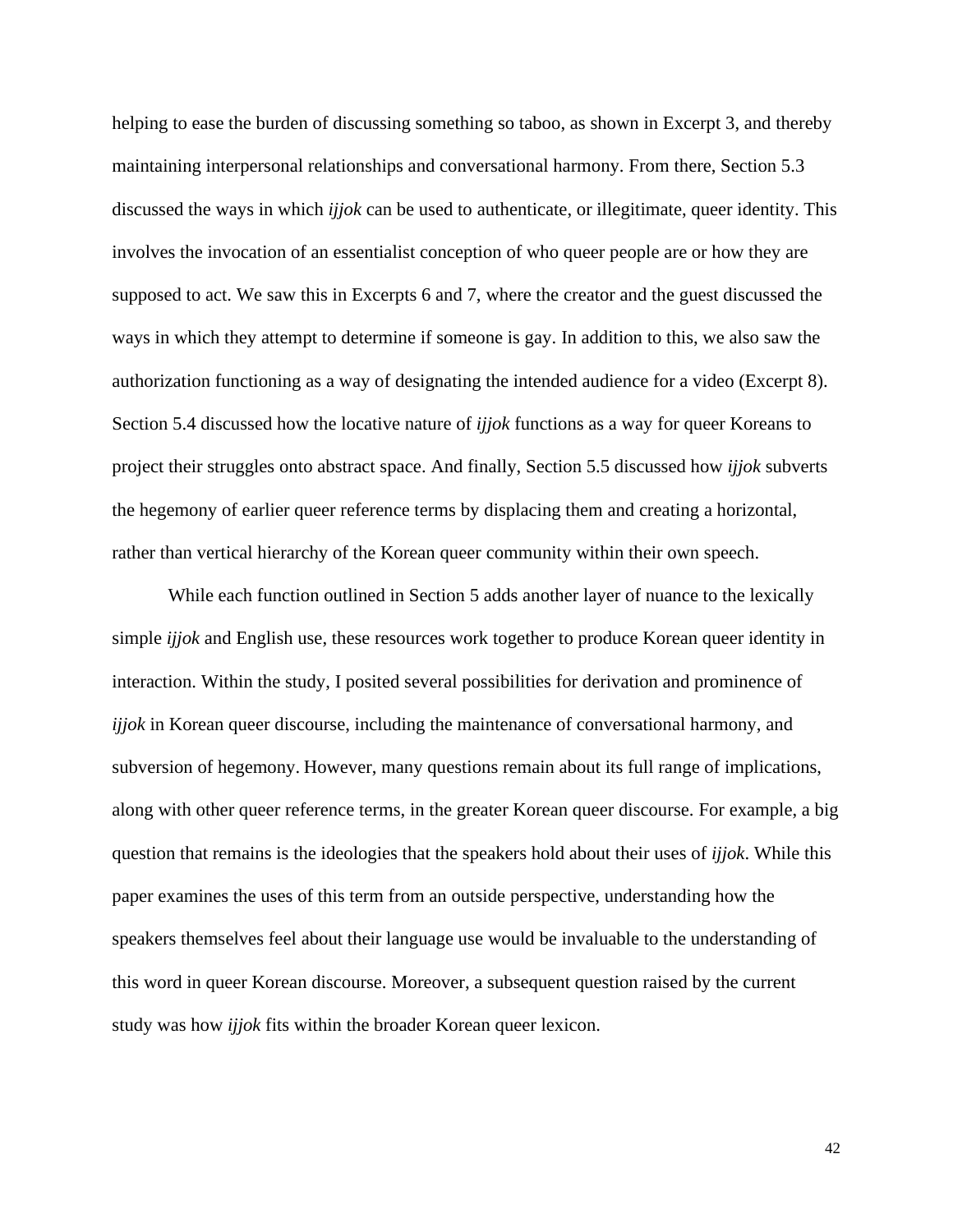helping to ease the burden of discussing something so taboo, as shown in Excerpt 3, and thereby maintaining interpersonal relationships and conversational harmony. From there, Section 5.3 discussed the ways in which *ijjok* can be used to authenticate, or illegitimate, queer identity. This involves the invocation of an essentialist conception of who queer people are or how they are supposed to act. We saw this in Excerpts 6 and 7, where the creator and the guest discussed the ways in which they attempt to determine if someone is gay. In addition to this, we also saw the authorization functioning as a way of designating the intended audience for a video (Excerpt 8). Section 5.4 discussed how the locative nature of *ijjok* functions as a way for queer Koreans to project their struggles onto abstract space. And finally, Section 5.5 discussed how *ijjok* subverts the hegemony of earlier queer reference terms by displacing them and creating a horizontal, rather than vertical hierarchy of the Korean queer community within their own speech.

While each function outlined in Section 5 adds another layer of nuance to the lexically simple *ijjok* and English use, these resources work together to produce Korean queer identity in interaction. Within the study, I posited several possibilities for derivation and prominence of *ijjok* in Korean queer discourse, including the maintenance of conversational harmony, and subversion of hegemony. However, many questions remain about its full range of implications, along with other queer reference terms, in the greater Korean queer discourse. For example, a big question that remains is the ideologies that the speakers hold about their uses of *ijjok*. While this paper examines the uses of this term from an outside perspective, understanding how the speakers themselves feel about their language use would be invaluable to the understanding of this word in queer Korean discourse. Moreover, a subsequent question raised by the current study was how *ijjok* fits within the broader Korean queer lexicon.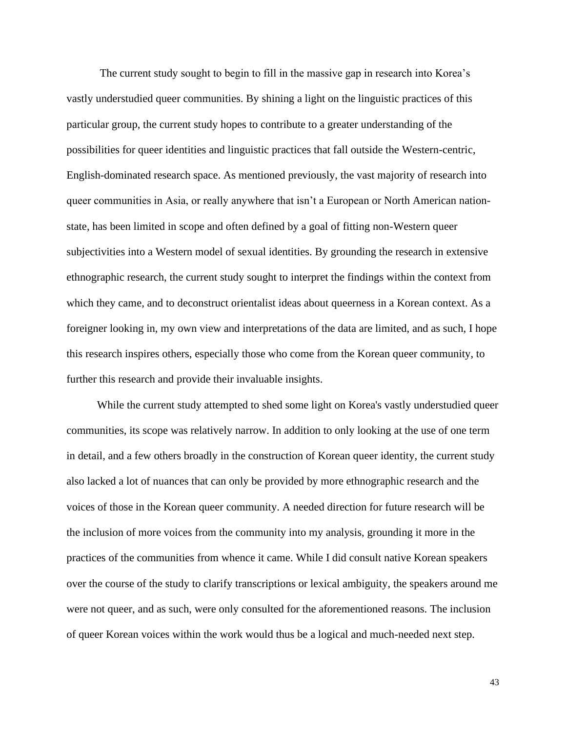The current study sought to begin to fill in the massive gap in research into Korea's vastly understudied queer communities. By shining a light on the linguistic practices of this particular group, the current study hopes to contribute to a greater understanding of the possibilities for queer identities and linguistic practices that fall outside the Western-centric, English-dominated research space. As mentioned previously, the vast majority of research into queer communities in Asia, or really anywhere that isn't a European or North American nation-state, has been limited in scope and often defined by a goal of fitting non-Western queer subjectivities into a Western model of sexual identities. By grounding the research in extensive ethnographic research, the current study sought to interpret the findings within the context from which they came, and to deconstruct orientalist ideas about queerness in a Korean context. As a foreigner looking in, my own view and interpretations of the data are limited, and as such, I hope this research inspires others, especially those who come from the Korean queer community, to further this research and provide their invaluable insights.

While the current study attempted to shed some light on Korea's vastly understudied queer communities, its scope was relatively narrow. In addition to only looking at the use of one term in detail, and a few others broadly in the construction of Korean queer identity, the current study also lacked a lot of nuances that can only be provided by more ethnographic research and the voices of those in the Korean queer community. A needed direction for future research will be the inclusion of more voices from the community into my analysis, grounding it more in the practices of the communities from whence it came. While I did consult native Korean speakers over the course of the study to clarify transcriptions or lexical ambiguity, the speakers around me were not queer, and as such, were only consulted for the aforementioned reasons. The inclusion of queer Korean voices within the work would thus be a logical and much-needed next step.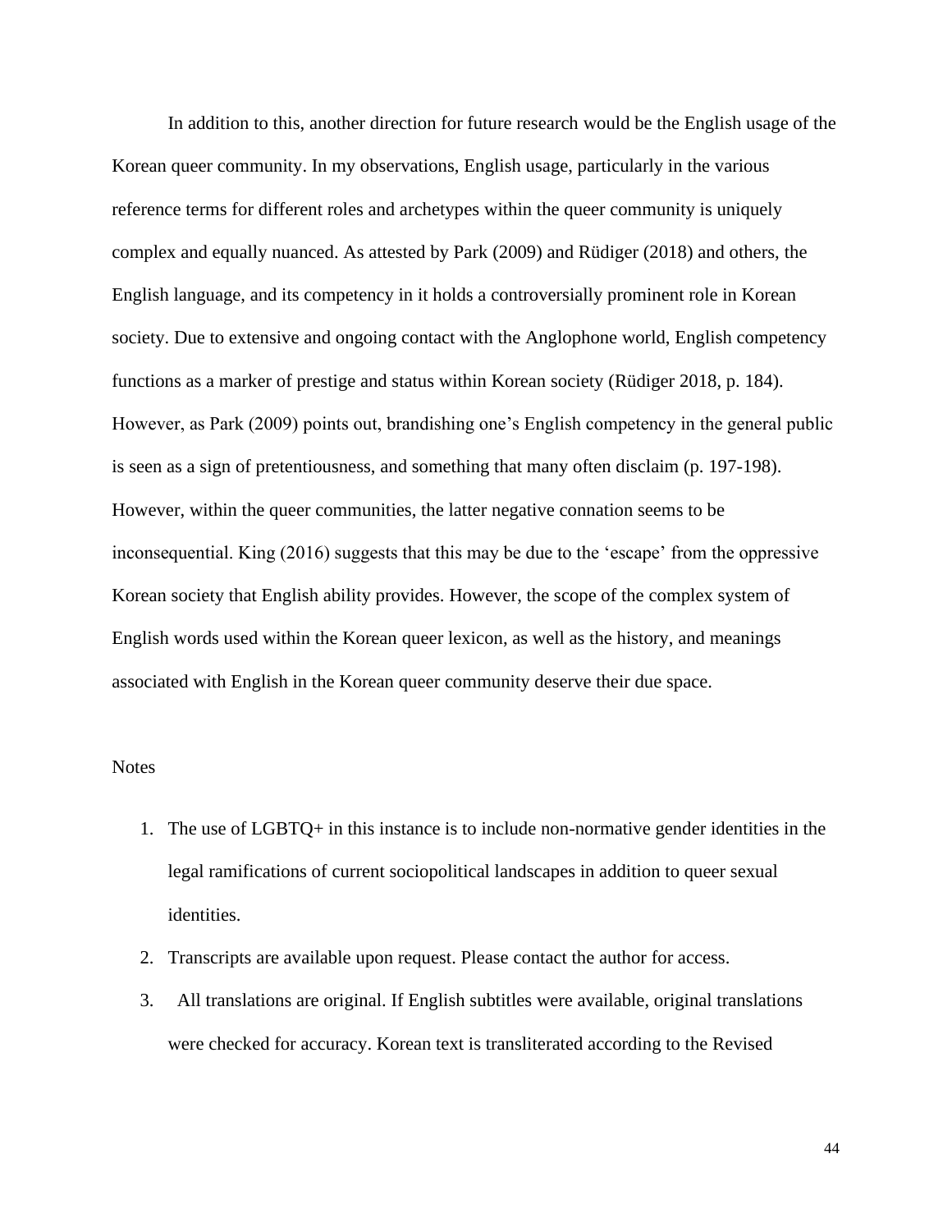In addition to this, another direction for future research would be the English usage of the Korean queer community. In my observations, English usage, particularly in the various reference terms for different roles and archetypes within the queer community is uniquely complex and equally nuanced. As attested by Park (2009) and Rüdiger (2018) and others, the English language, and its competency in it holds a controversially prominent role in Korean society. Due to extensive and ongoing contact with the Anglophone world, English competency functions as a marker of prestige and status within Korean society (Rüdiger 2018, p. 184). However, as Park (2009) points out, brandishing one's English competency in the general public is seen as a sign of pretentiousness, and something that many often disclaim (p. 197-198). However, within the queer communities, the latter negative connation seems to be inconsequential. King (2016) suggests that this may be due to the 'escape' from the oppressive Korean society that English ability provides. However, the scope of the complex system of English words used within the Korean queer lexicon, as well as the history, and meanings associated with English in the Korean queer community deserve their due space.

Notes

1. The use of LGBTQ+ in this instance is to include non-normative gender identities in the legal ramifications of current sociopolitical landscapes in addition to queer sexual identities.
2. Transcripts are available upon request. Please contact the author for access.
3. All translations are original. If English subtitles were available, original translations were checked for accuracy. Korean text is transliterated according to the Revised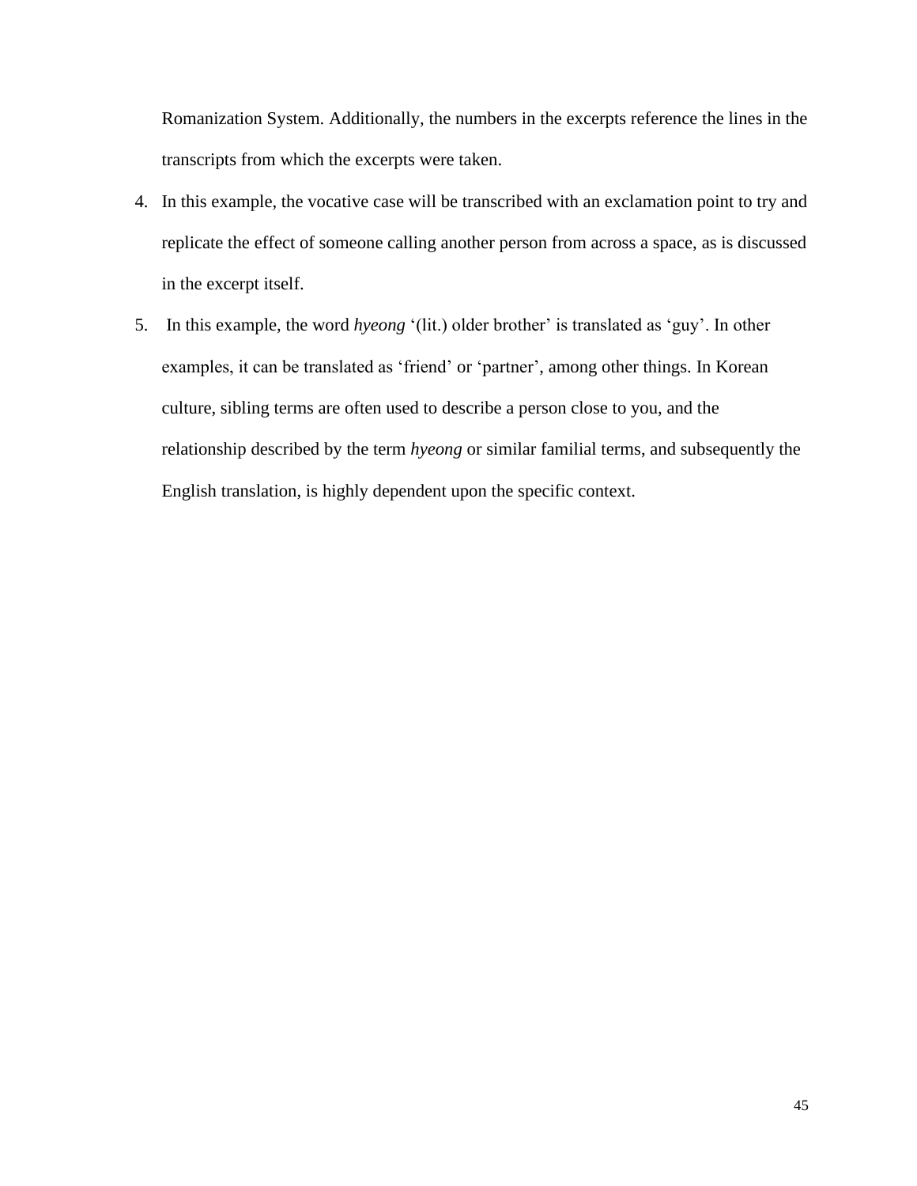Romanization System. Additionally, the numbers in the excerpts reference the lines in the transcripts from which the excerpts were taken.

4. In this example, the vocative case will be transcribed with an exclamation point to try and replicate the effect of someone calling another person from across a space, as is discussed in the excerpt itself.
5. In this example, the word *hyeong* '(lit.) older brother' is translated as 'guy'. In other examples, it can be translated as 'friend' or 'partner', among other things. In Korean culture, sibling terms are often used to describe a person close to you, and the relationship described by the term *hyeong* or similar familial terms, and subsequently the English translation, is highly dependent upon the specific context.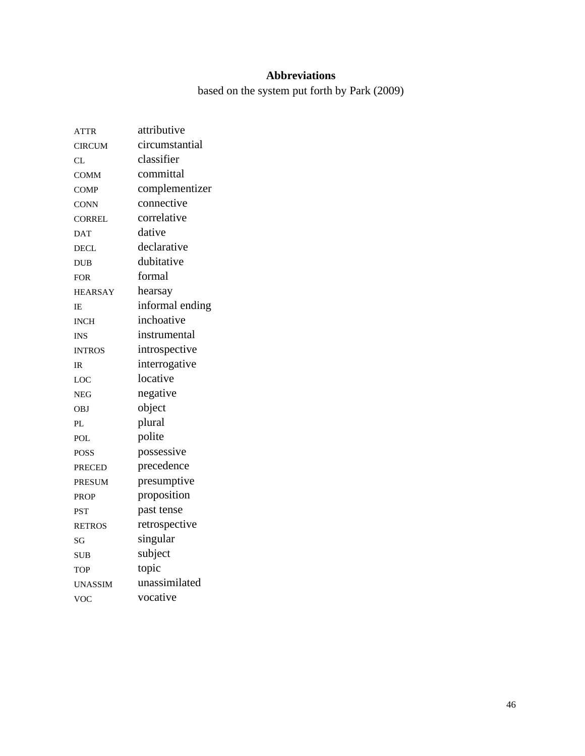## Abbreviations

based on the system put forth by Park (2009)

| | |
|---|---|
| ATTR | attributive |
| CIRCUM | circumstantial |
| CL | classifier |
| COMM | committal |
| COMP | complementizer |
| CONN | connective |
| CORREL | correlative |
| DAT | dative |
| DECL | declarative |
| DUB | dubitative |
| FOR | formal |
| HEARSAY | hearsay |
| IE | informal ending |
| INCH | inchoative |
| INS | instrumental |
| INTROS | introspective |
| IR | interrogative |
| LOC | locative |
| NEG | negative |
| OBJ | object |
| PL | plural |
| POL | polite |
| POSS | possessive |
| PRECED | precedence |
| PRESUM | presumptive |
| PROP | proposition |
| PST | past tense |
| RETROS | retrospective |
| SG | singular |
| SUB | subject |
| TOP | topic |
| UNASSIM | unassimilated |
| VOC | vocative |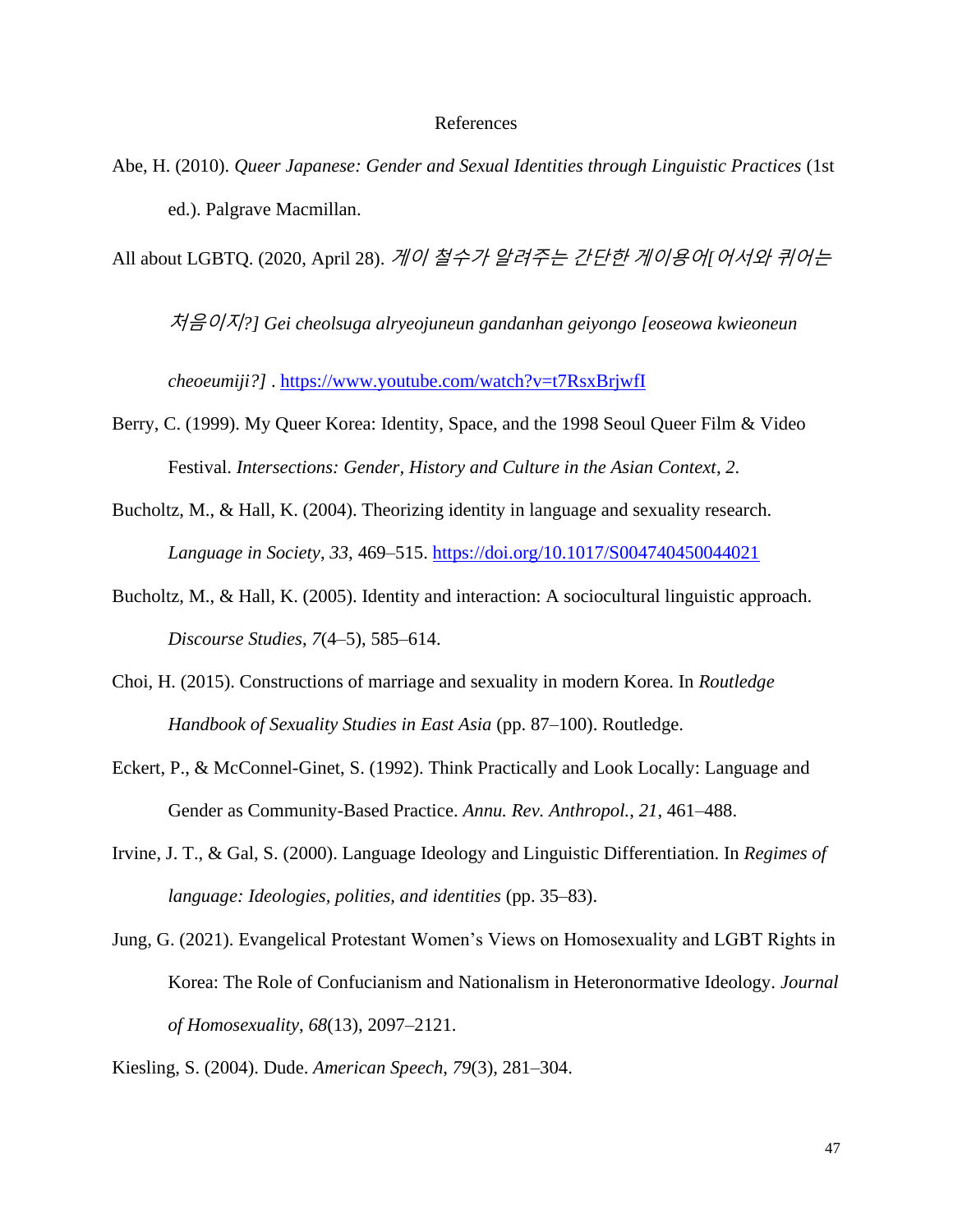# References

Abe, H. (2010). *Queer Japanese: Gender and Sexual Identities through Linguistic Practices* (1st ed.). Palgrave Macmillan.

All about LGBTQ. (2020, April 28). *게이 철수가 알려주는 간단한 게이용어[어서와 퀴어는 처음이지?] Gei cheolsuga alryeojuneun gandanhan geiyongo [eoseowa kwieoneun cheoeumiji?]* . https://www.youtube.com/watch?v=t7RsxBrjwfI

Berry, C. (1999). My Queer Korea: Identity, Space, and the 1998 Seoul Queer Film & Video Festival. *Intersections: Gender, History and Culture in the Asian Context*, *2*.

Bucholtz, M., & Hall, K. (2004). Theorizing identity in language and sexuality research. *Language in Society*, *33*, 469–515. https://doi.org/10.1017/S0047404504044021

Bucholtz, M., & Hall, K. (2005). Identity and interaction: A sociocultural linguistic approach. *Discourse Studies*, *7*(4–5), 585–614.

Choi, H. (2015). Constructions of marriage and sexuality in modern Korea. In *Routledge Handbook of Sexuality Studies in East Asia* (pp. 87–100). Routledge.

Eckert, P., & McConnel-Ginet, S. (1992). Think Practically and Look Locally: Language and Gender as Community-Based Practice. *Annu. Rev. Anthropol.*, *21*, 461–488.

Irvine, J. T., & Gal, S. (2000). Language Ideology and Linguistic Differentiation. In *Regimes of language: Ideologies, polities, and identities* (pp. 35–83).

Jung, G. (2021). Evangelical Protestant Women's Views on Homosexuality and LGBT Rights in Korea: The Role of Confucianism and Nationalism in Heteronormative Ideology. *Journal of Homosexuality*, *68*(13), 2097–2121.

Kiesling, S. (2004). Dude. *American Speech*, *79*(3), 281–304.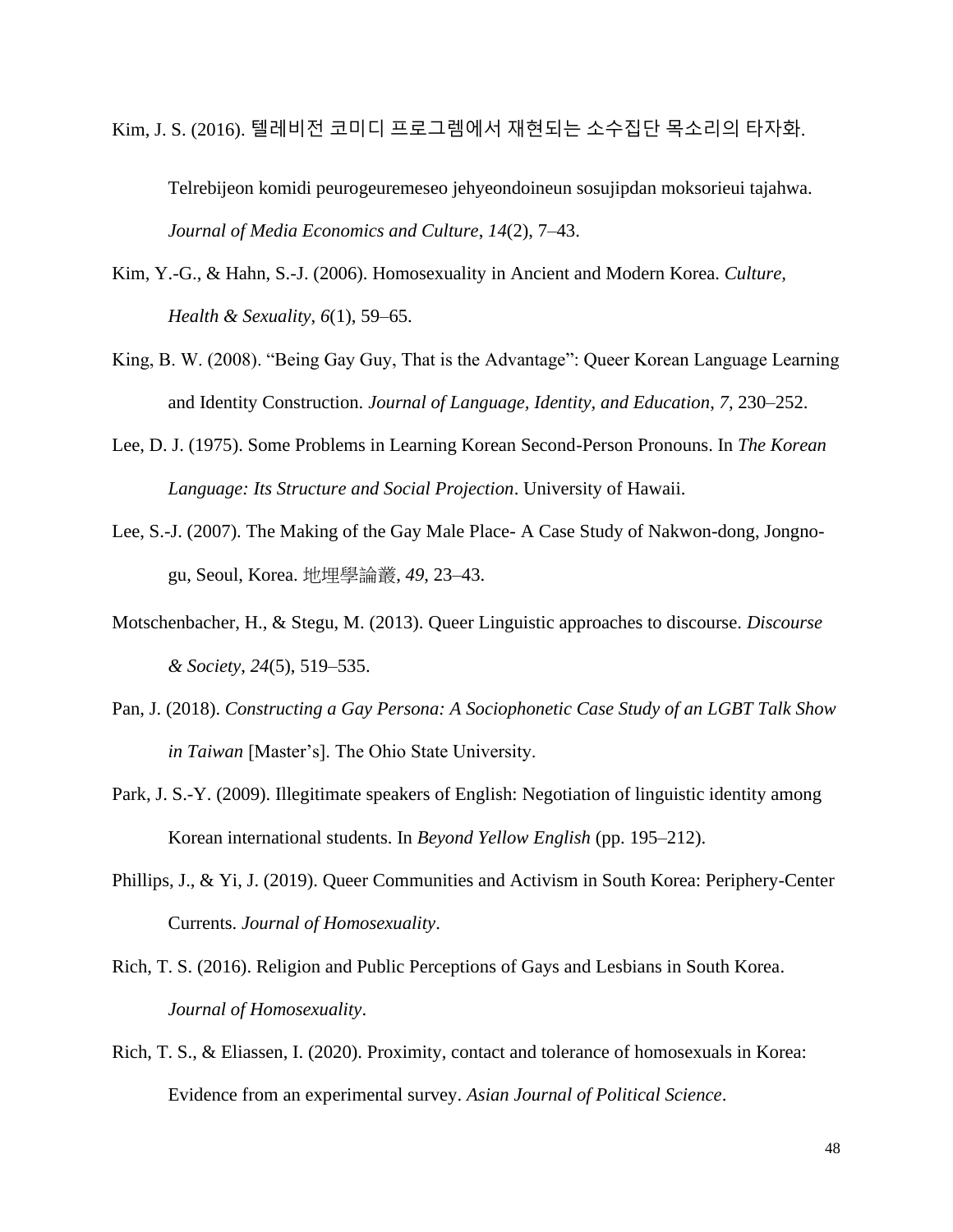Kim, J. S. (2016). 텔레비전 코미디 프로그렘에서 재현되는 소수집단 목소리의 타자화. Telrebijeon komidi peurogeuremeseo jehyeondoineun sosujipdan moksorieui tajahwa. *Journal of Media Economics and Culture*, *14*(2), 7–43.

Kim, Y.-G., & Hahn, S.-J. (2006). Homosexuality in Ancient and Modern Korea. *Culture, Health & Sexuality*, *6*(1), 59–65.

King, B. W. (2008). "Being Gay Guy, That is the Advantage": Queer Korean Language Learning and Identity Construction. *Journal of Language, Identity, and Education*, *7*, 230–252.

Lee, D. J. (1975). Some Problems in Learning Korean Second-Person Pronouns. In *The Korean Language: Its Structure and Social Projection*. University of Hawaii.

Lee, S.-J. (2007). The Making of the Gay Male Place- A Case Study of Nakwon-dong, Jongno-gu, Seoul, Korea. 地理學論叢, *49*, 23–43.

Motschenbacher, H., & Stegu, M. (2013). Queer Linguistic approaches to discourse. *Discourse & Society*, *24*(5), 519–535.

Pan, J. (2018). *Constructing a Gay Persona: A Sociophonetic Case Study of an LGBT Talk Show in Taiwan* [Master's]. The Ohio State University.

Park, J. S.-Y. (2009). Illegitimate speakers of English: Negotiation of linguistic identity among Korean international students. In *Beyond Yellow English* (pp. 195–212).

Phillips, J., & Yi, J. (2019). Queer Communities and Activism in South Korea: Periphery-Center Currents. *Journal of Homosexuality*.

Rich, T. S. (2016). Religion and Public Perceptions of Gays and Lesbians in South Korea. *Journal of Homosexuality*.

Rich, T. S., & Eliassen, I. (2020). Proximity, contact and tolerance of homosexuals in Korea: Evidence from an experimental survey. *Asian Journal of Political Science*.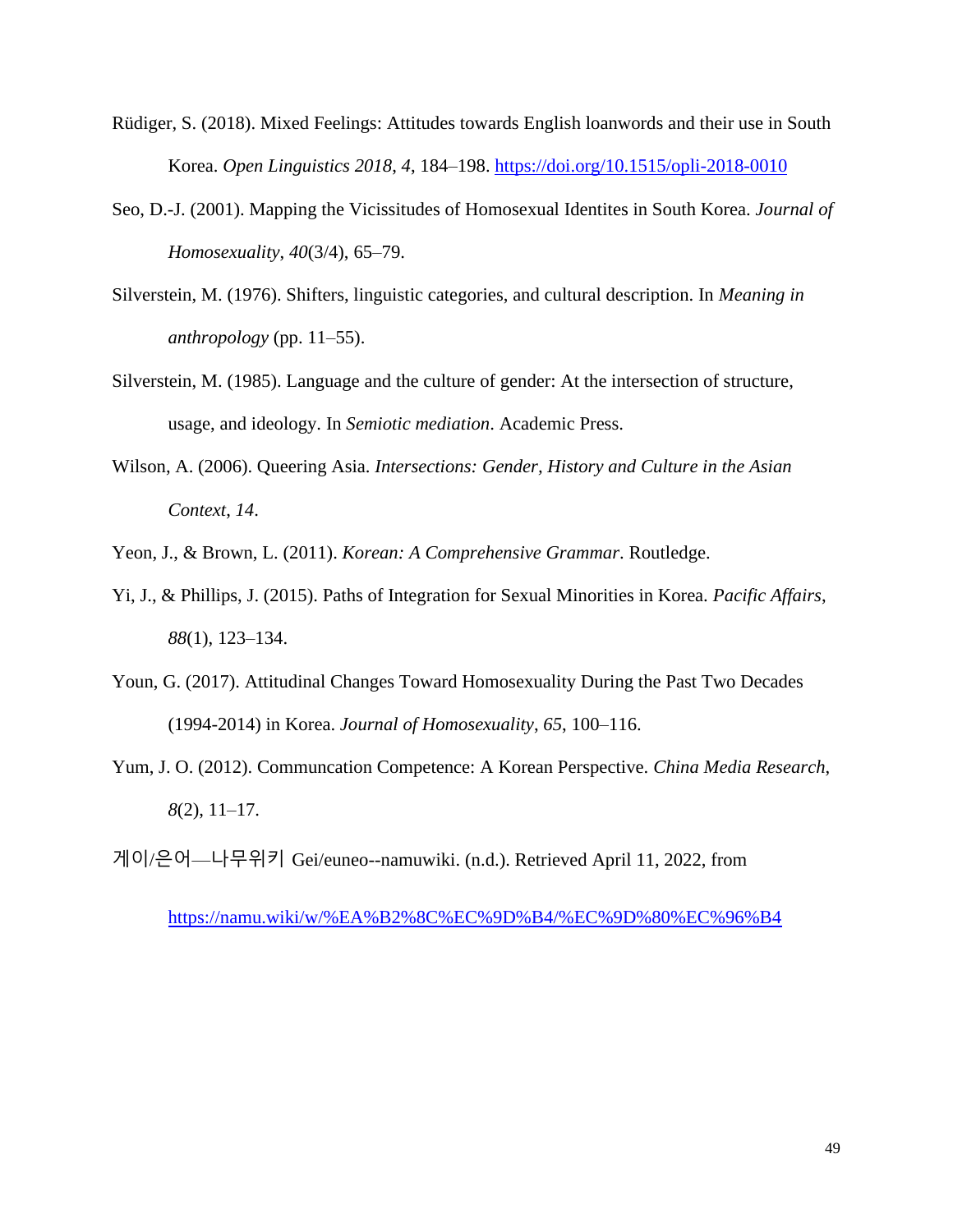Rüdiger, S. (2018). Mixed Feelings: Attitudes towards English loanwords and their use in South Korea. *Open Linguistics 2018*, *4*, 184–198. https://doi.org/10.1515/opli-2018-0010

Seo, D.-J. (2001). Mapping the Vicissitudes of Homosexual Identites in South Korea. *Journal of Homosexuality*, *40*(3/4), 65–79.

Silverstein, M. (1976). Shifters, linguistic categories, and cultural description. In *Meaning in anthropology* (pp. 11–55).

Silverstein, M. (1985). Language and the culture of gender: At the intersection of structure, usage, and ideology. In *Semiotic mediation*. Academic Press.

Wilson, A. (2006). Queering Asia. *Intersections: Gender, History and Culture in the Asian Context*, *14*.

Yeon, J., & Brown, L. (2011). *Korean: A Comprehensive Grammar*. Routledge.

Yi, J., & Phillips, J. (2015). Paths of Integration for Sexual Minorities in Korea. *Pacific Affairs*, *88*(1), 123–134.

Youn, G. (2017). Attitudinal Changes Toward Homosexuality During the Past Two Decades (1994-2014) in Korea. *Journal of Homosexuality*, *65*, 100–116.

Yum, J. O. (2012). Communcation Competence: A Korean Perspective. *China Media Research*, *8*(2), 11–17.

게이/은어—나무위키 Gei/euneo--namuwiki. (n.d.). Retrieved April 11, 2022, from https://namu.wiki/w/%EA%B2%8C%EC%9D%B4/%EC%9D%80%EC%96%B4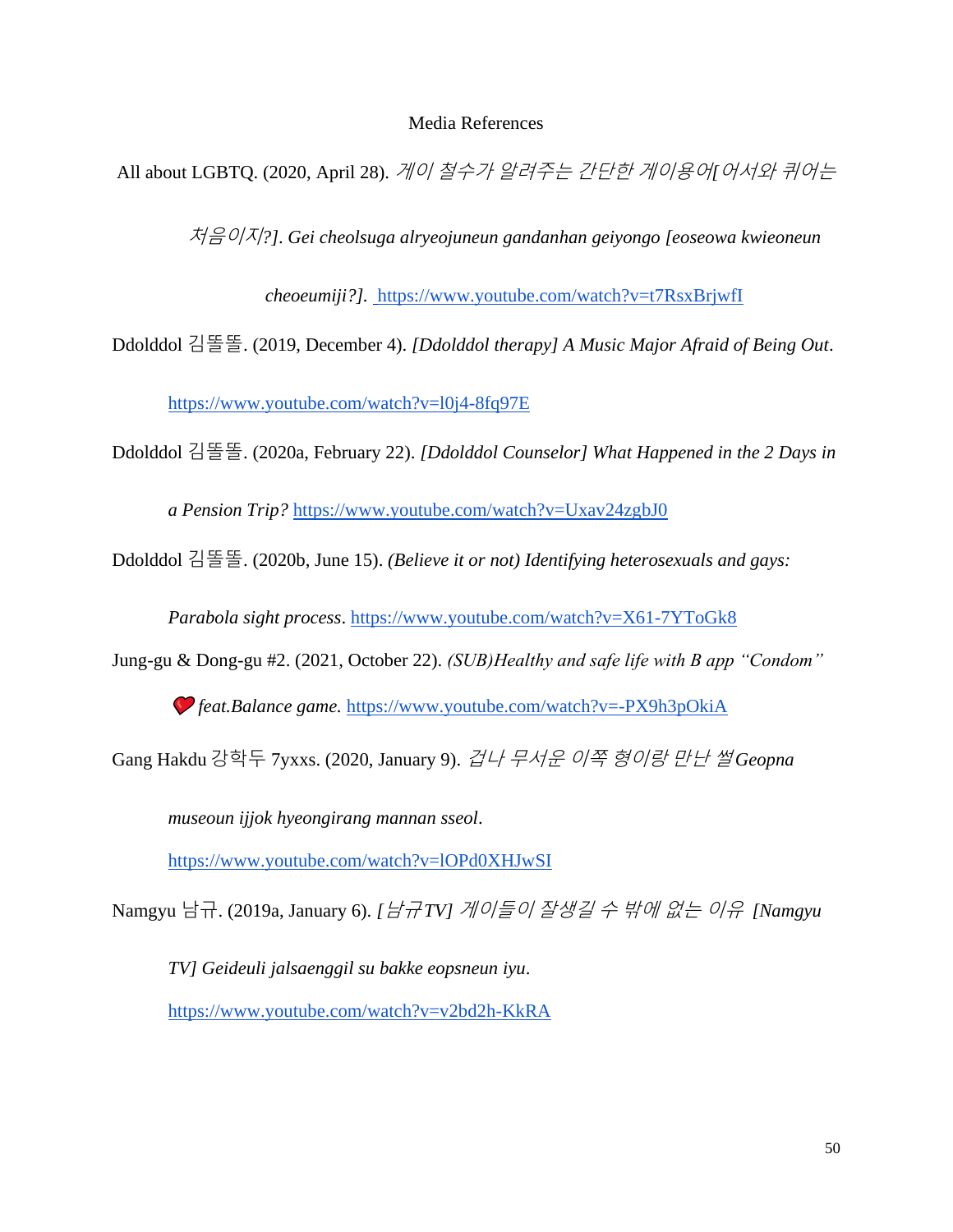# Media References

All about LGBTQ. (2020, April 28). *게이 철수가 알려주는 간단한 게이용어[어서와 퀴어는 처음이지?]. Gei cheolsuga alryeojuneun gandanhan geiyongo [eoseowa kwieoneun cheoeumiji?].* https://www.youtube.com/watch?v=t7RsxBrjwfI

Ddolddol 김똘똘. (2019, December 4). *[Ddolddol therapy] A Music Major Afraid of Being Out*. https://www.youtube.com/watch?v=l0j4-8fq97E

Ddolddol 김똘똘. (2020a, February 22). *[Ddolddol Counselor] What Happened in the 2 Days in a Pension Trip?* https://www.youtube.com/watch?v=Uxav24zgbJ0

Ddolddol 김똘똘. (2020b, June 15). *(Believe it or not) Identifying heterosexuals and gays: Parabola sight process*. https://www.youtube.com/watch?v=X61-7YToGk8

Jung-gu & Dong-gu #2. (2021, October 22). *(SUB)Healthy and safe life with B app "Condom" ❤ feat.Balance game.* https://www.youtube.com/watch?v=-PX9h3pOkiA

Gang Hakdu 강학두 7yxxs. (2020, January 9). *겁나 무서운 이쪽 형이랑 만난 썰Geopna museoun ijjok hyeongirang mannan sseol*. https://www.youtube.com/watch?v=lOPd0XHJwSI

Namgyu 남규. (2019a, January 6). *[남규TV] 게이들이 잘생길 수 밖에 없는 이유 [Namgyu TV] Geideuli jalsaenggil su bakke eopsneun iyu*. https://www.youtube.com/watch?v=v2bd2h-KkRA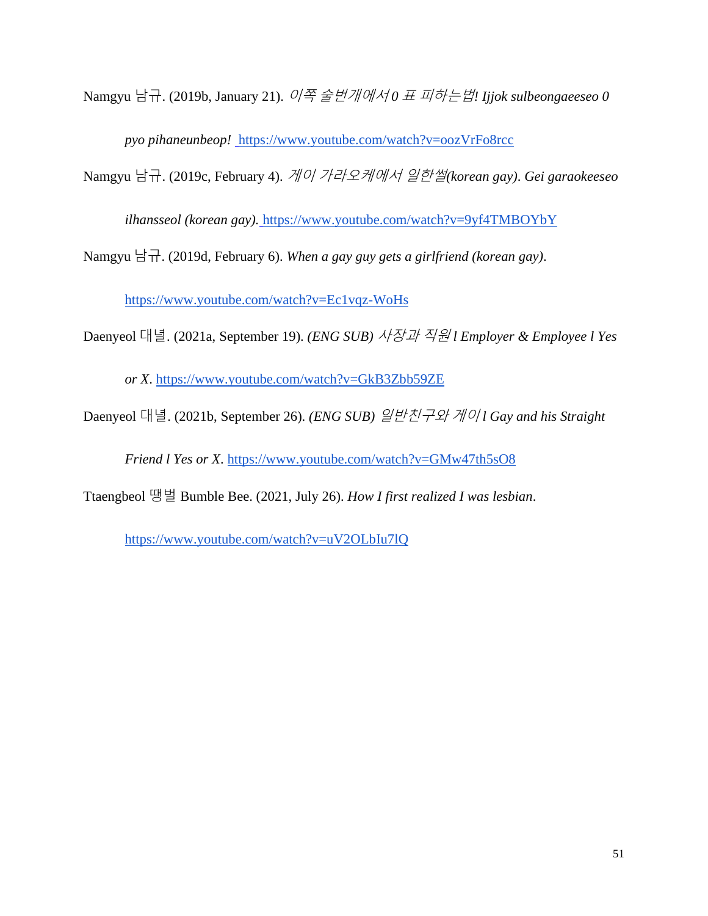Namgyu 남규. (2019b, January 21). *이쪽 술번개에서 0 표 피하는법! Ijjok sulbeongaeeseo 0 pyo pihaneunbeop!* https://www.youtube.com/watch?v=oozVrFo8rcc

Namgyu 남규. (2019c, February 4). *게이 가라오케에서 일한썰(korean gay). Gei garaokeeseo ilhansseol (korean gay).* https://www.youtube.com/watch?v=9yf4TMBOYbY

Namgyu 남규. (2019d, February 6). *When a gay guy gets a girlfriend (korean gay).* https://www.youtube.com/watch?v=Ec1vqz-WoHs

Daenyeol 대녈. (2021a, September 19). *(ENG SUB) 사장과 직원 l Employer & Employee l Yes or X*. https://www.youtube.com/watch?v=GkB3Zbb59ZE

Daenyeol 대녈. (2021b, September 26). *(ENG SUB) 일반친구와 게이 l Gay and his Straight Friend l Yes or X*. https://www.youtube.com/watch?v=GMw47th5sO8

Ttaengbeol 땡벌 Bumble Bee. (2021, July 26). *How I first realized I was lesbian*. https://www.youtube.com/watch?v=uV2OLbIu7lQ